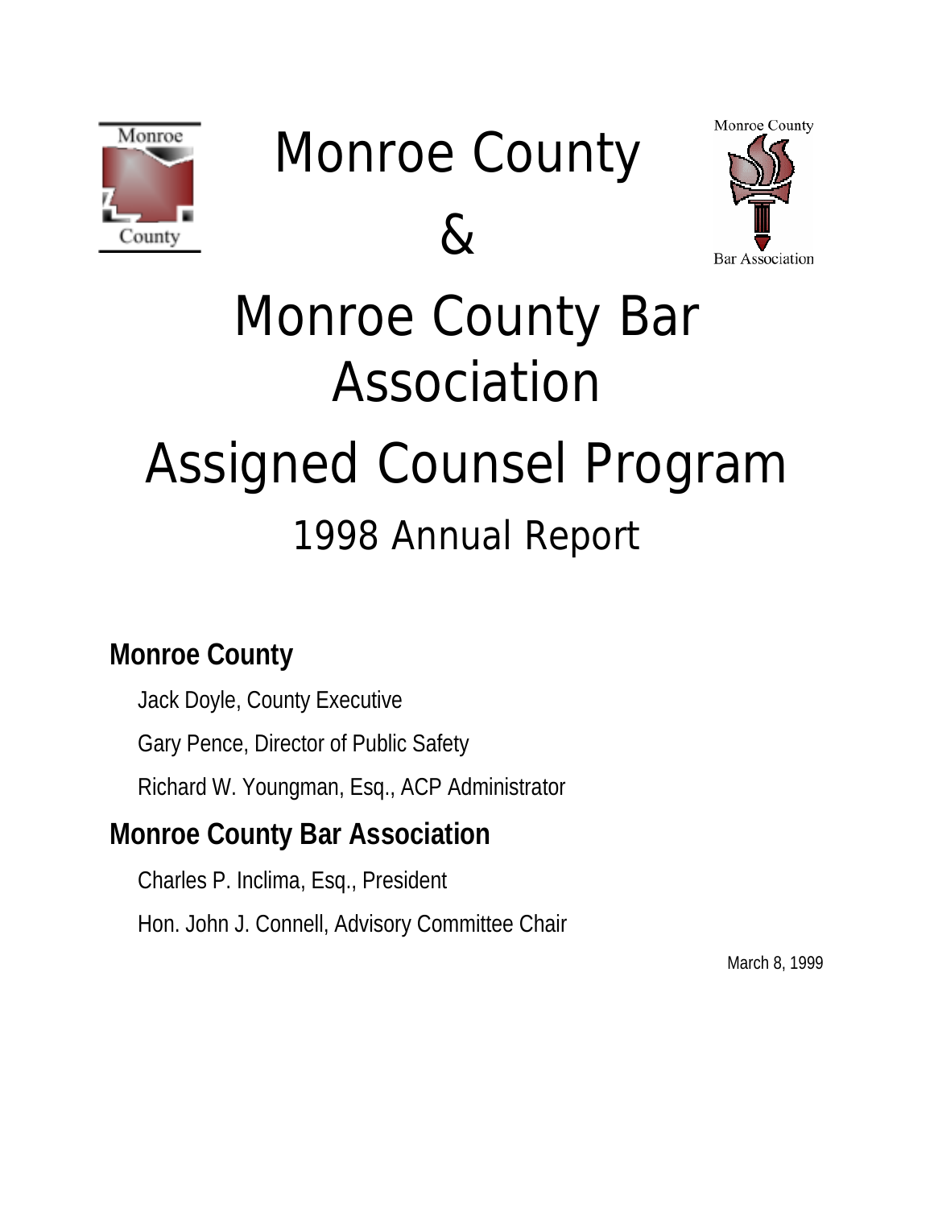# Monroe County & Monroe County Bar Association

# Assigned Counsel Program

## 1998 Annual Report

### Monroe County

Jack Doyle, County Executive

Gary Pence, Director of Public Safety

Richard W. Youngman, Esq., ACP Administrator

### Monroe County Bar Association

Charles P. Inclima, Esq., President

Hon. John J. Connell, Advisory Committee Chair

March 8, 1999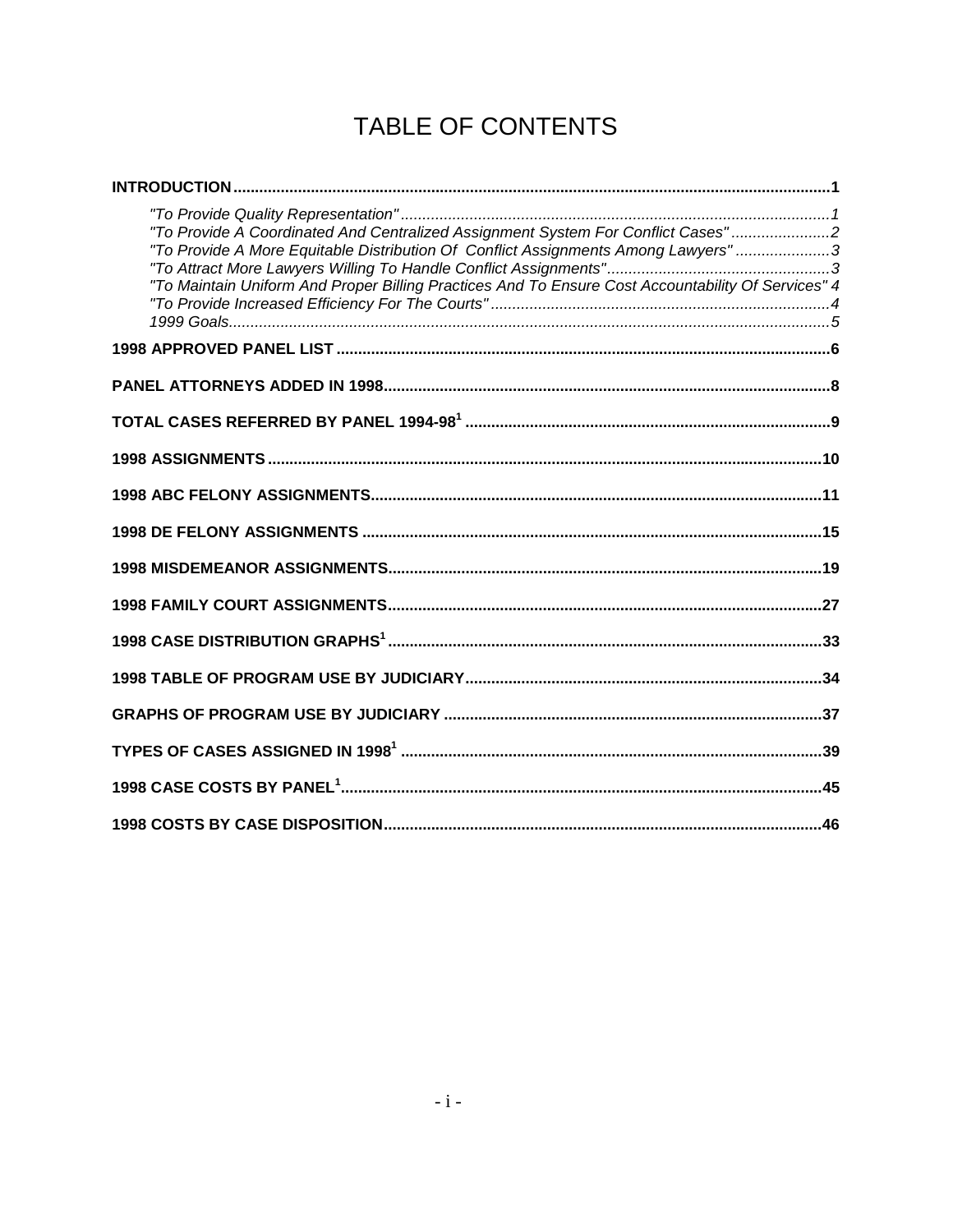# TABLE OF CONTENTS

**INTRODUCTION** .......... **1**

- *"To Provide Quality Representation"* .......... *1*
- *"To Provide A Coordinated And Centralized Assignment System For Conflict Cases"* .......... *2*
- *"To Provide A More Equitable Distribution Of Conflict Assignments Among Lawyers"* .......... *3*
- *"To Attract More Lawyers Willing To Handle Conflict Assignments"* .......... *3*
- *"To Maintain Uniform And Proper Billing Practices And To Ensure Cost Accountability Of Services"* *4*
- *"To Provide Increased Efficiency For The Courts"* .......... *4*
- *1999 Goals* .......... *5*

**1998 APPROVED PANEL LIST** .......... **6**

**PANEL ATTORNEYS ADDED IN 1998** .......... **8**

**TOTAL CASES REFERRED BY PANEL 1994-98[1]** .......... **9**

**1998 ASSIGNMENTS** .......... **10**

**1998 ABC FELONY ASSIGNMENTS** .......... **11**

**1998 DE FELONY ASSIGNMENTS** .......... **15**

**1998 MISDEMEANOR ASSIGNMENTS** .......... **19**

**1998 FAMILY COURT ASSIGNMENTS** .......... **27**

**1998 CASE DISTRIBUTION GRAPHS[1]** .......... **33**

**1998 TABLE OF PROGRAM USE BY JUDICIARY** .......... **34**

**GRAPHS OF PROGRAM USE BY JUDICIARY** .......... **37**

**TYPES OF CASES ASSIGNED IN 1998[1]** .......... **39**

**1998 CASE COSTS BY PANEL[1]** .......... **45**

**1998 COSTS BY CASE DISPOSITION** .......... **46**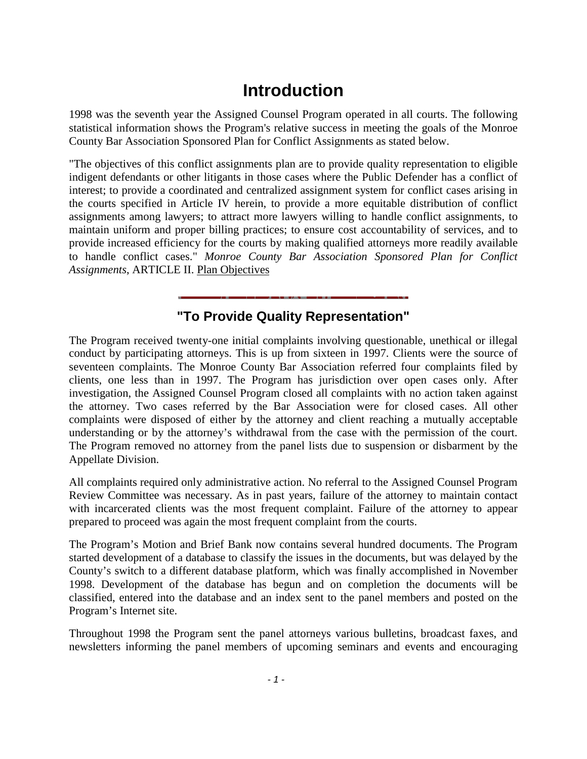# Introduction

1998 was the seventh year the Assigned Counsel Program operated in all courts. The following statistical information shows the Program's relative success in meeting the goals of the Monroe County Bar Association Sponsored Plan for Conflict Assignments as stated below.

"The objectives of this conflict assignments plan are to provide quality representation to eligible indigent defendants or other litigants in those cases where the Public Defender has a conflict of interest; to provide a coordinated and centralized assignment system for conflict cases arising in the courts specified in Article IV herein, to provide a more equitable distribution of conflict assignments among lawyers; to attract more lawyers willing to handle conflict assignments, to maintain uniform and proper billing practices; to ensure cost accountability of services, and to provide increased efficiency for the courts by making qualified attorneys more readily available to handle conflict cases." *Monroe County Bar Association Sponsored Plan for Conflict Assignments*, ARTICLE II. Plan Objectives

## "To Provide Quality Representation"

The Program received twenty-one initial complaints involving questionable, unethical or illegal conduct by participating attorneys. This is up from sixteen in 1997. Clients were the source of seventeen complaints. The Monroe County Bar Association referred four complaints filed by clients, one less than in 1997. The Program has jurisdiction over open cases only. After investigation, the Assigned Counsel Program closed all complaints with no action taken against the attorney. Two cases referred by the Bar Association were for closed cases. All other complaints were disposed of either by the attorney and client reaching a mutually acceptable understanding or by the attorney's withdrawal from the case with the permission of the court. The Program removed no attorney from the panel lists due to suspension or disbarment by the Appellate Division.

All complaints required only administrative action. No referral to the Assigned Counsel Program Review Committee was necessary. As in past years, failure of the attorney to maintain contact with incarcerated clients was the most frequent complaint. Failure of the attorney to appear prepared to proceed was again the most frequent complaint from the courts.

The Program's Motion and Brief Bank now contains several hundred documents. The Program started development of a database to classify the issues in the documents, but was delayed by the County's switch to a different database platform, which was finally accomplished in November 1998. Development of the database has begun and on completion the documents will be classified, entered into the database and an index sent to the panel members and posted on the Program's Internet site.

Throughout 1998 the Program sent the panel attorneys various bulletins, broadcast faxes, and newsletters informing the panel members of upcoming seminars and events and encouraging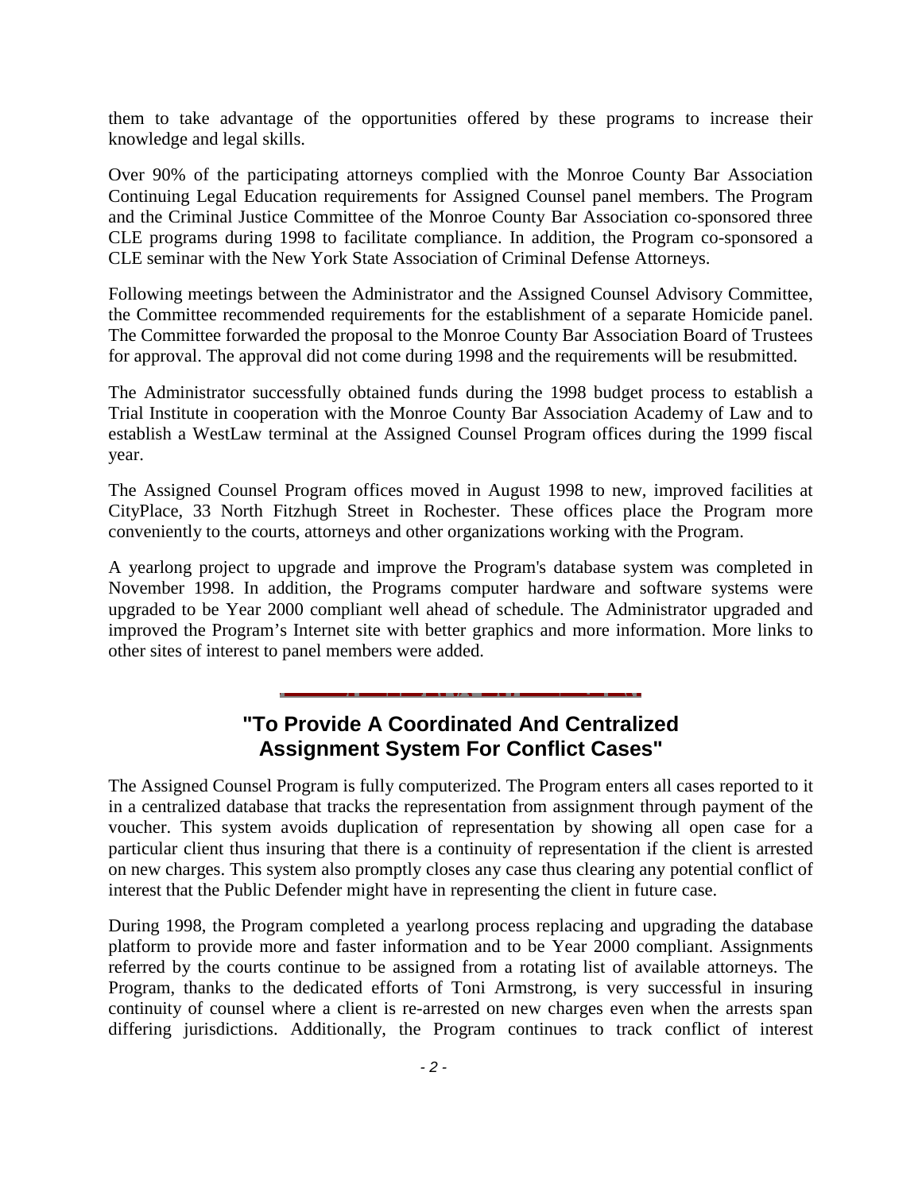them to take advantage of the opportunities offered by these programs to increase their knowledge and legal skills.

Over 90% of the participating attorneys complied with the Monroe County Bar Association Continuing Legal Education requirements for Assigned Counsel panel members. The Program and the Criminal Justice Committee of the Monroe County Bar Association co-sponsored three CLE programs during 1998 to facilitate compliance. In addition, the Program co-sponsored a CLE seminar with the New York State Association of Criminal Defense Attorneys.

Following meetings between the Administrator and the Assigned Counsel Advisory Committee, the Committee recommended requirements for the establishment of a separate Homicide panel. The Committee forwarded the proposal to the Monroe County Bar Association Board of Trustees for approval. The approval did not come during 1998 and the requirements will be resubmitted.

The Administrator successfully obtained funds during the 1998 budget process to establish a Trial Institute in cooperation with the Monroe County Bar Association Academy of Law and to establish a WestLaw terminal at the Assigned Counsel Program offices during the 1999 fiscal year.

The Assigned Counsel Program offices moved in August 1998 to new, improved facilities at CityPlace, 33 North Fitzhugh Street in Rochester. These offices place the Program more conveniently to the courts, attorneys and other organizations working with the Program.

A yearlong project to upgrade and improve the Program's database system was completed in November 1998. In addition, the Programs computer hardware and software systems were upgraded to be Year 2000 compliant well ahead of schedule. The Administrator upgraded and improved the Program's Internet site with better graphics and more information. More links to other sites of interest to panel members were added.

## "To Provide A Coordinated And Centralized Assignment System For Conflict Cases"

The Assigned Counsel Program is fully computerized. The Program enters all cases reported to it in a centralized database that tracks the representation from assignment through payment of the voucher. This system avoids duplication of representation by showing all open case for a particular client thus insuring that there is a continuity of representation if the client is arrested on new charges. This system also promptly closes any case thus clearing any potential conflict of interest that the Public Defender might have in representing the client in future case.

During 1998, the Program completed a yearlong process replacing and upgrading the database platform to provide more and faster information and to be Year 2000 compliant. Assignments referred by the courts continue to be assigned from a rotating list of available attorneys. The Program, thanks to the dedicated efforts of Toni Armstrong, is very successful in insuring continuity of counsel where a client is re-arrested on new charges even when the arrests span differing jurisdictions. Additionally, the Program continues to track conflict of interest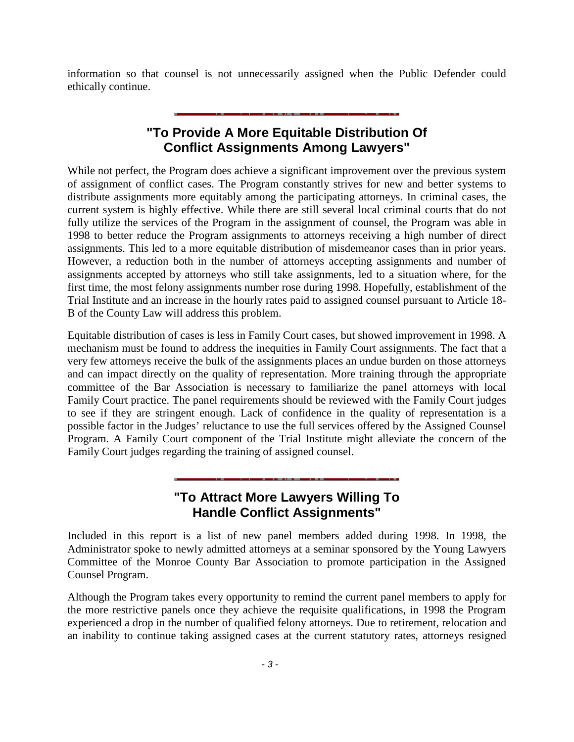information so that counsel is not unnecessarily assigned when the Public Defender could ethically continue.

## "To Provide A More Equitable Distribution Of Conflict Assignments Among Lawyers"

While not perfect, the Program does achieve a significant improvement over the previous system of assignment of conflict cases. The Program constantly strives for new and better systems to distribute assignments more equitably among the participating attorneys. In criminal cases, the current system is highly effective. While there are still several local criminal courts that do not fully utilize the services of the Program in the assignment of counsel, the Program was able in 1998 to better reduce the Program assignments to attorneys receiving a high number of direct assignments. This led to a more equitable distribution of misdemeanor cases than in prior years. However, a reduction both in the number of attorneys accepting assignments and number of assignments accepted by attorneys who still take assignments, led to a situation where, for the first time, the most felony assignments number rose during 1998. Hopefully, establishment of the Trial Institute and an increase in the hourly rates paid to assigned counsel pursuant to Article 18-B of the County Law will address this problem.

Equitable distribution of cases is less in Family Court cases, but showed improvement in 1998. A mechanism must be found to address the inequities in Family Court assignments. The fact that a very few attorneys receive the bulk of the assignments places an undue burden on those attorneys and can impact directly on the quality of representation. More training through the appropriate committee of the Bar Association is necessary to familiarize the panel attorneys with local Family Court practice. The panel requirements should be reviewed with the Family Court judges to see if they are stringent enough. Lack of confidence in the quality of representation is a possible factor in the Judges' reluctance to use the full services offered by the Assigned Counsel Program. A Family Court component of the Trial Institute might alleviate the concern of the Family Court judges regarding the training of assigned counsel.

## "To Attract More Lawyers Willing To Handle Conflict Assignments"

Included in this report is a list of new panel members added during 1998. In 1998, the Administrator spoke to newly admitted attorneys at a seminar sponsored by the Young Lawyers Committee of the Monroe County Bar Association to promote participation in the Assigned Counsel Program.

Although the Program takes every opportunity to remind the current panel members to apply for the more restrictive panels once they achieve the requisite qualifications, in 1998 the Program experienced a drop in the number of qualified felony attorneys. Due to retirement, relocation and an inability to continue taking assigned cases at the current statutory rates, attorneys resigned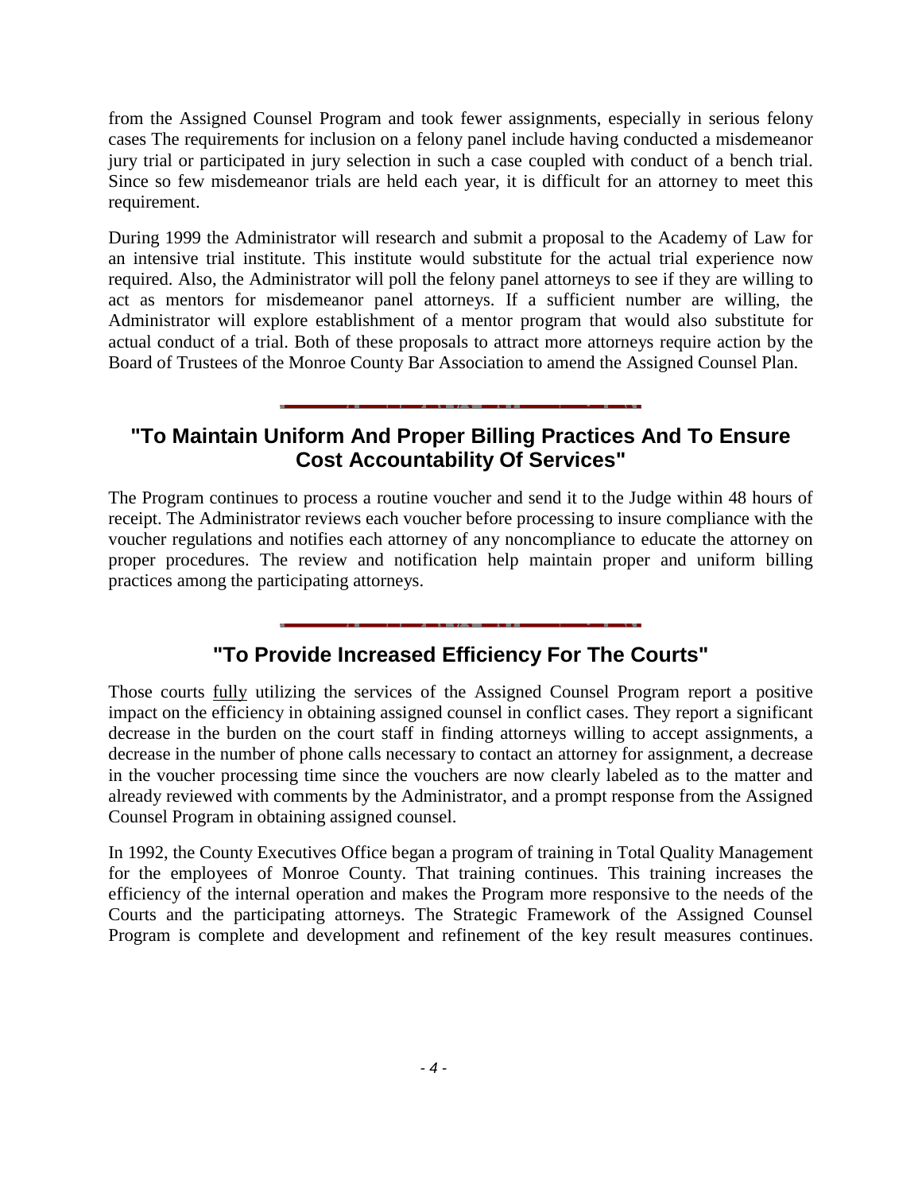from the Assigned Counsel Program and took fewer assignments, especially in serious felony cases The requirements for inclusion on a felony panel include having conducted a misdemeanor jury trial or participated in jury selection in such a case coupled with conduct of a bench trial. Since so few misdemeanor trials are held each year, it is difficult for an attorney to meet this requirement.

During 1999 the Administrator will research and submit a proposal to the Academy of Law for an intensive trial institute. This institute would substitute for the actual trial experience now required. Also, the Administrator will poll the felony panel attorneys to see if they are willing to act as mentors for misdemeanor panel attorneys. If a sufficient number are willing, the Administrator will explore establishment of a mentor program that would also substitute for actual conduct of a trial. Both of these proposals to attract more attorneys require action by the Board of Trustees of the Monroe County Bar Association to amend the Assigned Counsel Plan.

## "To Maintain Uniform And Proper Billing Practices And To Ensure Cost Accountability Of Services"

The Program continues to process a routine voucher and send it to the Judge within 48 hours of receipt. The Administrator reviews each voucher before processing to insure compliance with the voucher regulations and notifies each attorney of any noncompliance to educate the attorney on proper procedures. The review and notification help maintain proper and uniform billing practices among the participating attorneys.

## "To Provide Increased Efficiency For The Courts"

Those courts fully utilizing the services of the Assigned Counsel Program report a positive impact on the efficiency in obtaining assigned counsel in conflict cases. They report a significant decrease in the burden on the court staff in finding attorneys willing to accept assignments, a decrease in the number of phone calls necessary to contact an attorney for assignment, a decrease in the voucher processing time since the vouchers are now clearly labeled as to the matter and already reviewed with comments by the Administrator, and a prompt response from the Assigned Counsel Program in obtaining assigned counsel.

In 1992, the County Executives Office began a program of training in Total Quality Management for the employees of Monroe County. That training continues. This training increases the efficiency of the internal operation and makes the Program more responsive to the needs of the Courts and the participating attorneys. The Strategic Framework of the Assigned Counsel Program is complete and development and refinement of the key result measures continues.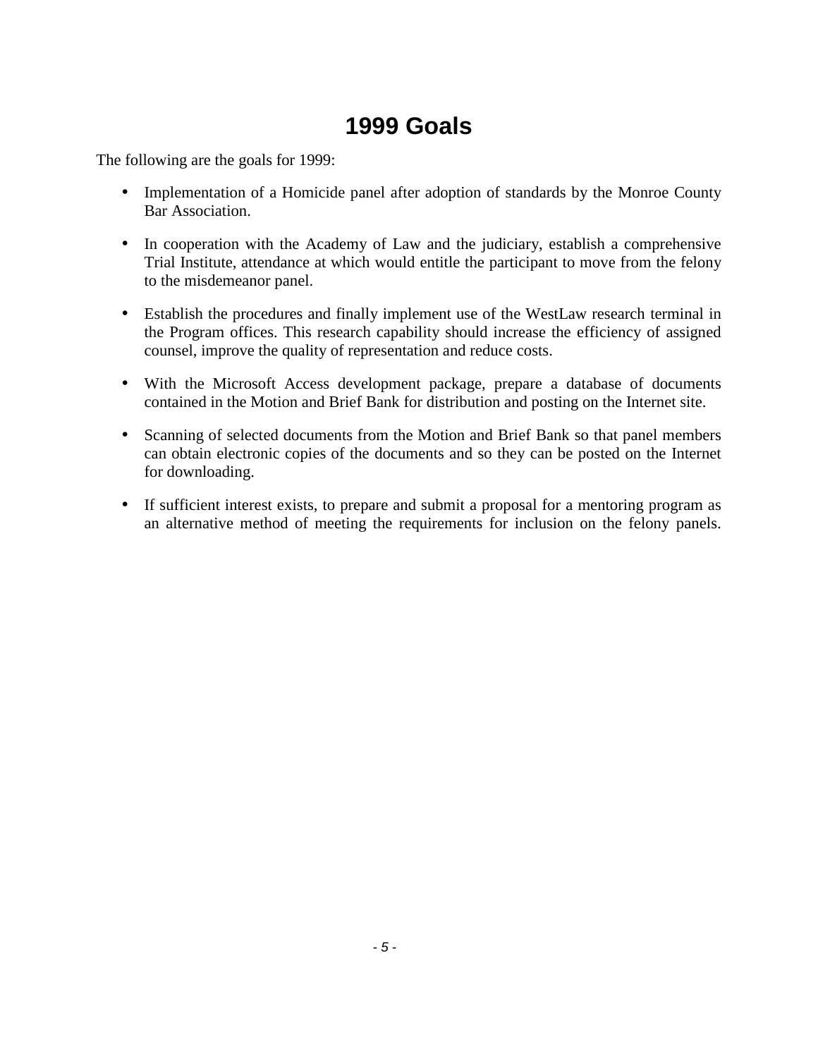# 1999 Goals

The following are the goals for 1999:

- Implementation of a Homicide panel after adoption of standards by the Monroe County Bar Association.
- In cooperation with the Academy of Law and the judiciary, establish a comprehensive Trial Institute, attendance at which would entitle the participant to move from the felony to the misdemeanor panel.
- Establish the procedures and finally implement use of the WestLaw research terminal in the Program offices. This research capability should increase the efficiency of assigned counsel, improve the quality of representation and reduce costs.
- With the Microsoft Access development package, prepare a database of documents contained in the Motion and Brief Bank for distribution and posting on the Internet site.
- Scanning of selected documents from the Motion and Brief Bank so that panel members can obtain electronic copies of the documents and so they can be posted on the Internet for downloading.
- If sufficient interest exists, to prepare and submit a proposal for a mentoring program as an alternative method of meeting the requirements for inclusion on the felony panels.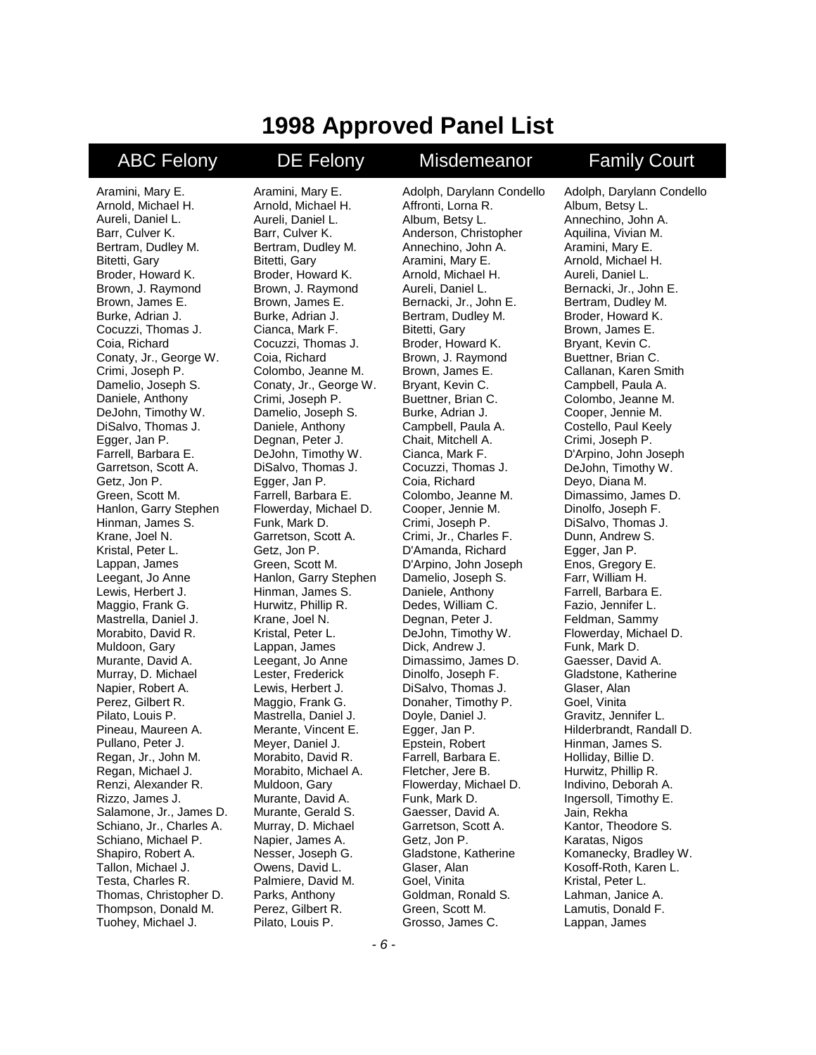# 1998 Approved Panel List

| ABC Felony | DE Felony | Misdemeanor | Family Court |
|---|---|---|---|
| Aramini, Mary E. | Aramini, Mary E. | Adolph, Darylann Condello | Adolph, Darylann Condello |
| Arnold, Michael H. | Arnold, Michael H. | Affronti, Lorna R. | Album, Betsy L. |
| Aureli, Daniel L. | Aureli, Daniel L. | Album, Betsy L. | Annechino, John A. |
| Barr, Culver K. | Barr, Culver K. | Anderson, Christopher | Aquilina, Vivian M. |
| Bertram, Dudley M. | Bertram, Dudley M. | Annechino, John A. | Aramini, Mary E. |
| Bitetti, Gary | Bitetti, Gary | Aramini, Mary E. | Arnold, Michael H. |
| Broder, Howard K. | Broder, Howard K. | Arnold, Michael H. | Aureli, Daniel L. |
| Brown, J. Raymond | Brown, J. Raymond | Aureli, Daniel L. | Bernacki, Jr., John E. |
| Brown, James E. | Brown, James E. | Bernacki, Jr., John E. | Bertram, Dudley M. |
| Burke, Adrian J. | Burke, Adrian J. | Bertram, Dudley M. | Broder, Howard K. |
| Cocuzzi, Thomas J. | Cianca, Mark F. | Bitetti, Gary | Brown, James E. |
| Coia, Richard | Cocuzzi, Thomas J. | Broder, Howard K. | Bryant, Kevin C. |
| Conaty, Jr., George W. | Coia, Richard | Brown, J. Raymond | Buettner, Brian C. |
| Crimi, Joseph P. | Colombo, Jeanne M. | Brown, James E. | Callanan, Karen Smith |
| Damelio, Joseph S. | Conaty, Jr., George W. | Bryant, Kevin C. | Campbell, Paula A. |
| Daniele, Anthony | Crimi, Joseph P. | Buettner, Brian C. | Colombo, Jeanne M. |
| DeJohn, Timothy W. | Damelio, Joseph S. | Burke, Adrian J. | Cooper, Jennie M. |
| DiSalvo, Thomas J. | Daniele, Anthony | Campbell, Paula A. | Costello, Paul Keely |
| Egger, Jan P. | Degnan, Peter J. | Chait, Mitchell A. | Crimi, Joseph P. |
| Farrell, Barbara E. | DeJohn, Timothy W. | Cianca, Mark F. | D'Arpino, John Joseph |
| Garretson, Scott A. | DiSalvo, Thomas J. | Cocuzzi, Thomas J. | DeJohn, Timothy W. |
| Getz, Jon P. | Egger, Jan P. | Coia, Richard | Deyo, Diana M. |
| Green, Scott M. | Farrell, Barbara E. | Colombo, Jeanne M. | Dimassimo, James D. |
| Hanlon, Garry Stephen | Flowerday, Michael D. | Cooper, Jennie M. | Dinolfo, Joseph F. |
| Hinman, James S. | Funk, Mark D. | Crimi, Joseph P. | DiSalvo, Thomas J. |
| Krane, Joel N. | Garretson, Scott A. | Crimi, Jr., Charles F. | Dunn, Andrew S. |
| Kristal, Peter L. | Getz, Jon P. | D'Amanda, Richard | Egger, Jan P. |
| Lappan, James | Green, Scott M. | D'Arpino, John Joseph | Enos, Gregory E. |
| Leegant, Jo Anne | Hanlon, Garry Stephen | Damelio, Joseph S. | Farr, William H. |
| Lewis, Herbert J. | Hinman, James S. | Daniele, Anthony | Farrell, Barbara E. |
| Maggio, Frank G. | Hurwitz, Phillip R. | Dedes, William C. | Fazio, Jennifer L. |
| Mastrella, Daniel J. | Krane, Joel N. | Degnan, Peter J. | Feldman, Sammy |
| Morabito, David R. | Kristal, Peter L. | DeJohn, Timothy W. | Flowerday, Michael D. |
| Muldoon, Gary | Lappan, James | Dick, Andrew J. | Funk, Mark D. |
| Murante, David A. | Leegant, Jo Anne | Dimassimo, James D. | Gaesser, David A. |
| Murray, D. Michael | Lester, Frederick | Dinolfo, Joseph F. | Gladstone, Katherine |
| Napier, Robert A. | Lewis, Herbert J. | DiSalvo, Thomas J. | Glaser, Alan |
| Perez, Gilbert R. | Maggio, Frank G. | Donaher, Timothy P. | Goel, Vinita |
| Pilato, Louis P. | Mastrella, Daniel J. | Doyle, Daniel J. | Gravitz, Jennifer L. |
| Pineau, Maureen A. | Merante, Vincent E. | Egger, Jan P. | Hilderbrandt, Randall D. |
| Pullano, Peter J. | Meyer, Daniel J. | Epstein, Robert | Hinman, James S. |
| Regan, Jr., John M. | Morabito, David R. | Farrell, Barbara E. | Holliday, Billie D. |
| Regan, Michael J. | Morabito, Michael A. | Fletcher, Jere B. | Hurwitz, Phillip R. |
| Renzi, Alexander R. | Muldoon, Gary | Flowerday, Michael D. | Indivino, Deborah A. |
| Rizzo, James J. | Murante, David A. | Funk, Mark D. | Ingersoll, Timothy E. |
| Salamone, Jr., James D. | Murante, Gerald S. | Gaesser, David A. | Jain, Rekha |
| Schiano, Jr., Charles A. | Murray, D. Michael | Garretson, Scott A. | Kantor, Theodore S. |
| Schiano, Michael P. | Napier, James A. | Getz, Jon P. | Karatas, Nigos |
| Shapiro, Robert A. | Nesser, Joseph G. | Gladstone, Katherine | Komanecky, Bradley W. |
| Tallon, Michael J. | Owens, David L. | Glaser, Alan | Kosoff-Roth, Karen L. |
| Testa, Charles R. | Palmiere, David M. | Goel, Vinita | Kristal, Peter L. |
| Thomas, Christopher D. | Parks, Anthony | Goldman, Ronald S. | Lahman, Janice A. |
| Thompson, Donald M. | Perez, Gilbert R. | Green, Scott M. | Lamutis, Donald F. |
| Tuohey, Michael J. | Pilato, Louis P. | Grosso, James C. | Lappan, James |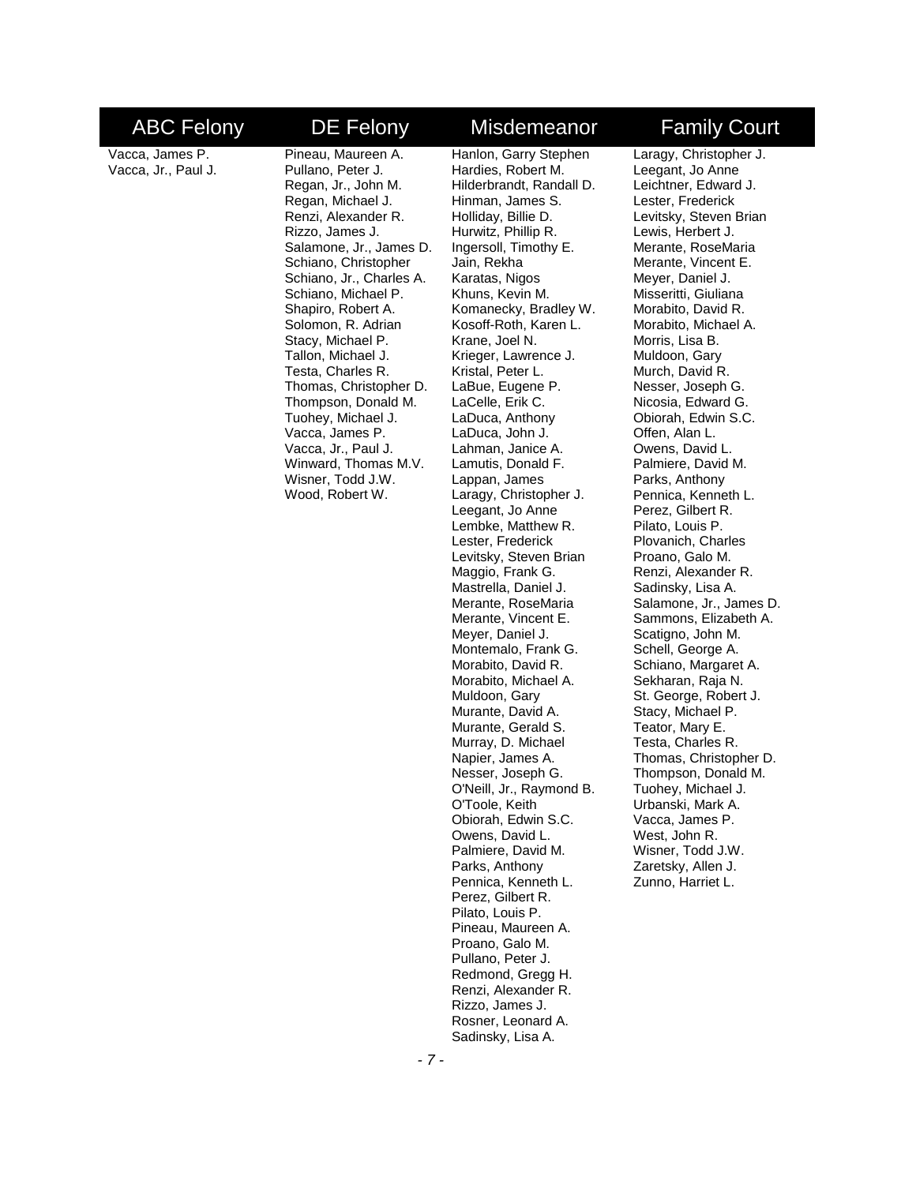| ABC Felony | DE Felony | Misdemeanor | Family Court |
|---|---|---|---|
| Vacca, James P. | Pineau, Maureen A. | Hanlon, Garry Stephen | Laragy, Christopher J. |
| Vacca, Jr., Paul J. | Pullano, Peter J. | Hardies, Robert M. | Leegant, Jo Anne |
| | Regan, Jr., John M. | Hilderbrandt, Randall D. | Leichtner, Edward J. |
| | Regan, Michael J. | Hinman, James S. | Lester, Frederick |
| | Renzi, Alexander R. | Holliday, Billie D. | Levitsky, Steven Brian |
| | Rizzo, James J. | Hurwitz, Phillip R. | Lewis, Herbert J. |
| | Salamone, Jr., James D. | Ingersoll, Timothy E. | Merante, RoseMaria |
| | Schiano, Christopher | Jain, Rekha | Merante, Vincent E. |
| | Schiano, Jr., Charles A. | Karatas, Nigos | Meyer, Daniel J. |
| | Schiano, Michael P. | Khuns, Kevin M. | Misseritti, Giuliana |
| | Shapiro, Robert A. | Komanecky, Bradley W. | Morabito, David R. |
| | Solomon, R. Adrian | Kosoff-Roth, Karen L. | Morabito, Michael A. |
| | Stacy, Michael P. | Krane, Joel N. | Morris, Lisa B. |
| | Tallon, Michael J. | Krieger, Lawrence J. | Muldoon, Gary |
| | Testa, Charles R. | Kristal, Peter L. | Murch, David R. |
| | Thomas, Christopher D. | LaBue, Eugene P. | Nesser, Joseph G. |
| | Thompson, Donald M. | LaCelle, Erik C. | Nicosia, Edward G. |
| | Tuohey, Michael J. | LaDuca, Anthony | Obiorah, Edwin S.C. |
| | Vacca, James P. | LaDuca, John J. | Offen, Alan L. |
| | Vacca, Jr., Paul J. | Lahman, Janice A. | Owens, David L. |
| | Winward, Thomas M.V. | Lamutis, Donald F. | Palmiere, David M. |
| | Wisner, Todd J.W. | Lappan, James | Parks, Anthony |
| | Wood, Robert W. | Laragy, Christopher J. | Pennica, Kenneth L. |
| | | Leegant, Jo Anne | Perez, Gilbert R. |
| | | Lembke, Matthew R. | Pilato, Louis P. |
| | | Lester, Frederick | Plovanich, Charles |
| | | Levitsky, Steven Brian | Proano, Galo M. |
| | | Maggio, Frank G. | Renzi, Alexander R. |
| | | Mastrella, Daniel J. | Sadinsky, Lisa A. |
| | | Merante, RoseMaria | Salamone, Jr., James D. |
| | | Merante, Vincent E. | Sammons, Elizabeth A. |
| | | Meyer, Daniel J. | Scatigno, John M. |
| | | Montemalo, Frank G. | Schell, George A. |
| | | Morabito, David R. | Schiano, Margaret A. |
| | | Morabito, Michael A. | Sekharan, Raja N. |
| | | Muldoon, Gary | St. George, Robert J. |
| | | Murante, David A. | Stacy, Michael P. |
| | | Murante, Gerald S. | Teator, Mary E. |
| | | Murray, D. Michael | Testa, Charles R. |
| | | Napier, James A. | Thomas, Christopher D. |
| | | Nesser, Joseph G. | Thompson, Donald M. |
| | | O'Neill, Jr., Raymond B. | Tuohey, Michael J. |
| | | O'Toole, Keith | Urbanski, Mark A. |
| | | Obiorah, Edwin S.C. | Vacca, James P. |
| | | Owens, David L. | West, John R. |
| | | Palmiere, David M. | Wisner, Todd J.W. |
| | | Parks, Anthony | Zaretsky, Allen J. |
| | | Pennica, Kenneth L. | Zunno, Harriet L. |
| | | Perez, Gilbert R. | |
| | | Pilato, Louis P. | |
| | | Pineau, Maureen A. | |
| | | Proano, Galo M. | |
| | | Pullano, Peter J. | |
| | | Redmond, Gregg H. | |
| | | Renzi, Alexander R. | |
| | | Rizzo, James J. | |
| | | Rosner, Leonard A. | |
| | | Sadinsky, Lisa A. | |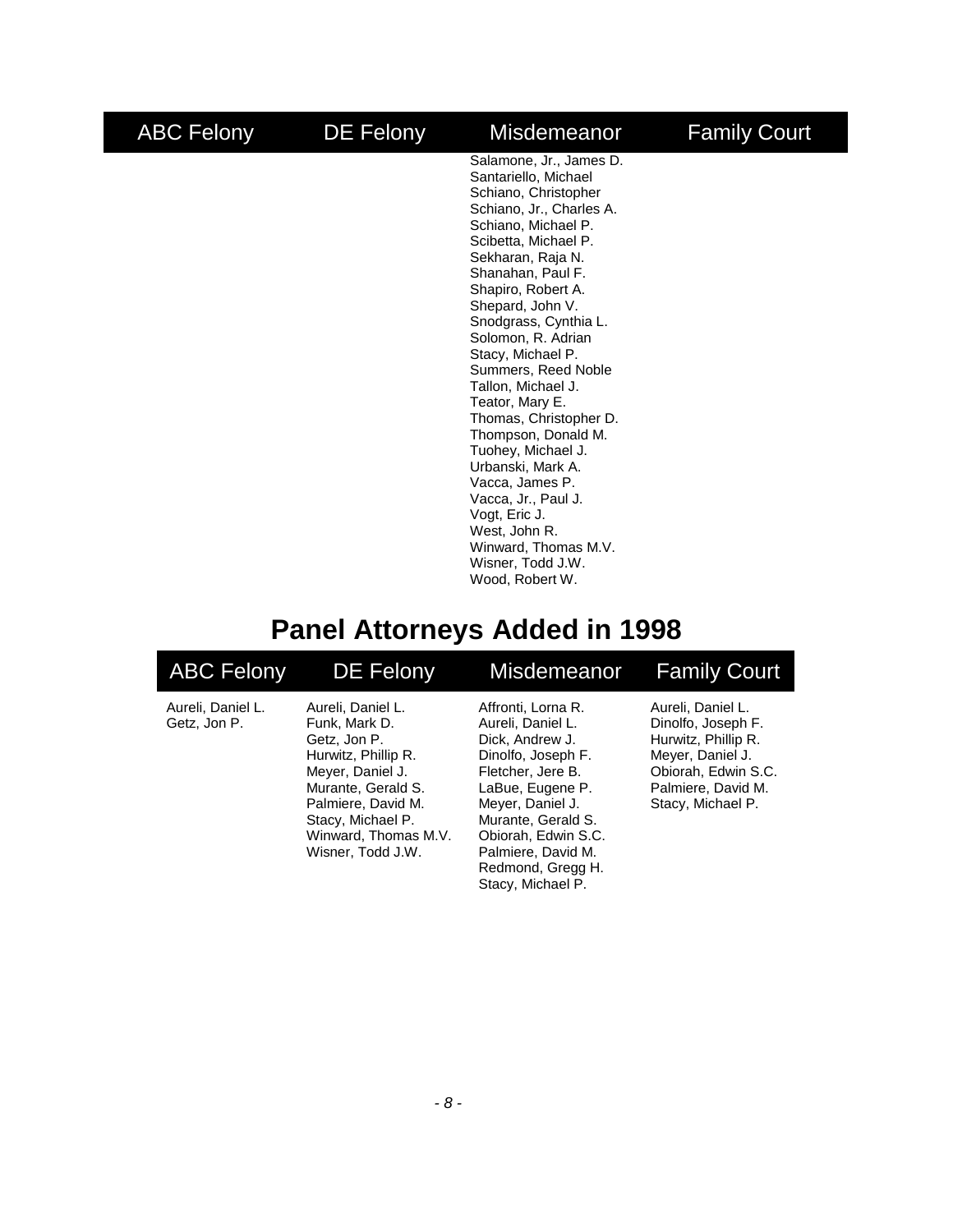| ABC Felony | DE Felony | Misdemeanor | Family Court |
|---|---|---|---|
| | | Salamone, Jr., James D. | |
| | | Santariello, Michael | |
| | | Schiano, Christopher | |
| | | Schiano, Jr., Charles A. | |
| | | Schiano, Michael P. | |
| | | Scibetta, Michael P. | |
| | | Sekharan, Raja N. | |
| | | Shanahan, Paul F. | |
| | | Shapiro, Robert A. | |
| | | Shepard, John V. | |
| | | Snodgrass, Cynthia L. | |
| | | Solomon, R. Adrian | |
| | | Stacy, Michael P. | |
| | | Summers, Reed Noble | |
| | | Tallon, Michael J. | |
| | | Teator, Mary E. | |
| | | Thomas, Christopher D. | |
| | | Thompson, Donald M. | |
| | | Tuohey, Michael J. | |
| | | Urbanski, Mark A. | |
| | | Vacca, James P. | |
| | | Vacca, Jr., Paul J. | |
| | | Vogt, Eric J. | |
| | | West, John R. | |
| | | Winward, Thomas M.V. | |
| | | Wisner, Todd J.W. | |
| | | Wood, Robert W. | |

# Panel Attorneys Added in 1998

| ABC Felony | DE Felony | Misdemeanor | Family Court |
|---|---|---|---|
| Aureli, Daniel L. | Aureli, Daniel L. | Affronti, Lorna R. | Aureli, Daniel L. |
| Getz, Jon P. | Funk, Mark D. | Aureli, Daniel L. | Dinolfo, Joseph F. |
| | Getz, Jon P. | Dick, Andrew J. | Hurwitz, Phillip R. |
| | Hurwitz, Phillip R. | Dinolfo, Joseph F. | Meyer, Daniel J. |
| | Meyer, Daniel J. | Fletcher, Jere B. | Obiorah, Edwin S.C. |
| | Murante, Gerald S. | LaBue, Eugene P. | Palmiere, David M. |
| | Palmiere, David M. | Meyer, Daniel J. | Stacy, Michael P. |
| | Stacy, Michael P. | Murante, Gerald S. | |
| | Winward, Thomas M.V. | Obiorah, Edwin S.C. | |
| | Wisner, Todd J.W. | Palmiere, David M. | |
| | | Redmond, Gregg H. | |
| | | Stacy, Michael P. | |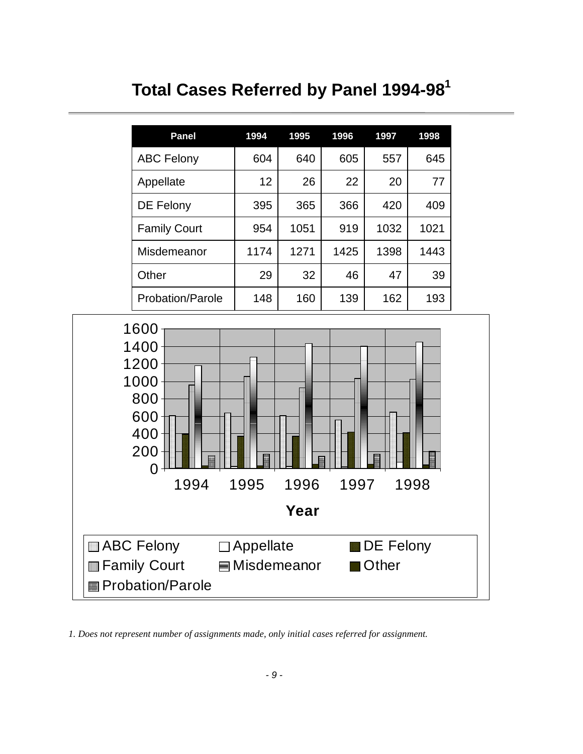# Total Cases Referred by Panel 1994-98[1]

| Panel | 1994 | 1995 | 1996 | 1997 | 1998 |
|---|---|---|---|---|---|
| ABC Felony | 604 | 640 | 605 | 557 | 645 |
| Appellate | 12 | 26 | 22 | 20 | 77 |
| DE Felony | 395 | 365 | 366 | 420 | 409 |
| Family Court | 954 | 1051 | 919 | 1032 | 1021 |
| Misdemeanor | 1174 | 1271 | 1425 | 1398 | 1443 |
| Other | 29 | 32 | 46 | 47 | 39 |
| Probation/Parole | 148 | 160 | 139 | 162 | 193 |

*1. Does not represent number of assignments made, only initial cases referred for assignment.*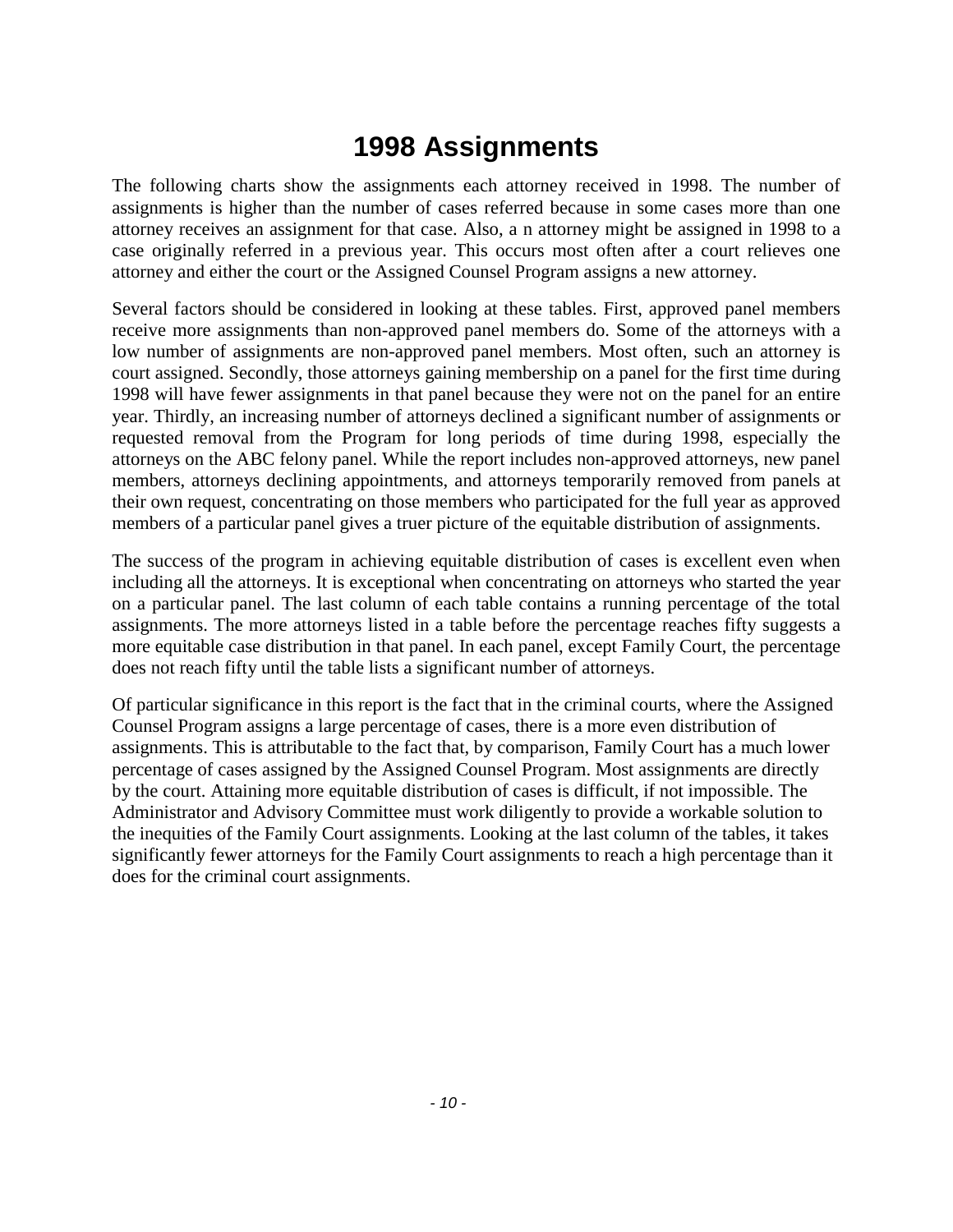# 1998 Assignments

The following charts show the assignments each attorney received in 1998. The number of assignments is higher than the number of cases referred because in some cases more than one attorney receives an assignment for that case. Also, a n attorney might be assigned in 1998 to a case originally referred in a previous year. This occurs most often after a court relieves one attorney and either the court or the Assigned Counsel Program assigns a new attorney.

Several factors should be considered in looking at these tables. First, approved panel members receive more assignments than non-approved panel members do. Some of the attorneys with a low number of assignments are non-approved panel members. Most often, such an attorney is court assigned. Secondly, those attorneys gaining membership on a panel for the first time during 1998 will have fewer assignments in that panel because they were not on the panel for an entire year. Thirdly, an increasing number of attorneys declined a significant number of assignments or requested removal from the Program for long periods of time during 1998, especially the attorneys on the ABC felony panel. While the report includes non-approved attorneys, new panel members, attorneys declining appointments, and attorneys temporarily removed from panels at their own request, concentrating on those members who participated for the full year as approved members of a particular panel gives a truer picture of the equitable distribution of assignments.

The success of the program in achieving equitable distribution of cases is excellent even when including all the attorneys. It is exceptional when concentrating on attorneys who started the year on a particular panel. The last column of each table contains a running percentage of the total assignments. The more attorneys listed in a table before the percentage reaches fifty suggests a more equitable case distribution in that panel. In each panel, except Family Court, the percentage does not reach fifty until the table lists a significant number of attorneys.

Of particular significance in this report is the fact that in the criminal courts, where the Assigned Counsel Program assigns a large percentage of cases, there is a more even distribution of assignments. This is attributable to the fact that, by comparison, Family Court has a much lower percentage of cases assigned by the Assigned Counsel Program. Most assignments are directly by the court. Attaining more equitable distribution of cases is difficult, if not impossible. The Administrator and Advisory Committee must work diligently to provide a workable solution to the inequities of the Family Court assignments. Looking at the last column of the tables, it takes significantly fewer attorneys for the Family Court assignments to reach a high percentage than it does for the criminal court assignments.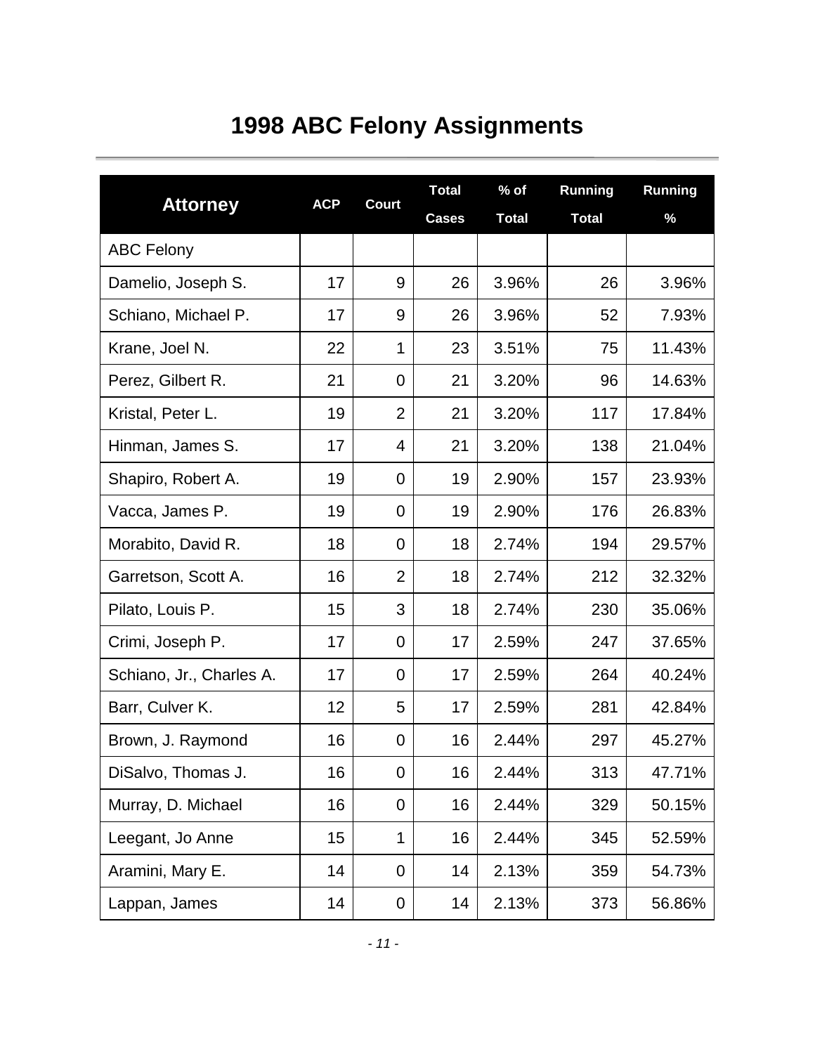# 1998 ABC Felony Assignments

| Attorney | ACP | Court | Total Cases | % of Total | Running Total | Running % |
|---|---|---|---|---|---|---|
| ABC Felony | | | | | | |
| Damelio, Joseph S. | 17 | 9 | 26 | 3.96% | 26 | 3.96% |
| Schiano, Michael P. | 17 | 9 | 26 | 3.96% | 52 | 7.93% |
| Krane, Joel N. | 22 | 1 | 23 | 3.51% | 75 | 11.43% |
| Perez, Gilbert R. | 21 | 0 | 21 | 3.20% | 96 | 14.63% |
| Kristal, Peter L. | 19 | 2 | 21 | 3.20% | 117 | 17.84% |
| Hinman, James S. | 17 | 4 | 21 | 3.20% | 138 | 21.04% |
| Shapiro, Robert A. | 19 | 0 | 19 | 2.90% | 157 | 23.93% |
| Vacca, James P. | 19 | 0 | 19 | 2.90% | 176 | 26.83% |
| Morabito, David R. | 18 | 0 | 18 | 2.74% | 194 | 29.57% |
| Garretson, Scott A. | 16 | 2 | 18 | 2.74% | 212 | 32.32% |
| Pilato, Louis P. | 15 | 3 | 18 | 2.74% | 230 | 35.06% |
| Crimi, Joseph P. | 17 | 0 | 17 | 2.59% | 247 | 37.65% |
| Schiano, Jr., Charles A. | 17 | 0 | 17 | 2.59% | 264 | 40.24% |
| Barr, Culver K. | 12 | 5 | 17 | 2.59% | 281 | 42.84% |
| Brown, J. Raymond | 16 | 0 | 16 | 2.44% | 297 | 45.27% |
| DiSalvo, Thomas J. | 16 | 0 | 16 | 2.44% | 313 | 47.71% |
| Murray, D. Michael | 16 | 0 | 16 | 2.44% | 329 | 50.15% |
| Leegant, Jo Anne | 15 | 1 | 16 | 2.44% | 345 | 52.59% |
| Aramini, Mary E. | 14 | 0 | 14 | 2.13% | 359 | 54.73% |
| Lappan, James | 14 | 0 | 14 | 2.13% | 373 | 56.86% |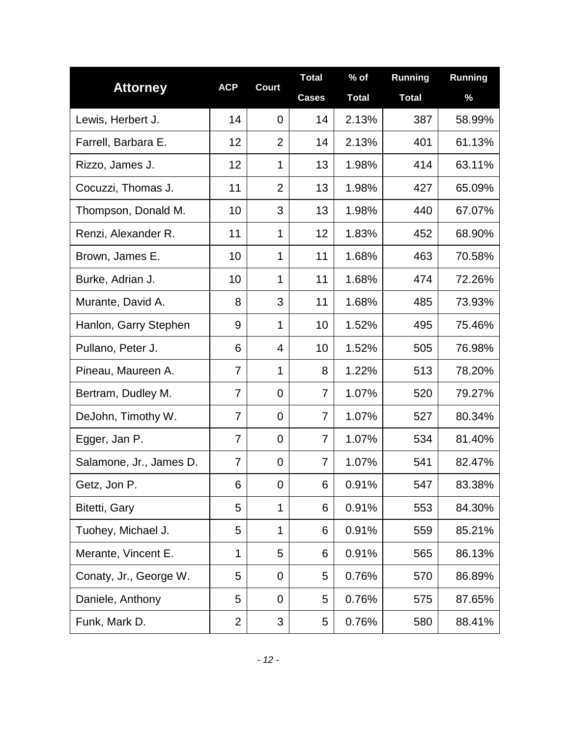| Attorney | ACP | Court | Total Cases | % of Total | Running Total | Running % |
|---|---|---|---|---|---|---|
| Lewis, Herbert J. | 14 | 0 | 14 | 2.13% | 387 | 58.99% |
| Farrell, Barbara E. | 12 | 2 | 14 | 2.13% | 401 | 61.13% |
| Rizzo, James J. | 12 | 1 | 13 | 1.98% | 414 | 63.11% |
| Cocuzzi, Thomas J. | 11 | 2 | 13 | 1.98% | 427 | 65.09% |
| Thompson, Donald M. | 10 | 3 | 13 | 1.98% | 440 | 67.07% |
| Renzi, Alexander R. | 11 | 1 | 12 | 1.83% | 452 | 68.90% |
| Brown, James E. | 10 | 1 | 11 | 1.68% | 463 | 70.58% |
| Burke, Adrian J. | 10 | 1 | 11 | 1.68% | 474 | 72.26% |
| Murante, David A. | 8 | 3 | 11 | 1.68% | 485 | 73.93% |
| Hanlon, Garry Stephen | 9 | 1 | 10 | 1.52% | 495 | 75.46% |
| Pullano, Peter J. | 6 | 4 | 10 | 1.52% | 505 | 76.98% |
| Pineau, Maureen A. | 7 | 1 | 8 | 1.22% | 513 | 78.20% |
| Bertram, Dudley M. | 7 | 0 | 7 | 1.07% | 520 | 79.27% |
| DeJohn, Timothy W. | 7 | 0 | 7 | 1.07% | 527 | 80.34% |
| Egger, Jan P. | 7 | 0 | 7 | 1.07% | 534 | 81.40% |
| Salamone, Jr., James D. | 7 | 0 | 7 | 1.07% | 541 | 82.47% |
| Getz, Jon P. | 6 | 0 | 6 | 0.91% | 547 | 83.38% |
| Bitetti, Gary | 5 | 1 | 6 | 0.91% | 553 | 84.30% |
| Tuohey, Michael J. | 5 | 1 | 6 | 0.91% | 559 | 85.21% |
| Merante, Vincent E. | 1 | 5 | 6 | 0.91% | 565 | 86.13% |
| Conaty, Jr., George W. | 5 | 0 | 5 | 0.76% | 570 | 86.89% |
| Daniele, Anthony | 5 | 0 | 5 | 0.76% | 575 | 87.65% |
| Funk, Mark D. | 2 | 3 | 5 | 0.76% | 580 | 88.41% |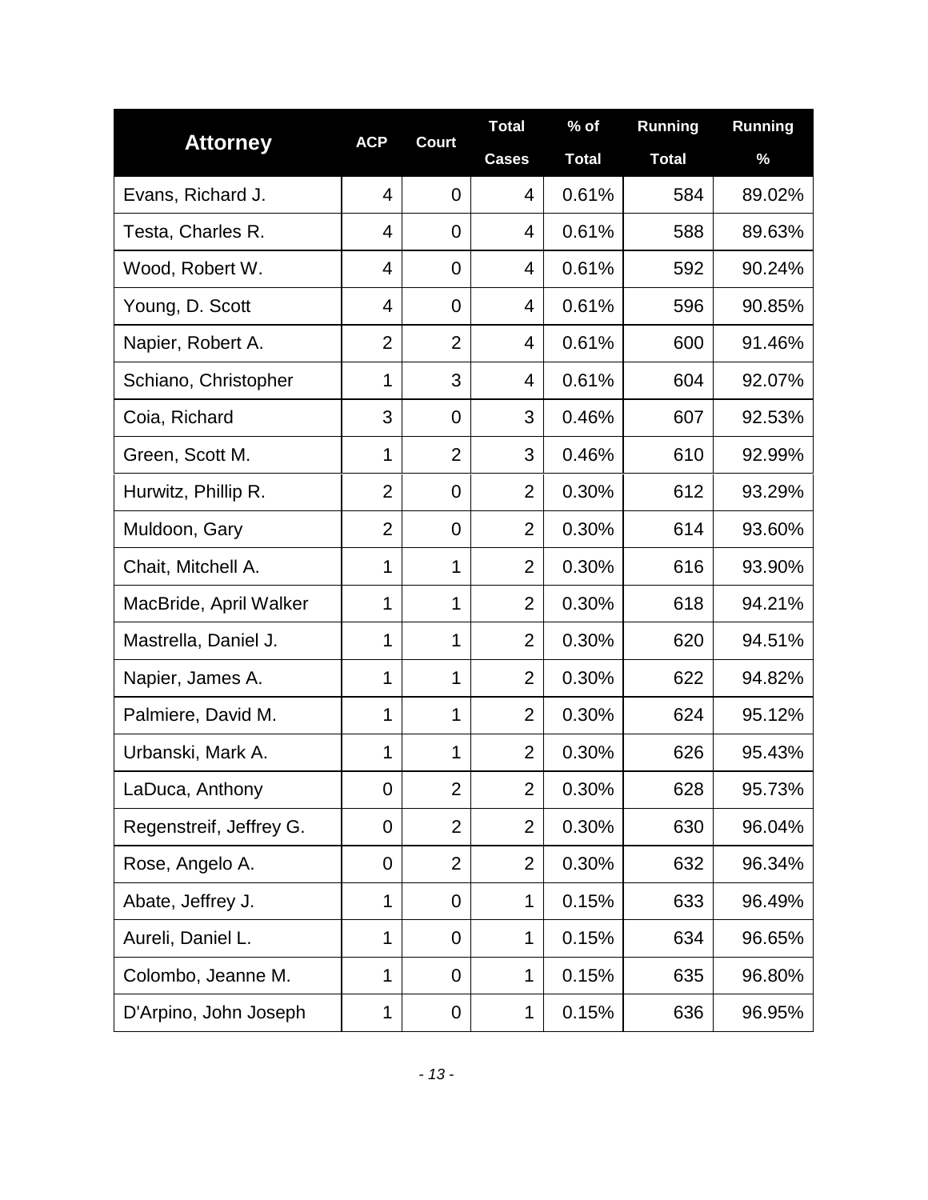| Attorney | ACP | Court | Total Cases | % of Total | Running Total | Running % |
|---|---|---|---|---|---|---|
| Evans, Richard J. | 4 | 0 | 4 | 0.61% | 584 | 89.02% |
| Testa, Charles R. | 4 | 0 | 4 | 0.61% | 588 | 89.63% |
| Wood, Robert W. | 4 | 0 | 4 | 0.61% | 592 | 90.24% |
| Young, D. Scott | 4 | 0 | 4 | 0.61% | 596 | 90.85% |
| Napier, Robert A. | 2 | 2 | 4 | 0.61% | 600 | 91.46% |
| Schiano, Christopher | 1 | 3 | 4 | 0.61% | 604 | 92.07% |
| Coia, Richard | 3 | 0 | 3 | 0.46% | 607 | 92.53% |
| Green, Scott M. | 1 | 2 | 3 | 0.46% | 610 | 92.99% |
| Hurwitz, Phillip R. | 2 | 0 | 2 | 0.30% | 612 | 93.29% |
| Muldoon, Gary | 2 | 0 | 2 | 0.30% | 614 | 93.60% |
| Chait, Mitchell A. | 1 | 1 | 2 | 0.30% | 616 | 93.90% |
| MacBride, April Walker | 1 | 1 | 2 | 0.30% | 618 | 94.21% |
| Mastrella, Daniel J. | 1 | 1 | 2 | 0.30% | 620 | 94.51% |
| Napier, James A. | 1 | 1 | 2 | 0.30% | 622 | 94.82% |
| Palmiere, David M. | 1 | 1 | 2 | 0.30% | 624 | 95.12% |
| Urbanski, Mark A. | 1 | 1 | 2 | 0.30% | 626 | 95.43% |
| LaDuca, Anthony | 0 | 2 | 2 | 0.30% | 628 | 95.73% |
| Regenstreif, Jeffrey G. | 0 | 2 | 2 | 0.30% | 630 | 96.04% |
| Rose, Angelo A. | 0 | 2 | 2 | 0.30% | 632 | 96.34% |
| Abate, Jeffrey J. | 1 | 0 | 1 | 0.15% | 633 | 96.49% |
| Aureli, Daniel L. | 1 | 0 | 1 | 0.15% | 634 | 96.65% |
| Colombo, Jeanne M. | 1 | 0 | 1 | 0.15% | 635 | 96.80% |
| D'Arpino, John Joseph | 1 | 0 | 1 | 0.15% | 636 | 96.95% |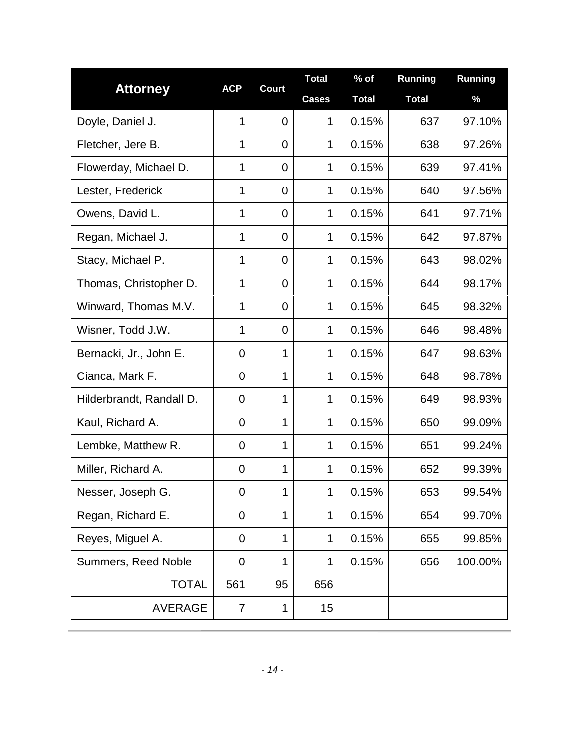| Attorney | ACP | Court | Total Cases | % of Total | Running Total | Running % |
|---|---|---|---|---|---|---|
| Doyle, Daniel J. | 1 | 0 | 1 | 0.15% | 637 | 97.10% |
| Fletcher, Jere B. | 1 | 0 | 1 | 0.15% | 638 | 97.26% |
| Flowerday, Michael D. | 1 | 0 | 1 | 0.15% | 639 | 97.41% |
| Lester, Frederick | 1 | 0 | 1 | 0.15% | 640 | 97.56% |
| Owens, David L. | 1 | 0 | 1 | 0.15% | 641 | 97.71% |
| Regan, Michael J. | 1 | 0 | 1 | 0.15% | 642 | 97.87% |
| Stacy, Michael P. | 1 | 0 | 1 | 0.15% | 643 | 98.02% |
| Thomas, Christopher D. | 1 | 0 | 1 | 0.15% | 644 | 98.17% |
| Winward, Thomas M.V. | 1 | 0 | 1 | 0.15% | 645 | 98.32% |
| Wisner, Todd J.W. | 1 | 0 | 1 | 0.15% | 646 | 98.48% |
| Bernacki, Jr., John E. | 0 | 1 | 1 | 0.15% | 647 | 98.63% |
| Cianca, Mark F. | 0 | 1 | 1 | 0.15% | 648 | 98.78% |
| Hilderbrandt, Randall D. | 0 | 1 | 1 | 0.15% | 649 | 98.93% |
| Kaul, Richard A. | 0 | 1 | 1 | 0.15% | 650 | 99.09% |
| Lembke, Matthew R. | 0 | 1 | 1 | 0.15% | 651 | 99.24% |
| Miller, Richard A. | 0 | 1 | 1 | 0.15% | 652 | 99.39% |
| Nesser, Joseph G. | 0 | 1 | 1 | 0.15% | 653 | 99.54% |
| Regan, Richard E. | 0 | 1 | 1 | 0.15% | 654 | 99.70% |
| Reyes, Miguel A. | 0 | 1 | 1 | 0.15% | 655 | 99.85% |
| Summers, Reed Noble | 0 | 1 | 1 | 0.15% | 656 | 100.00% |
| TOTAL | 561 | 95 | 656 | | | |
| AVERAGE | 7 | 1 | 15 | | | |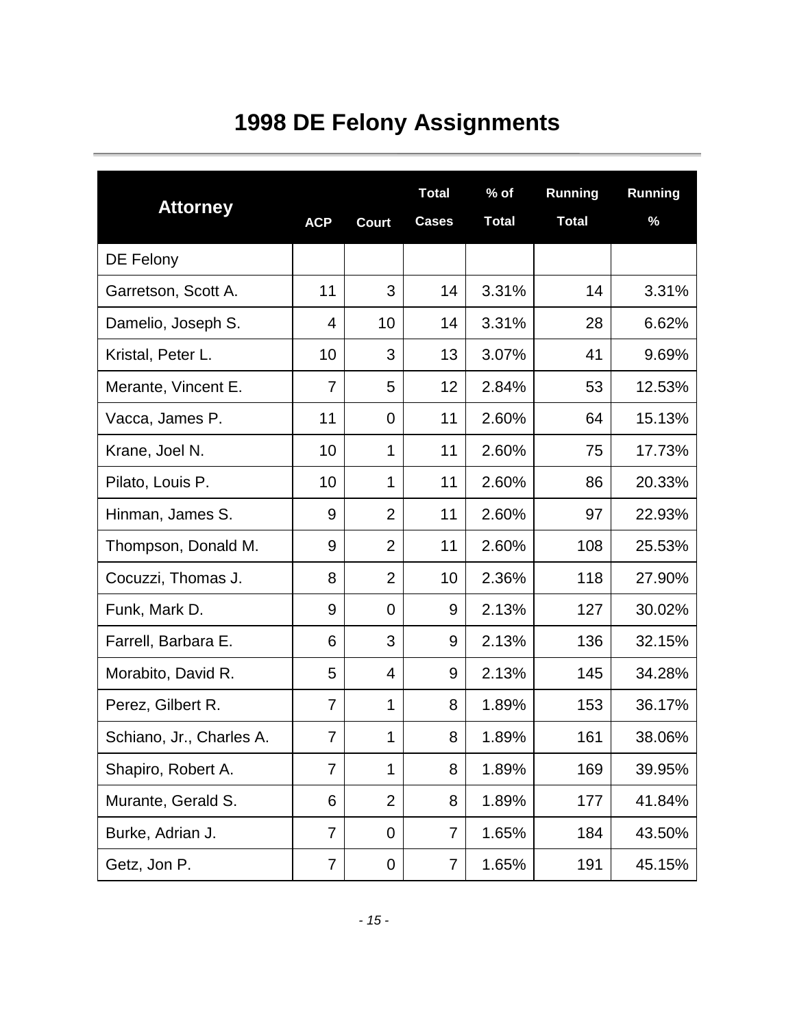# 1998 DE Felony Assignments

| Attorney | ACP | Court | Total Cases | % of Total | Running Total | Running % |
|---|---|---|---|---|---|---|
| DE Felony | | | | | | |
| Garretson, Scott A. | 11 | 3 | 14 | 3.31% | 14 | 3.31% |
| Damelio, Joseph S. | 4 | 10 | 14 | 3.31% | 28 | 6.62% |
| Kristal, Peter L. | 10 | 3 | 13 | 3.07% | 41 | 9.69% |
| Merante, Vincent E. | 7 | 5 | 12 | 2.84% | 53 | 12.53% |
| Vacca, James P. | 11 | 0 | 11 | 2.60% | 64 | 15.13% |
| Krane, Joel N. | 10 | 1 | 11 | 2.60% | 75 | 17.73% |
| Pilato, Louis P. | 10 | 1 | 11 | 2.60% | 86 | 20.33% |
| Hinman, James S. | 9 | 2 | 11 | 2.60% | 97 | 22.93% |
| Thompson, Donald M. | 9 | 2 | 11 | 2.60% | 108 | 25.53% |
| Cocuzzi, Thomas J. | 8 | 2 | 10 | 2.36% | 118 | 27.90% |
| Funk, Mark D. | 9 | 0 | 9 | 2.13% | 127 | 30.02% |
| Farrell, Barbara E. | 6 | 3 | 9 | 2.13% | 136 | 32.15% |
| Morabito, David R. | 5 | 4 | 9 | 2.13% | 145 | 34.28% |
| Perez, Gilbert R. | 7 | 1 | 8 | 1.89% | 153 | 36.17% |
| Schiano, Jr., Charles A. | 7 | 1 | 8 | 1.89% | 161 | 38.06% |
| Shapiro, Robert A. | 7 | 1 | 8 | 1.89% | 169 | 39.95% |
| Murante, Gerald S. | 6 | 2 | 8 | 1.89% | 177 | 41.84% |
| Burke, Adrian J. | 7 | 0 | 7 | 1.65% | 184 | 43.50% |
| Getz, Jon P. | 7 | 0 | 7 | 1.65% | 191 | 45.15% |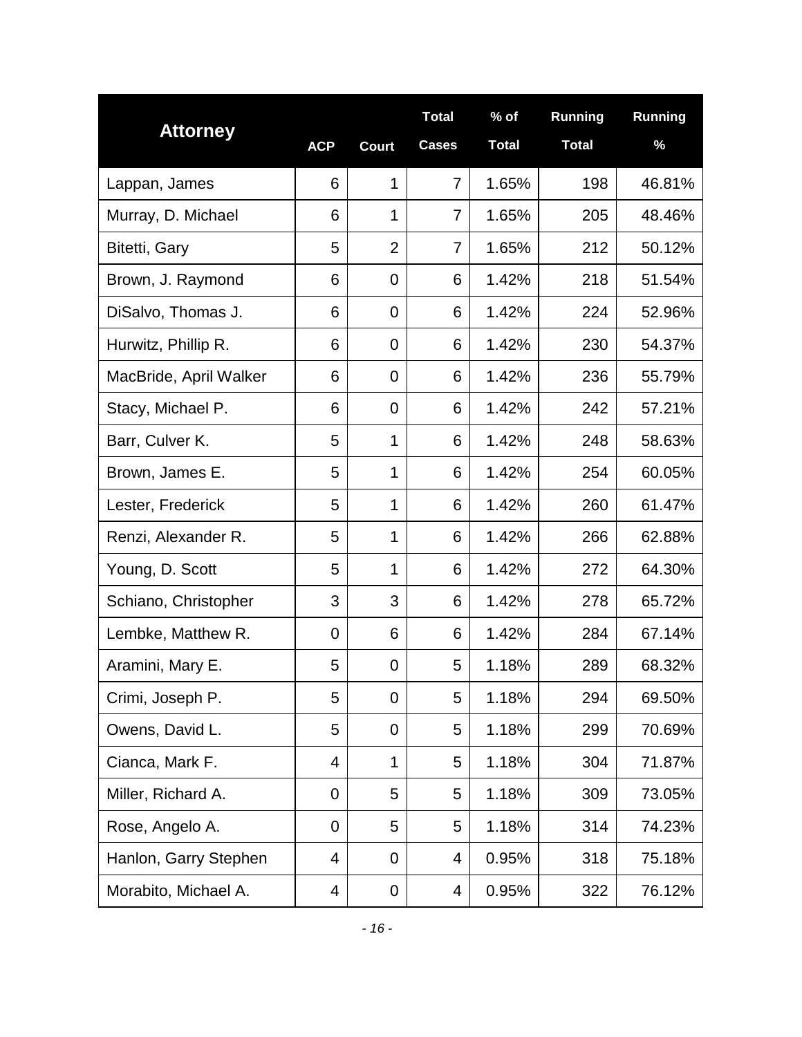| Attorney | ACP | Court | Total Cases | % of Total | Running Total | Running % |
|---|---|---|---|---|---|---|
| Lappan, James | 6 | 1 | 7 | 1.65% | 198 | 46.81% |
| Murray, D. Michael | 6 | 1 | 7 | 1.65% | 205 | 48.46% |
| Bitetti, Gary | 5 | 2 | 7 | 1.65% | 212 | 50.12% |
| Brown, J. Raymond | 6 | 0 | 6 | 1.42% | 218 | 51.54% |
| DiSalvo, Thomas J. | 6 | 0 | 6 | 1.42% | 224 | 52.96% |
| Hurwitz, Phillip R. | 6 | 0 | 6 | 1.42% | 230 | 54.37% |
| MacBride, April Walker | 6 | 0 | 6 | 1.42% | 236 | 55.79% |
| Stacy, Michael P. | 6 | 0 | 6 | 1.42% | 242 | 57.21% |
| Barr, Culver K. | 5 | 1 | 6 | 1.42% | 248 | 58.63% |
| Brown, James E. | 5 | 1 | 6 | 1.42% | 254 | 60.05% |
| Lester, Frederick | 5 | 1 | 6 | 1.42% | 260 | 61.47% |
| Renzi, Alexander R. | 5 | 1 | 6 | 1.42% | 266 | 62.88% |
| Young, D. Scott | 5 | 1 | 6 | 1.42% | 272 | 64.30% |
| Schiano, Christopher | 3 | 3 | 6 | 1.42% | 278 | 65.72% |
| Lembke, Matthew R. | 0 | 6 | 6 | 1.42% | 284 | 67.14% |
| Aramini, Mary E. | 5 | 0 | 5 | 1.18% | 289 | 68.32% |
| Crimi, Joseph P. | 5 | 0 | 5 | 1.18% | 294 | 69.50% |
| Owens, David L. | 5 | 0 | 5 | 1.18% | 299 | 70.69% |
| Cianca, Mark F. | 4 | 1 | 5 | 1.18% | 304 | 71.87% |
| Miller, Richard A. | 0 | 5 | 5 | 1.18% | 309 | 73.05% |
| Rose, Angelo A. | 0 | 5 | 5 | 1.18% | 314 | 74.23% |
| Hanlon, Garry Stephen | 4 | 0 | 4 | 0.95% | 318 | 75.18% |
| Morabito, Michael A. | 4 | 0 | 4 | 0.95% | 322 | 76.12% |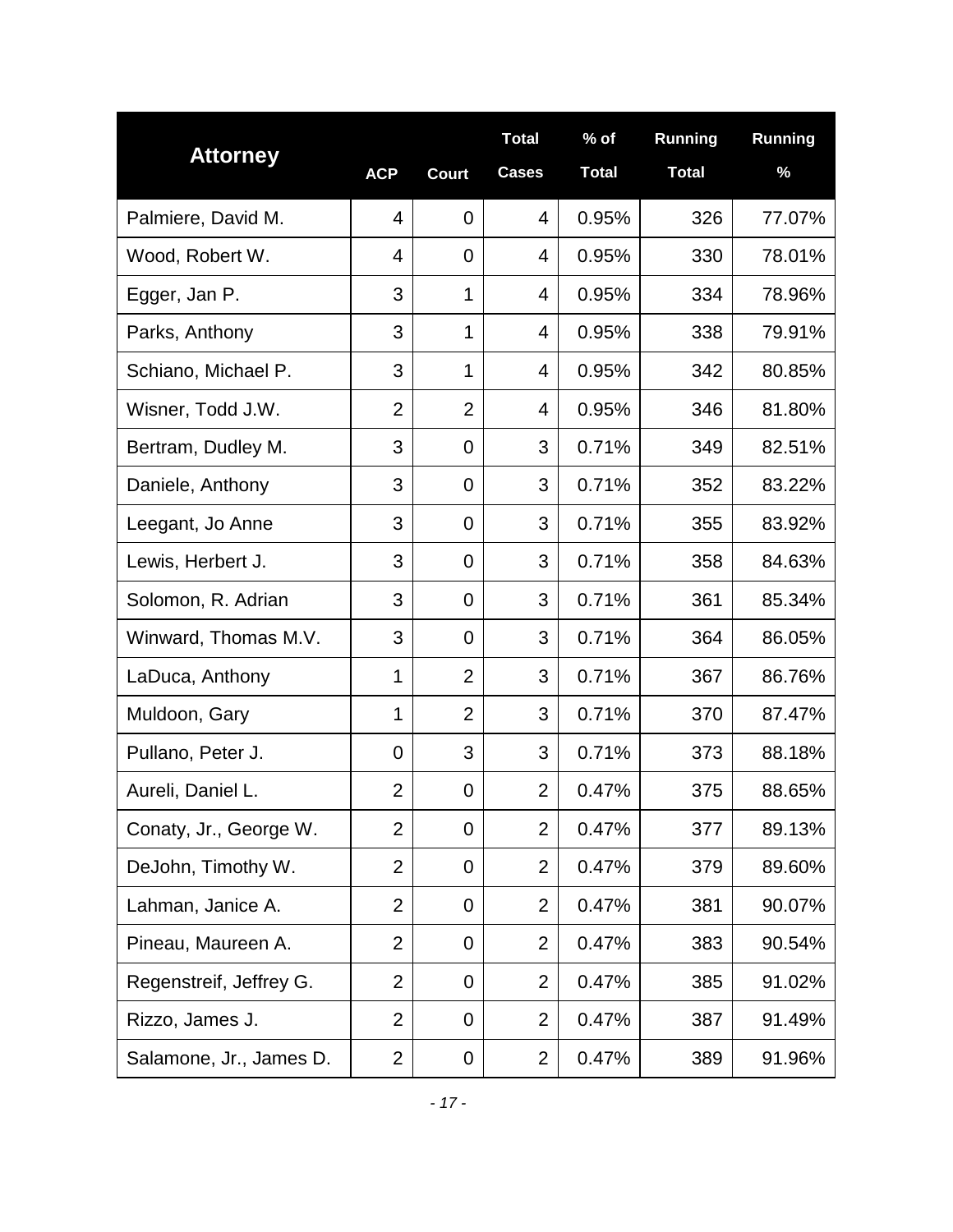| Attorney | ACP | Court | Total Cases | % of Total | Running Total | Running % |
|---|---|---|---|---|---|---|
| Palmiere, David M. | 4 | 0 | 4 | 0.95% | 326 | 77.07% |
| Wood, Robert W. | 4 | 0 | 4 | 0.95% | 330 | 78.01% |
| Egger, Jan P. | 3 | 1 | 4 | 0.95% | 334 | 78.96% |
| Parks, Anthony | 3 | 1 | 4 | 0.95% | 338 | 79.91% |
| Schiano, Michael P. | 3 | 1 | 4 | 0.95% | 342 | 80.85% |
| Wisner, Todd J.W. | 2 | 2 | 4 | 0.95% | 346 | 81.80% |
| Bertram, Dudley M. | 3 | 0 | 3 | 0.71% | 349 | 82.51% |
| Daniele, Anthony | 3 | 0 | 3 | 0.71% | 352 | 83.22% |
| Leegant, Jo Anne | 3 | 0 | 3 | 0.71% | 355 | 83.92% |
| Lewis, Herbert J. | 3 | 0 | 3 | 0.71% | 358 | 84.63% |
| Solomon, R. Adrian | 3 | 0 | 3 | 0.71% | 361 | 85.34% |
| Winward, Thomas M.V. | 3 | 0 | 3 | 0.71% | 364 | 86.05% |
| LaDuca, Anthony | 1 | 2 | 3 | 0.71% | 367 | 86.76% |
| Muldoon, Gary | 1 | 2 | 3 | 0.71% | 370 | 87.47% |
| Pullano, Peter J. | 0 | 3 | 3 | 0.71% | 373 | 88.18% |
| Aureli, Daniel L. | 2 | 0 | 2 | 0.47% | 375 | 88.65% |
| Conaty, Jr., George W. | 2 | 0 | 2 | 0.47% | 377 | 89.13% |
| DeJohn, Timothy W. | 2 | 0 | 2 | 0.47% | 379 | 89.60% |
| Lahman, Janice A. | 2 | 0 | 2 | 0.47% | 381 | 90.07% |
| Pineau, Maureen A. | 2 | 0 | 2 | 0.47% | 383 | 90.54% |
| Regenstreif, Jeffrey G. | 2 | 0 | 2 | 0.47% | 385 | 91.02% |
| Rizzo, James J. | 2 | 0 | 2 | 0.47% | 387 | 91.49% |
| Salamone, Jr., James D. | 2 | 0 | 2 | 0.47% | 389 | 91.96% |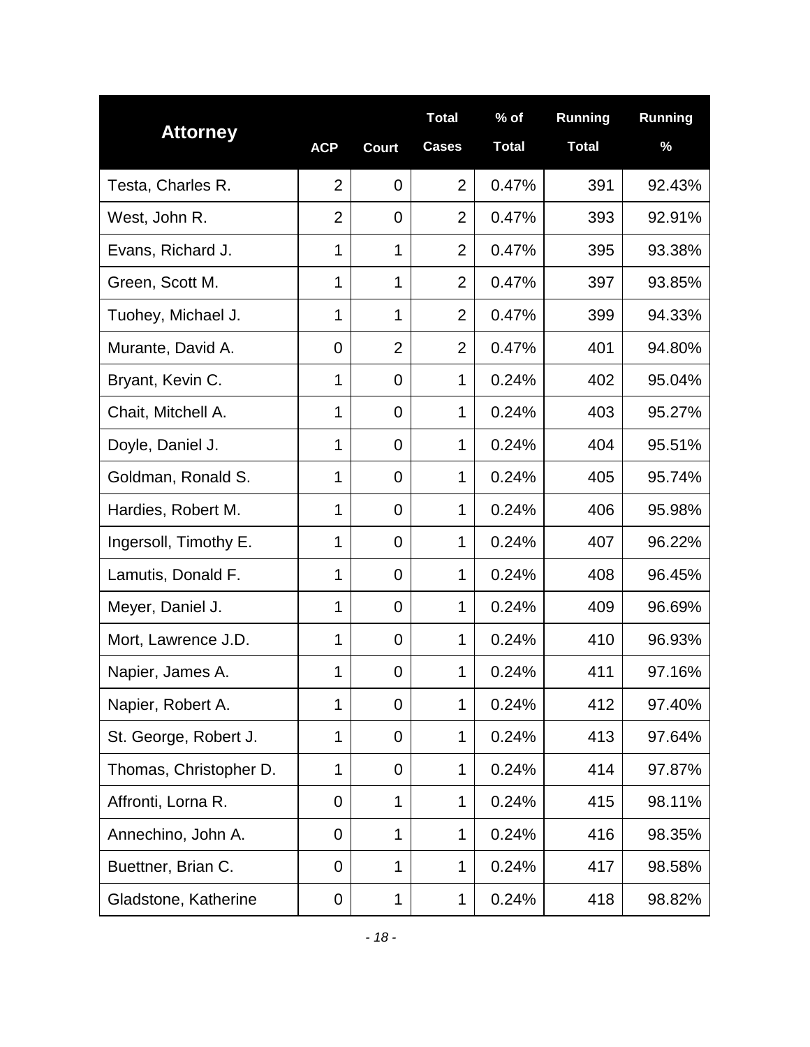| Attorney | ACP | Court | Total Cases | % of Total | Running Total | Running % |
|---|---|---|---|---|---|---|
| Testa, Charles R. | 2 | 0 | 2 | 0.47% | 391 | 92.43% |
| West, John R. | 2 | 0 | 2 | 0.47% | 393 | 92.91% |
| Evans, Richard J. | 1 | 1 | 2 | 0.47% | 395 | 93.38% |
| Green, Scott M. | 1 | 1 | 2 | 0.47% | 397 | 93.85% |
| Tuohey, Michael J. | 1 | 1 | 2 | 0.47% | 399 | 94.33% |
| Murante, David A. | 0 | 2 | 2 | 0.47% | 401 | 94.80% |
| Bryant, Kevin C. | 1 | 0 | 1 | 0.24% | 402 | 95.04% |
| Chait, Mitchell A. | 1 | 0 | 1 | 0.24% | 403 | 95.27% |
| Doyle, Daniel J. | 1 | 0 | 1 | 0.24% | 404 | 95.51% |
| Goldman, Ronald S. | 1 | 0 | 1 | 0.24% | 405 | 95.74% |
| Hardies, Robert M. | 1 | 0 | 1 | 0.24% | 406 | 95.98% |
| Ingersoll, Timothy E. | 1 | 0 | 1 | 0.24% | 407 | 96.22% |
| Lamutis, Donald F. | 1 | 0 | 1 | 0.24% | 408 | 96.45% |
| Meyer, Daniel J. | 1 | 0 | 1 | 0.24% | 409 | 96.69% |
| Mort, Lawrence J.D. | 1 | 0 | 1 | 0.24% | 410 | 96.93% |
| Napier, James A. | 1 | 0 | 1 | 0.24% | 411 | 97.16% |
| Napier, Robert A. | 1 | 0 | 1 | 0.24% | 412 | 97.40% |
| St. George, Robert J. | 1 | 0 | 1 | 0.24% | 413 | 97.64% |
| Thomas, Christopher D. | 1 | 0 | 1 | 0.24% | 414 | 97.87% |
| Affronti, Lorna R. | 0 | 1 | 1 | 0.24% | 415 | 98.11% |
| Annechino, John A. | 0 | 1 | 1 | 0.24% | 416 | 98.35% |
| Buettner, Brian C. | 0 | 1 | 1 | 0.24% | 417 | 98.58% |
| Gladstone, Katherine | 0 | 1 | 1 | 0.24% | 418 | 98.82% |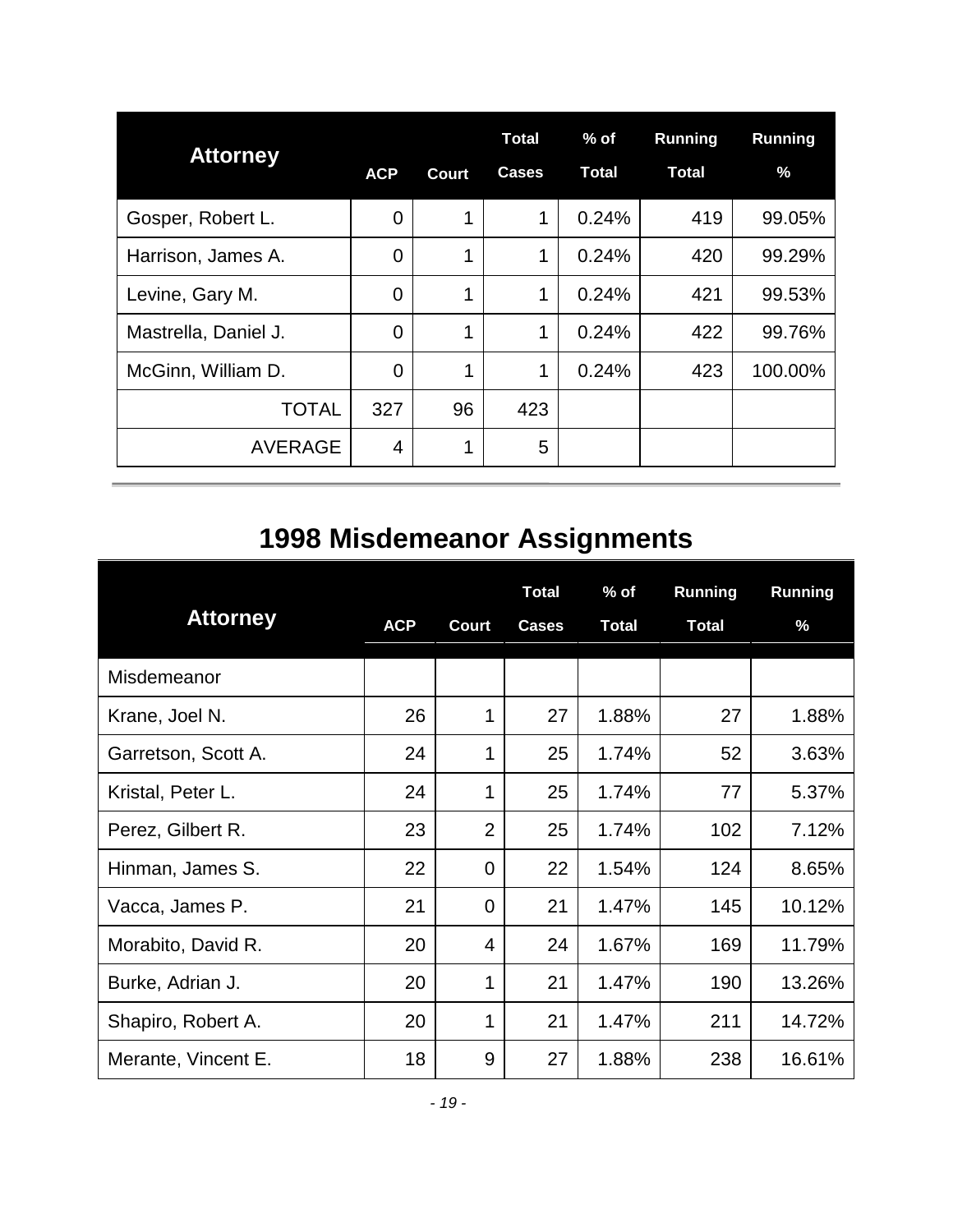| Attorney | ACP | Court | Total Cases | % of Total | Running Total | Running % |
|---|---|---|---|---|---|---|
| Gosper, Robert L. | 0 | 1 | 1 | 0.24% | 419 | 99.05% |
| Harrison, James A. | 0 | 1 | 1 | 0.24% | 420 | 99.29% |
| Levine, Gary M. | 0 | 1 | 1 | 0.24% | 421 | 99.53% |
| Mastrella, Daniel J. | 0 | 1 | 1 | 0.24% | 422 | 99.76% |
| McGinn, William D. | 0 | 1 | 1 | 0.24% | 423 | 100.00% |
| TOTAL | 327 | 96 | 423 | | | |
| AVERAGE | 4 | 1 | 5 | | | |

## 1998 Misdemeanor Assignments

| Attorney | ACP | Court | Total Cases | % of Total | Running Total | Running % |
|---|---|---|---|---|---|---|
| Misdemeanor | | | | | | |
| Krane, Joel N. | 26 | 1 | 27 | 1.88% | 27 | 1.88% |
| Garretson, Scott A. | 24 | 1 | 25 | 1.74% | 52 | 3.63% |
| Kristal, Peter L. | 24 | 1 | 25 | 1.74% | 77 | 5.37% |
| Perez, Gilbert R. | 23 | 2 | 25 | 1.74% | 102 | 7.12% |
| Hinman, James S. | 22 | 0 | 22 | 1.54% | 124 | 8.65% |
| Vacca, James P. | 21 | 0 | 21 | 1.47% | 145 | 10.12% |
| Morabito, David R. | 20 | 4 | 24 | 1.67% | 169 | 11.79% |
| Burke, Adrian J. | 20 | 1 | 21 | 1.47% | 190 | 13.26% |
| Shapiro, Robert A. | 20 | 1 | 21 | 1.47% | 211 | 14.72% |
| Merante, Vincent E. | 18 | 9 | 27 | 1.88% | 238 | 16.61% |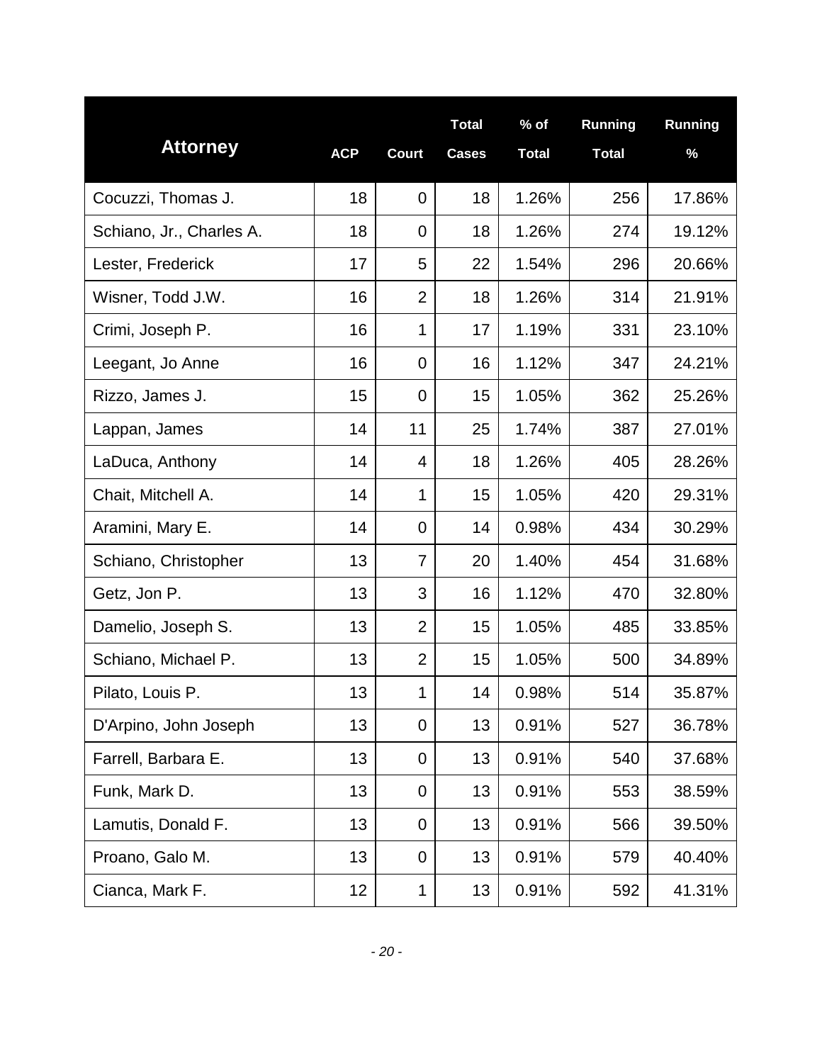| Attorney | ACP | Court | Total Cases | % of Total | Running Total | Running % |
|---|---|---|---|---|---|---|
| Cocuzzi, Thomas J. | 18 | 0 | 18 | 1.26% | 256 | 17.86% |
| Schiano, Jr., Charles A. | 18 | 0 | 18 | 1.26% | 274 | 19.12% |
| Lester, Frederick | 17 | 5 | 22 | 1.54% | 296 | 20.66% |
| Wisner, Todd J.W. | 16 | 2 | 18 | 1.26% | 314 | 21.91% |
| Crimi, Joseph P. | 16 | 1 | 17 | 1.19% | 331 | 23.10% |
| Leegant, Jo Anne | 16 | 0 | 16 | 1.12% | 347 | 24.21% |
| Rizzo, James J. | 15 | 0 | 15 | 1.05% | 362 | 25.26% |
| Lappan, James | 14 | 11 | 25 | 1.74% | 387 | 27.01% |
| LaDuca, Anthony | 14 | 4 | 18 | 1.26% | 405 | 28.26% |
| Chait, Mitchell A. | 14 | 1 | 15 | 1.05% | 420 | 29.31% |
| Aramini, Mary E. | 14 | 0 | 14 | 0.98% | 434 | 30.29% |
| Schiano, Christopher | 13 | 7 | 20 | 1.40% | 454 | 31.68% |
| Getz, Jon P. | 13 | 3 | 16 | 1.12% | 470 | 32.80% |
| Damelio, Joseph S. | 13 | 2 | 15 | 1.05% | 485 | 33.85% |
| Schiano, Michael P. | 13 | 2 | 15 | 1.05% | 500 | 34.89% |
| Pilato, Louis P. | 13 | 1 | 14 | 0.98% | 514 | 35.87% |
| D'Arpino, John Joseph | 13 | 0 | 13 | 0.91% | 527 | 36.78% |
| Farrell, Barbara E. | 13 | 0 | 13 | 0.91% | 540 | 37.68% |
| Funk, Mark D. | 13 | 0 | 13 | 0.91% | 553 | 38.59% |
| Lamutis, Donald F. | 13 | 0 | 13 | 0.91% | 566 | 39.50% |
| Proano, Galo M. | 13 | 0 | 13 | 0.91% | 579 | 40.40% |
| Cianca, Mark F. | 12 | 1 | 13 | 0.91% | 592 | 41.31% |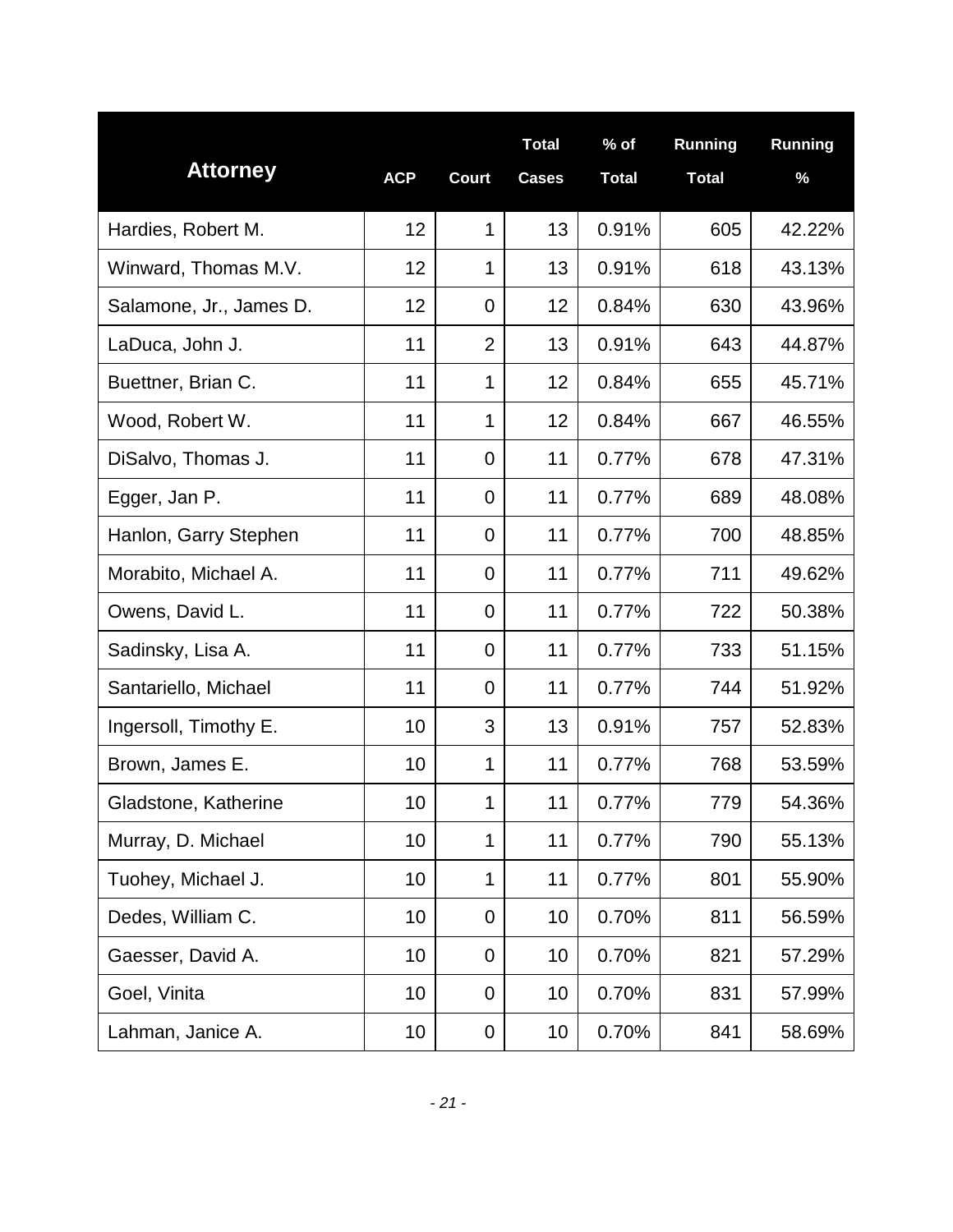| Attorney | ACP | Court | Total Cases | % of Total | Running Total | Running % |
|---|---|---|---|---|---|---|
| Hardies, Robert M. | 12 | 1 | 13 | 0.91% | 605 | 42.22% |
| Winward, Thomas M.V. | 12 | 1 | 13 | 0.91% | 618 | 43.13% |
| Salamone, Jr., James D. | 12 | 0 | 12 | 0.84% | 630 | 43.96% |
| LaDuca, John J. | 11 | 2 | 13 | 0.91% | 643 | 44.87% |
| Buettner, Brian C. | 11 | 1 | 12 | 0.84% | 655 | 45.71% |
| Wood, Robert W. | 11 | 1 | 12 | 0.84% | 667 | 46.55% |
| DiSalvo, Thomas J. | 11 | 0 | 11 | 0.77% | 678 | 47.31% |
| Egger, Jan P. | 11 | 0 | 11 | 0.77% | 689 | 48.08% |
| Hanlon, Garry Stephen | 11 | 0 | 11 | 0.77% | 700 | 48.85% |
| Morabito, Michael A. | 11 | 0 | 11 | 0.77% | 711 | 49.62% |
| Owens, David L. | 11 | 0 | 11 | 0.77% | 722 | 50.38% |
| Sadinsky, Lisa A. | 11 | 0 | 11 | 0.77% | 733 | 51.15% |
| Santariello, Michael | 11 | 0 | 11 | 0.77% | 744 | 51.92% |
| Ingersoll, Timothy E. | 10 | 3 | 13 | 0.91% | 757 | 52.83% |
| Brown, James E. | 10 | 1 | 11 | 0.77% | 768 | 53.59% |
| Gladstone, Katherine | 10 | 1 | 11 | 0.77% | 779 | 54.36% |
| Murray, D. Michael | 10 | 1 | 11 | 0.77% | 790 | 55.13% |
| Tuohey, Michael J. | 10 | 1 | 11 | 0.77% | 801 | 55.90% |
| Dedes, William C. | 10 | 0 | 10 | 0.70% | 811 | 56.59% |
| Gaesser, David A. | 10 | 0 | 10 | 0.70% | 821 | 57.29% |
| Goel, Vinita | 10 | 0 | 10 | 0.70% | 831 | 57.99% |
| Lahman, Janice A. | 10 | 0 | 10 | 0.70% | 841 | 58.69% |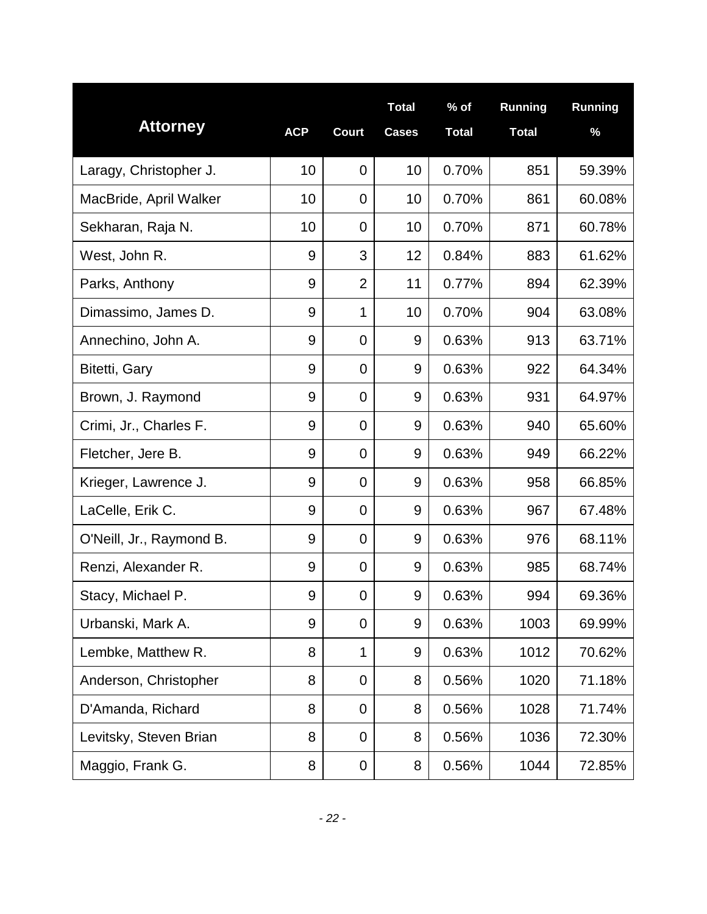| Attorney | ACP | Court | Total Cases | % of Total | Running Total | Running % |
|---|---|---|---|---|---|---|
| Laragy, Christopher J. | 10 | 0 | 10 | 0.70% | 851 | 59.39% |
| MacBride, April Walker | 10 | 0 | 10 | 0.70% | 861 | 60.08% |
| Sekharan, Raja N. | 10 | 0 | 10 | 0.70% | 871 | 60.78% |
| West, John R. | 9 | 3 | 12 | 0.84% | 883 | 61.62% |
| Parks, Anthony | 9 | 2 | 11 | 0.77% | 894 | 62.39% |
| Dimassimo, James D. | 9 | 1 | 10 | 0.70% | 904 | 63.08% |
| Annechino, John A. | 9 | 0 | 9 | 0.63% | 913 | 63.71% |
| Bitetti, Gary | 9 | 0 | 9 | 0.63% | 922 | 64.34% |
| Brown, J. Raymond | 9 | 0 | 9 | 0.63% | 931 | 64.97% |
| Crimi, Jr., Charles F. | 9 | 0 | 9 | 0.63% | 940 | 65.60% |
| Fletcher, Jere B. | 9 | 0 | 9 | 0.63% | 949 | 66.22% |
| Krieger, Lawrence J. | 9 | 0 | 9 | 0.63% | 958 | 66.85% |
| LaCelle, Erik C. | 9 | 0 | 9 | 0.63% | 967 | 67.48% |
| O'Neill, Jr., Raymond B. | 9 | 0 | 9 | 0.63% | 976 | 68.11% |
| Renzi, Alexander R. | 9 | 0 | 9 | 0.63% | 985 | 68.74% |
| Stacy, Michael P. | 9 | 0 | 9 | 0.63% | 994 | 69.36% |
| Urbanski, Mark A. | 9 | 0 | 9 | 0.63% | 1003 | 69.99% |
| Lembke, Matthew R. | 8 | 1 | 9 | 0.63% | 1012 | 70.62% |
| Anderson, Christopher | 8 | 0 | 8 | 0.56% | 1020 | 71.18% |
| D'Amanda, Richard | 8 | 0 | 8 | 0.56% | 1028 | 71.74% |
| Levitsky, Steven Brian | 8 | 0 | 8 | 0.56% | 1036 | 72.30% |
| Maggio, Frank G. | 8 | 0 | 8 | 0.56% | 1044 | 72.85% |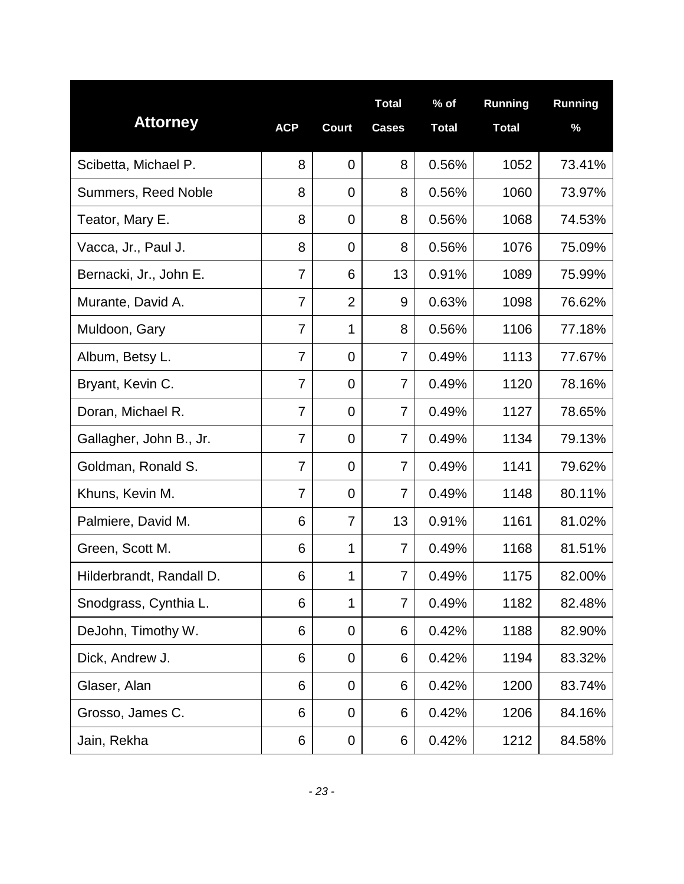| Attorney | ACP | Court | Total Cases | % of Total | Running Total | Running % |
|---|---|---|---|---|---|---|
| Scibetta, Michael P. | 8 | 0 | 8 | 0.56% | 1052 | 73.41% |
| Summers, Reed Noble | 8 | 0 | 8 | 0.56% | 1060 | 73.97% |
| Teator, Mary E. | 8 | 0 | 8 | 0.56% | 1068 | 74.53% |
| Vacca, Jr., Paul J. | 8 | 0 | 8 | 0.56% | 1076 | 75.09% |
| Bernacki, Jr., John E. | 7 | 6 | 13 | 0.91% | 1089 | 75.99% |
| Murante, David A. | 7 | 2 | 9 | 0.63% | 1098 | 76.62% |
| Muldoon, Gary | 7 | 1 | 8 | 0.56% | 1106 | 77.18% |
| Album, Betsy L. | 7 | 0 | 7 | 0.49% | 1113 | 77.67% |
| Bryant, Kevin C. | 7 | 0 | 7 | 0.49% | 1120 | 78.16% |
| Doran, Michael R. | 7 | 0 | 7 | 0.49% | 1127 | 78.65% |
| Gallagher, John B., Jr. | 7 | 0 | 7 | 0.49% | 1134 | 79.13% |
| Goldman, Ronald S. | 7 | 0 | 7 | 0.49% | 1141 | 79.62% |
| Khuns, Kevin M. | 7 | 0 | 7 | 0.49% | 1148 | 80.11% |
| Palmiere, David M. | 6 | 7 | 13 | 0.91% | 1161 | 81.02% |
| Green, Scott M. | 6 | 1 | 7 | 0.49% | 1168 | 81.51% |
| Hilderbrandt, Randall D. | 6 | 1 | 7 | 0.49% | 1175 | 82.00% |
| Snodgrass, Cynthia L. | 6 | 1 | 7 | 0.49% | 1182 | 82.48% |
| DeJohn, Timothy W. | 6 | 0 | 6 | 0.42% | 1188 | 82.90% |
| Dick, Andrew J. | 6 | 0 | 6 | 0.42% | 1194 | 83.32% |
| Glaser, Alan | 6 | 0 | 6 | 0.42% | 1200 | 83.74% |
| Grosso, James C. | 6 | 0 | 6 | 0.42% | 1206 | 84.16% |
| Jain, Rekha | 6 | 0 | 6 | 0.42% | 1212 | 84.58% |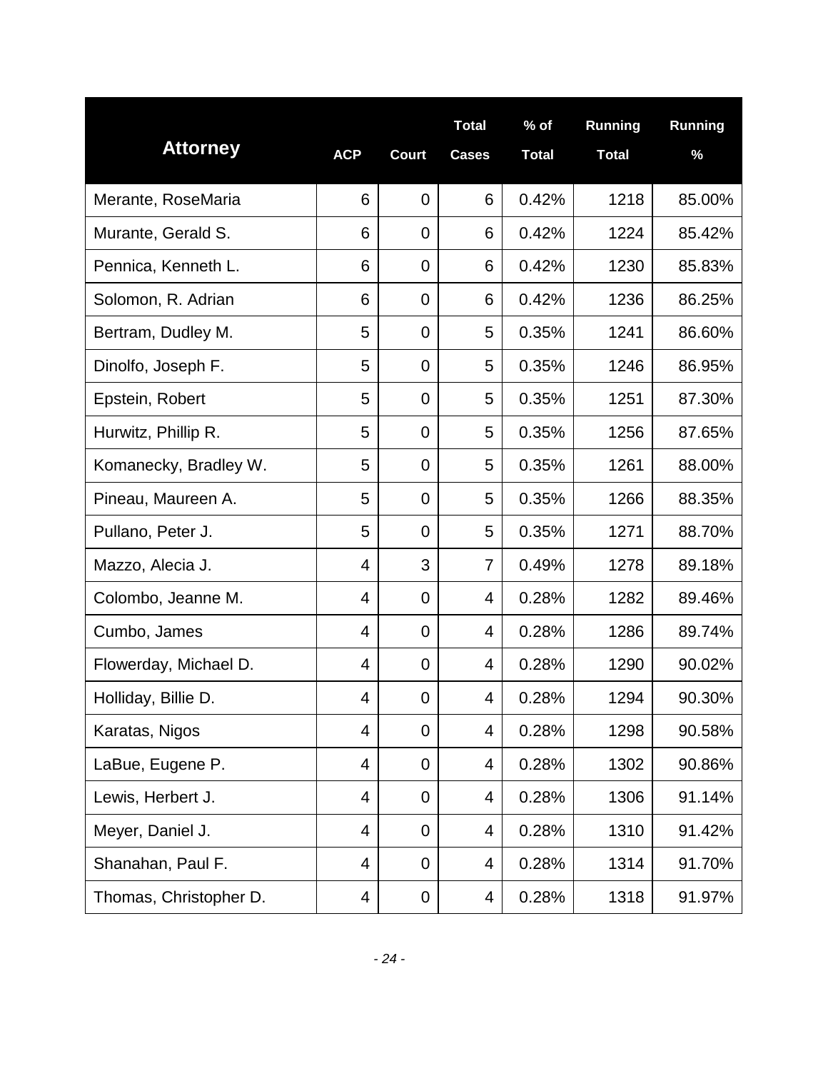| Attorney | ACP | Court | Total Cases | % of Total | Running Total | Running % |
| --- | --- | --- | --- | --- | --- | --- |
| Merante, RoseMaria | 6 | 0 | 6 | 0.42% | 1218 | 85.00% |
| Murante, Gerald S. | 6 | 0 | 6 | 0.42% | 1224 | 85.42% |
| Pennica, Kenneth L. | 6 | 0 | 6 | 0.42% | 1230 | 85.83% |
| Solomon, R. Adrian | 6 | 0 | 6 | 0.42% | 1236 | 86.25% |
| Bertram, Dudley M. | 5 | 0 | 5 | 0.35% | 1241 | 86.60% |
| Dinolfo, Joseph F. | 5 | 0 | 5 | 0.35% | 1246 | 86.95% |
| Epstein, Robert | 5 | 0 | 5 | 0.35% | 1251 | 87.30% |
| Hurwitz, Phillip R. | 5 | 0 | 5 | 0.35% | 1256 | 87.65% |
| Komanecky, Bradley W. | 5 | 0 | 5 | 0.35% | 1261 | 88.00% |
| Pineau, Maureen A. | 5 | 0 | 5 | 0.35% | 1266 | 88.35% |
| Pullano, Peter J. | 5 | 0 | 5 | 0.35% | 1271 | 88.70% |
| Mazzo, Alecia J. | 4 | 3 | 7 | 0.49% | 1278 | 89.18% |
| Colombo, Jeanne M. | 4 | 0 | 4 | 0.28% | 1282 | 89.46% |
| Cumbo, James | 4 | 0 | 4 | 0.28% | 1286 | 89.74% |
| Flowerday, Michael D. | 4 | 0 | 4 | 0.28% | 1290 | 90.02% |
| Holliday, Billie D. | 4 | 0 | 4 | 0.28% | 1294 | 90.30% |
| Karatas, Nigos | 4 | 0 | 4 | 0.28% | 1298 | 90.58% |
| LaBue, Eugene P. | 4 | 0 | 4 | 0.28% | 1302 | 90.86% |
| Lewis, Herbert J. | 4 | 0 | 4 | 0.28% | 1306 | 91.14% |
| Meyer, Daniel J. | 4 | 0 | 4 | 0.28% | 1310 | 91.42% |
| Shanahan, Paul F. | 4 | 0 | 4 | 0.28% | 1314 | 91.70% |
| Thomas, Christopher D. | 4 | 0 | 4 | 0.28% | 1318 | 91.97% |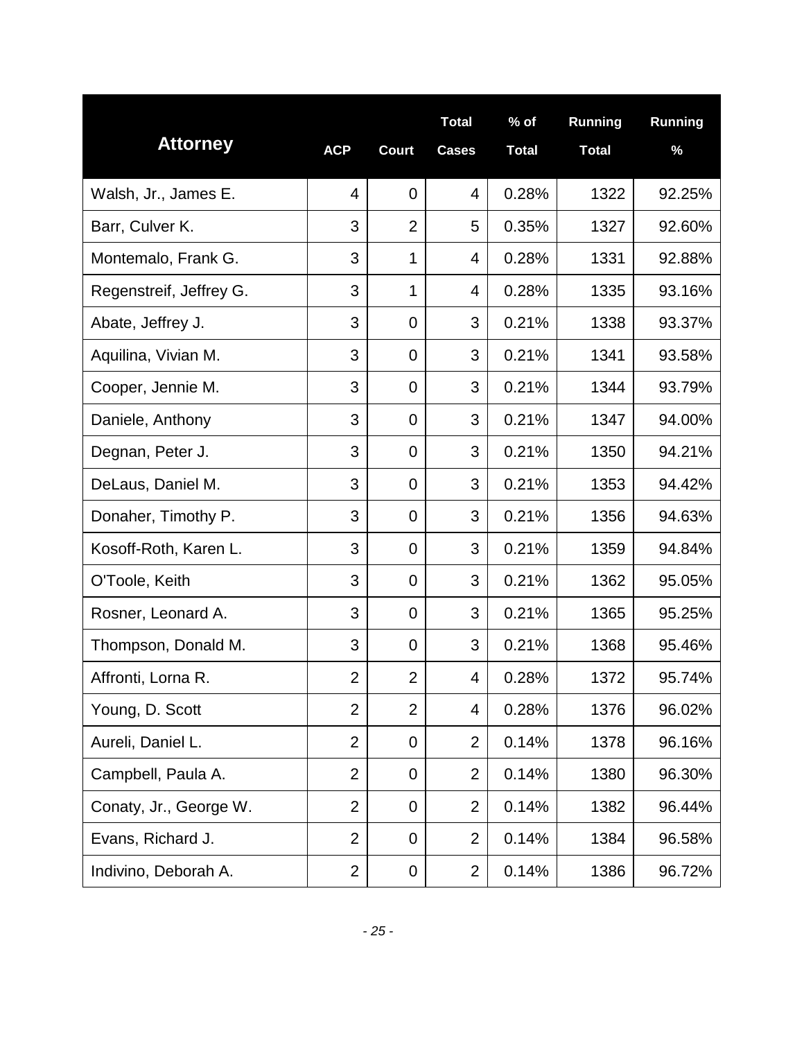| Attorney | ACP | Court | Total Cases | % of Total | Running Total | Running % |
|---|---|---|---|---|---|---|
| Walsh, Jr., James E. | 4 | 0 | 4 | 0.28% | 1322 | 92.25% |
| Barr, Culver K. | 3 | 2 | 5 | 0.35% | 1327 | 92.60% |
| Montemalo, Frank G. | 3 | 1 | 4 | 0.28% | 1331 | 92.88% |
| Regenstreif, Jeffrey G. | 3 | 1 | 4 | 0.28% | 1335 | 93.16% |
| Abate, Jeffrey J. | 3 | 0 | 3 | 0.21% | 1338 | 93.37% |
| Aquilina, Vivian M. | 3 | 0 | 3 | 0.21% | 1341 | 93.58% |
| Cooper, Jennie M. | 3 | 0 | 3 | 0.21% | 1344 | 93.79% |
| Daniele, Anthony | 3 | 0 | 3 | 0.21% | 1347 | 94.00% |
| Degnan, Peter J. | 3 | 0 | 3 | 0.21% | 1350 | 94.21% |
| DeLaus, Daniel M. | 3 | 0 | 3 | 0.21% | 1353 | 94.42% |
| Donaher, Timothy P. | 3 | 0 | 3 | 0.21% | 1356 | 94.63% |
| Kosoff-Roth, Karen L. | 3 | 0 | 3 | 0.21% | 1359 | 94.84% |
| O'Toole, Keith | 3 | 0 | 3 | 0.21% | 1362 | 95.05% |
| Rosner, Leonard A. | 3 | 0 | 3 | 0.21% | 1365 | 95.25% |
| Thompson, Donald M. | 3 | 0 | 3 | 0.21% | 1368 | 95.46% |
| Affronti, Lorna R. | 2 | 2 | 4 | 0.28% | 1372 | 95.74% |
| Young, D. Scott | 2 | 2 | 4 | 0.28% | 1376 | 96.02% |
| Aureli, Daniel L. | 2 | 0 | 2 | 0.14% | 1378 | 96.16% |
| Campbell, Paula A. | 2 | 0 | 2 | 0.14% | 1380 | 96.30% |
| Conaty, Jr., George W. | 2 | 0 | 2 | 0.14% | 1382 | 96.44% |
| Evans, Richard J. | 2 | 0 | 2 | 0.14% | 1384 | 96.58% |
| Indivino, Deborah A. | 2 | 0 | 2 | 0.14% | 1386 | 96.72% |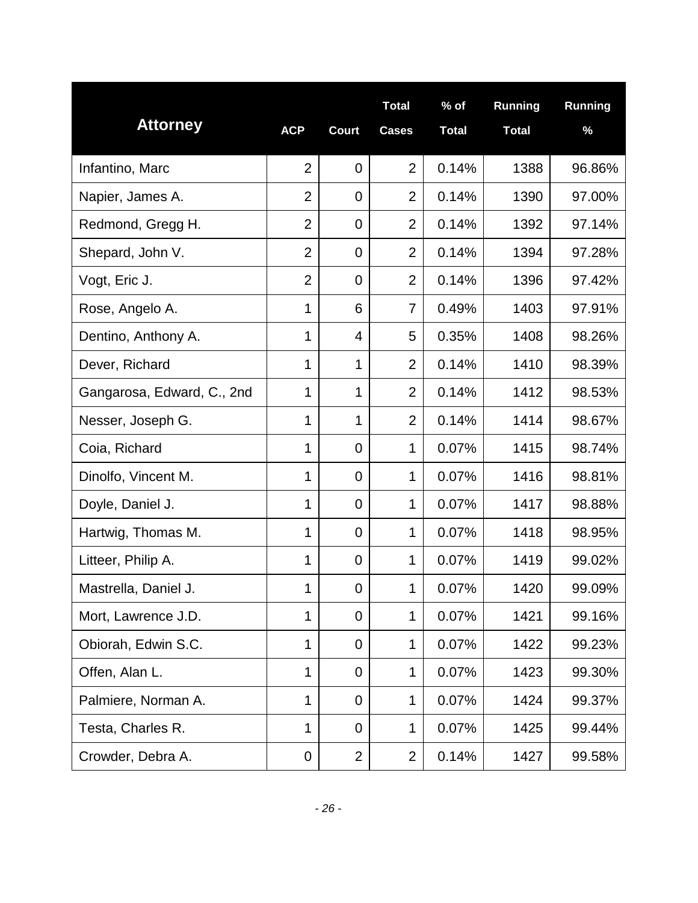| Attorney | ACP | Court | Total Cases | % of Total | Running Total | Running % |
|---|---|---|---|---|---|---|
| Infantino, Marc | 2 | 0 | 2 | 0.14% | 1388 | 96.86% |
| Napier, James A. | 2 | 0 | 2 | 0.14% | 1390 | 97.00% |
| Redmond, Gregg H. | 2 | 0 | 2 | 0.14% | 1392 | 97.14% |
| Shepard, John V. | 2 | 0 | 2 | 0.14% | 1394 | 97.28% |
| Vogt, Eric J. | 2 | 0 | 2 | 0.14% | 1396 | 97.42% |
| Rose, Angelo A. | 1 | 6 | 7 | 0.49% | 1403 | 97.91% |
| Dentino, Anthony A. | 1 | 4 | 5 | 0.35% | 1408 | 98.26% |
| Dever, Richard | 1 | 1 | 2 | 0.14% | 1410 | 98.39% |
| Gangarosa, Edward, C., 2nd | 1 | 1 | 2 | 0.14% | 1412 | 98.53% |
| Nesser, Joseph G. | 1 | 1 | 2 | 0.14% | 1414 | 98.67% |
| Coia, Richard | 1 | 0 | 1 | 0.07% | 1415 | 98.74% |
| Dinolfo, Vincent M. | 1 | 0 | 1 | 0.07% | 1416 | 98.81% |
| Doyle, Daniel J. | 1 | 0 | 1 | 0.07% | 1417 | 98.88% |
| Hartwig, Thomas M. | 1 | 0 | 1 | 0.07% | 1418 | 98.95% |
| Litteer, Philip A. | 1 | 0 | 1 | 0.07% | 1419 | 99.02% |
| Mastrella, Daniel J. | 1 | 0 | 1 | 0.07% | 1420 | 99.09% |
| Mort, Lawrence J.D. | 1 | 0 | 1 | 0.07% | 1421 | 99.16% |
| Obiorah, Edwin S.C. | 1 | 0 | 1 | 0.07% | 1422 | 99.23% |
| Offen, Alan L. | 1 | 0 | 1 | 0.07% | 1423 | 99.30% |
| Palmiere, Norman A. | 1 | 0 | 1 | 0.07% | 1424 | 99.37% |
| Testa, Charles R. | 1 | 0 | 1 | 0.07% | 1425 | 99.44% |
| Crowder, Debra A. | 0 | 2 | 2 | 0.14% | 1427 | 99.58% |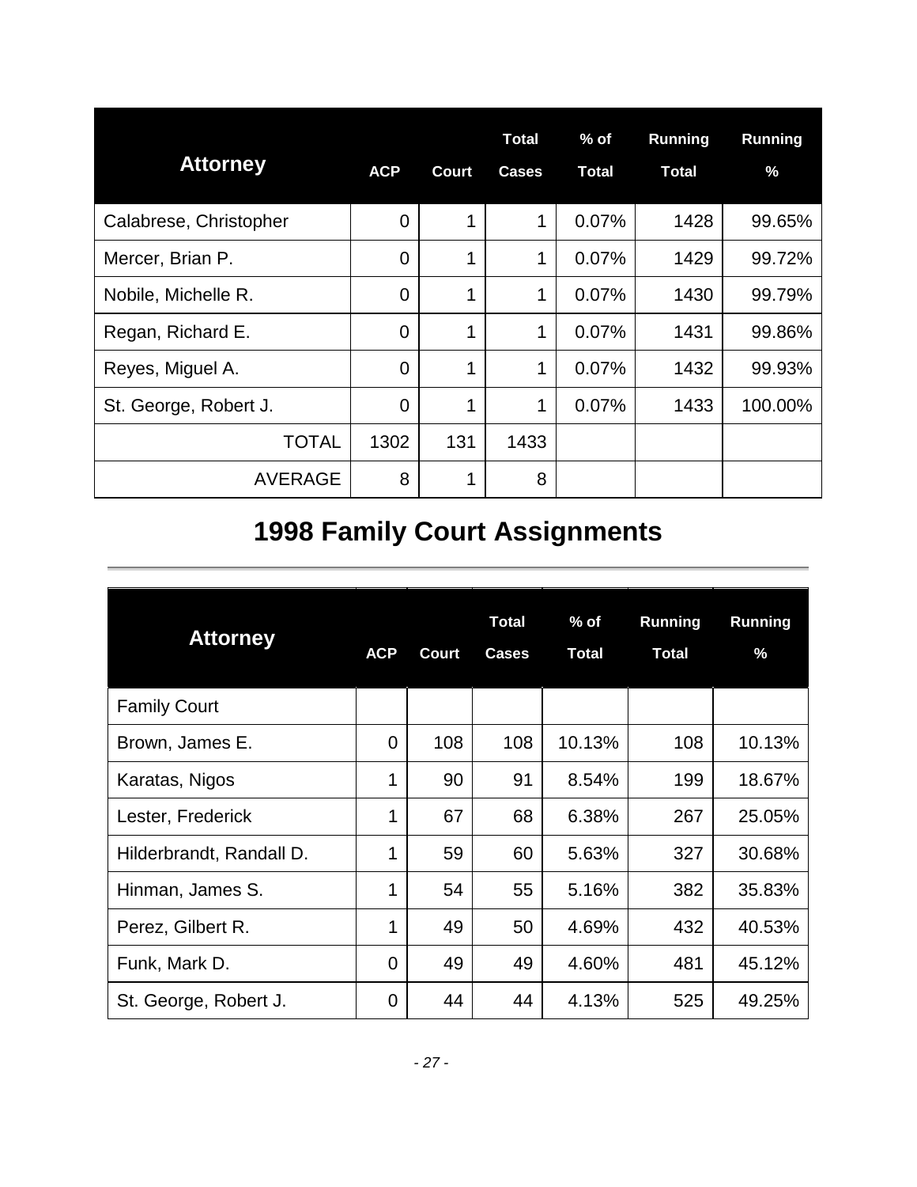| Attorney | ACP | Court | Total Cases | % of Total | Running Total | Running % |
|---|---|---|---|---|---|---|
| Calabrese, Christopher | 0 | 1 | 1 | 0.07% | 1428 | 99.65% |
| Mercer, Brian P. | 0 | 1 | 1 | 0.07% | 1429 | 99.72% |
| Nobile, Michelle R. | 0 | 1 | 1 | 0.07% | 1430 | 99.79% |
| Regan, Richard E. | 0 | 1 | 1 | 0.07% | 1431 | 99.86% |
| Reyes, Miguel A. | 0 | 1 | 1 | 0.07% | 1432 | 99.93% |
| St. George, Robert J. | 0 | 1 | 1 | 0.07% | 1433 | 100.00% |
| TOTAL | 1302 | 131 | 1433 | | | |
| AVERAGE | 8 | 1 | 8 | | | |

# 1998 Family Court Assignments

| Attorney | ACP | Court | Total Cases | % of Total | Running Total | Running % |
|---|---|---|---|---|---|---|
| Family Court | | | | | | |
| Brown, James E. | 0 | 108 | 108 | 10.13% | 108 | 10.13% |
| Karatas, Nigos | 1 | 90 | 91 | 8.54% | 199 | 18.67% |
| Lester, Frederick | 1 | 67 | 68 | 6.38% | 267 | 25.05% |
| Hilderbrandt, Randall D. | 1 | 59 | 60 | 5.63% | 327 | 30.68% |
| Hinman, James S. | 1 | 54 | 55 | 5.16% | 382 | 35.83% |
| Perez, Gilbert R. | 1 | 49 | 50 | 4.69% | 432 | 40.53% |
| Funk, Mark D. | 0 | 49 | 49 | 4.60% | 481 | 45.12% |
| St. George, Robert J. | 0 | 44 | 44 | 4.13% | 525 | 49.25% |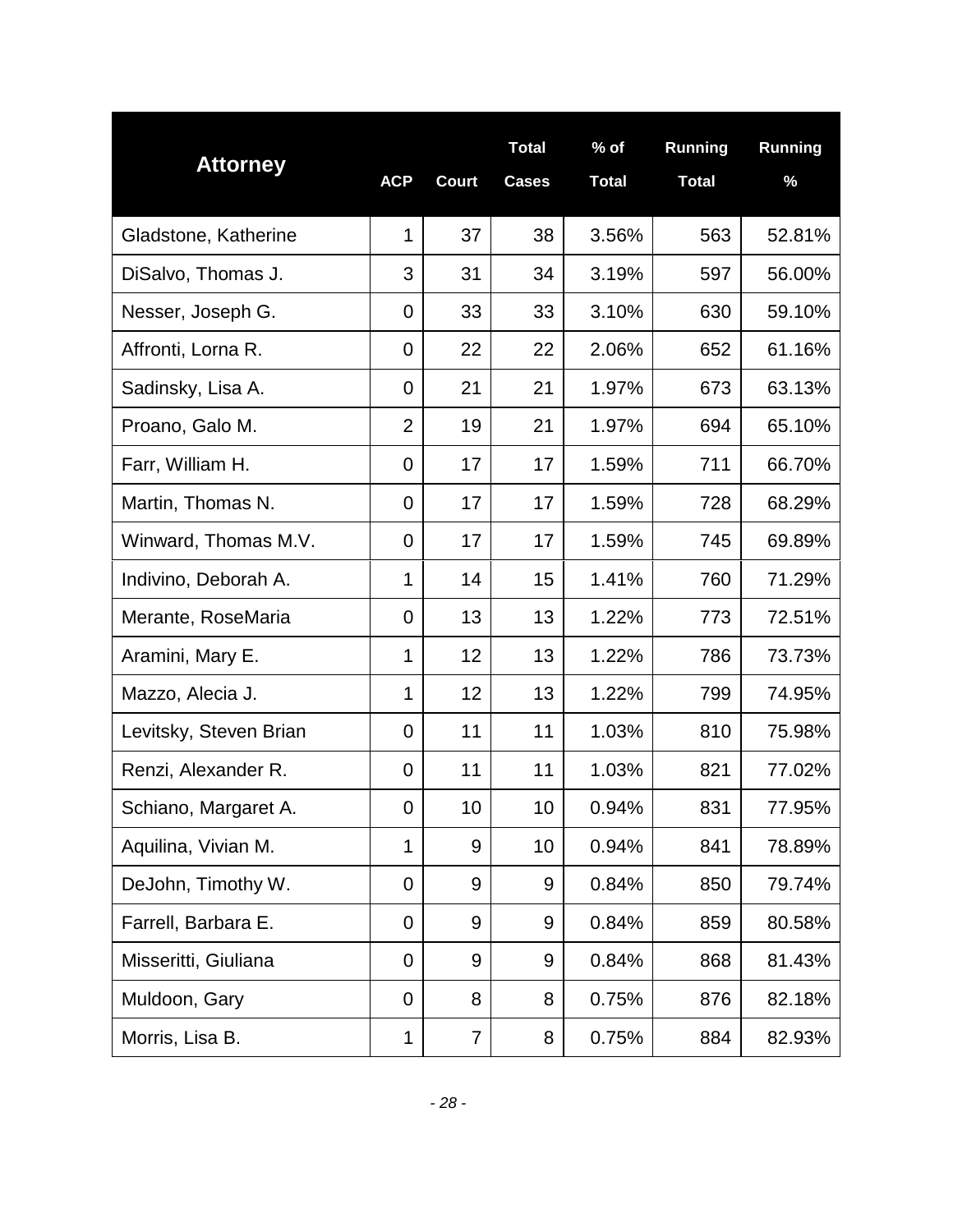| Attorney | ACP | Court | Total Cases | % of Total | Running Total | Running % |
|---|---|---|---|---|---|---|
| Gladstone, Katherine | 1 | 37 | 38 | 3.56% | 563 | 52.81% |
| DiSalvo, Thomas J. | 3 | 31 | 34 | 3.19% | 597 | 56.00% |
| Nesser, Joseph G. | 0 | 33 | 33 | 3.10% | 630 | 59.10% |
| Affronti, Lorna R. | 0 | 22 | 22 | 2.06% | 652 | 61.16% |
| Sadinsky, Lisa A. | 0 | 21 | 21 | 1.97% | 673 | 63.13% |
| Proano, Galo M. | 2 | 19 | 21 | 1.97% | 694 | 65.10% |
| Farr, William H. | 0 | 17 | 17 | 1.59% | 711 | 66.70% |
| Martin, Thomas N. | 0 | 17 | 17 | 1.59% | 728 | 68.29% |
| Winward, Thomas M.V. | 0 | 17 | 17 | 1.59% | 745 | 69.89% |
| Indivino, Deborah A. | 1 | 14 | 15 | 1.41% | 760 | 71.29% |
| Merante, RoseMaria | 0 | 13 | 13 | 1.22% | 773 | 72.51% |
| Aramini, Mary E. | 1 | 12 | 13 | 1.22% | 786 | 73.73% |
| Mazzo, Alecia J. | 1 | 12 | 13 | 1.22% | 799 | 74.95% |
| Levitsky, Steven Brian | 0 | 11 | 11 | 1.03% | 810 | 75.98% |
| Renzi, Alexander R. | 0 | 11 | 11 | 1.03% | 821 | 77.02% |
| Schiano, Margaret A. | 0 | 10 | 10 | 0.94% | 831 | 77.95% |
| Aquilina, Vivian M. | 1 | 9 | 10 | 0.94% | 841 | 78.89% |
| DeJohn, Timothy W. | 0 | 9 | 9 | 0.84% | 850 | 79.74% |
| Farrell, Barbara E. | 0 | 9 | 9 | 0.84% | 859 | 80.58% |
| Misseritti, Giuliana | 0 | 9 | 9 | 0.84% | 868 | 81.43% |
| Muldoon, Gary | 0 | 8 | 8 | 0.75% | 876 | 82.18% |
| Morris, Lisa B. | 1 | 7 | 8 | 0.75% | 884 | 82.93% |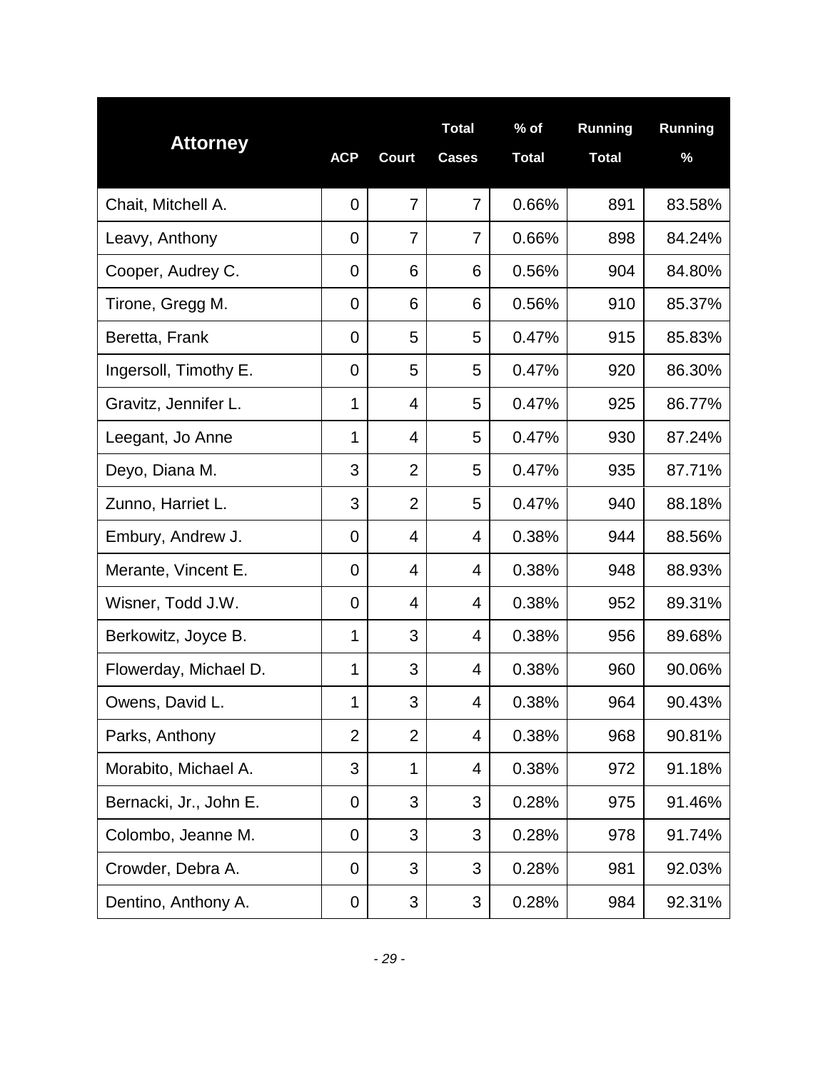| Attorney | ACP | Court | Total Cases | % of Total | Running Total | Running % |
|---|---|---|---|---|---|---|
| Chait, Mitchell A. | 0 | 7 | 7 | 0.66% | 891 | 83.58% |
| Leavy, Anthony | 0 | 7 | 7 | 0.66% | 898 | 84.24% |
| Cooper, Audrey C. | 0 | 6 | 6 | 0.56% | 904 | 84.80% |
| Tirone, Gregg M. | 0 | 6 | 6 | 0.56% | 910 | 85.37% |
| Beretta, Frank | 0 | 5 | 5 | 0.47% | 915 | 85.83% |
| Ingersoll, Timothy E. | 0 | 5 | 5 | 0.47% | 920 | 86.30% |
| Gravitz, Jennifer L. | 1 | 4 | 5 | 0.47% | 925 | 86.77% |
| Leegant, Jo Anne | 1 | 4 | 5 | 0.47% | 930 | 87.24% |
| Deyo, Diana M. | 3 | 2 | 5 | 0.47% | 935 | 87.71% |
| Zunno, Harriet L. | 3 | 2 | 5 | 0.47% | 940 | 88.18% |
| Embury, Andrew J. | 0 | 4 | 4 | 0.38% | 944 | 88.56% |
| Merante, Vincent E. | 0 | 4 | 4 | 0.38% | 948 | 88.93% |
| Wisner, Todd J.W. | 0 | 4 | 4 | 0.38% | 952 | 89.31% |
| Berkowitz, Joyce B. | 1 | 3 | 4 | 0.38% | 956 | 89.68% |
| Flowerday, Michael D. | 1 | 3 | 4 | 0.38% | 960 | 90.06% |
| Owens, David L. | 1 | 3 | 4 | 0.38% | 964 | 90.43% |
| Parks, Anthony | 2 | 2 | 4 | 0.38% | 968 | 90.81% |
| Morabito, Michael A. | 3 | 1 | 4 | 0.38% | 972 | 91.18% |
| Bernacki, Jr., John E. | 0 | 3 | 3 | 0.28% | 975 | 91.46% |
| Colombo, Jeanne M. | 0 | 3 | 3 | 0.28% | 978 | 91.74% |
| Crowder, Debra A. | 0 | 3 | 3 | 0.28% | 981 | 92.03% |
| Dentino, Anthony A. | 0 | 3 | 3 | 0.28% | 984 | 92.31% |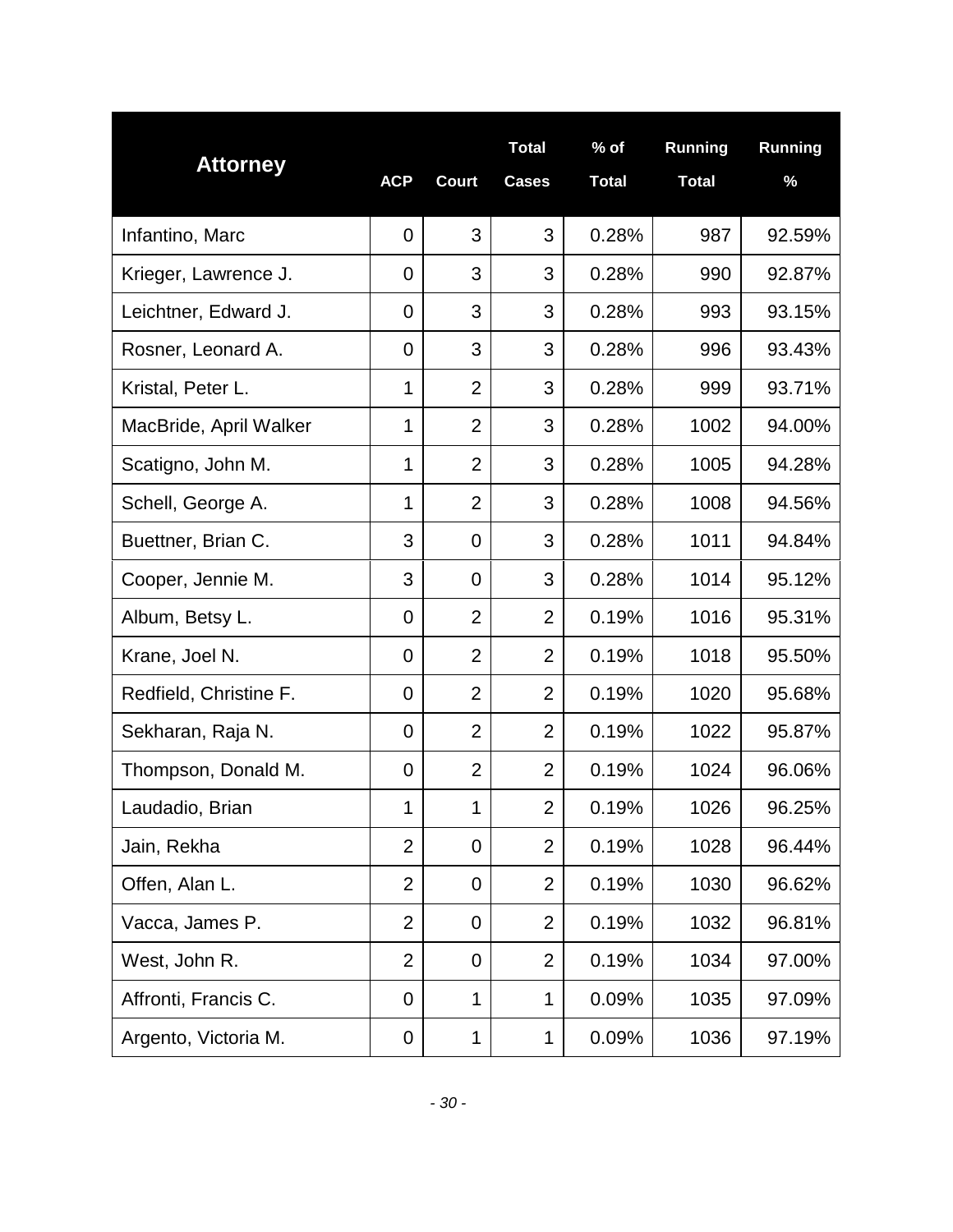| Attorney | ACP | Court | Total Cases | % of Total | Running Total | Running % |
|---|---|---|---|---|---|---|
| Infantino, Marc | 0 | 3 | 3 | 0.28% | 987 | 92.59% |
| Krieger, Lawrence J. | 0 | 3 | 3 | 0.28% | 990 | 92.87% |
| Leichtner, Edward J. | 0 | 3 | 3 | 0.28% | 993 | 93.15% |
| Rosner, Leonard A. | 0 | 3 | 3 | 0.28% | 996 | 93.43% |
| Kristal, Peter L. | 1 | 2 | 3 | 0.28% | 999 | 93.71% |
| MacBride, April Walker | 1 | 2 | 3 | 0.28% | 1002 | 94.00% |
| Scatigno, John M. | 1 | 2 | 3 | 0.28% | 1005 | 94.28% |
| Schell, George A. | 1 | 2 | 3 | 0.28% | 1008 | 94.56% |
| Buettner, Brian C. | 3 | 0 | 3 | 0.28% | 1011 | 94.84% |
| Cooper, Jennie M. | 3 | 0 | 3 | 0.28% | 1014 | 95.12% |
| Album, Betsy L. | 0 | 2 | 2 | 0.19% | 1016 | 95.31% |
| Krane, Joel N. | 0 | 2 | 2 | 0.19% | 1018 | 95.50% |
| Redfield, Christine F. | 0 | 2 | 2 | 0.19% | 1020 | 95.68% |
| Sekharan, Raja N. | 0 | 2 | 2 | 0.19% | 1022 | 95.87% |
| Thompson, Donald M. | 0 | 2 | 2 | 0.19% | 1024 | 96.06% |
| Laudadio, Brian | 1 | 1 | 2 | 0.19% | 1026 | 96.25% |
| Jain, Rekha | 2 | 0 | 2 | 0.19% | 1028 | 96.44% |
| Offen, Alan L. | 2 | 0 | 2 | 0.19% | 1030 | 96.62% |
| Vacca, James P. | 2 | 0 | 2 | 0.19% | 1032 | 96.81% |
| West, John R. | 2 | 0 | 2 | 0.19% | 1034 | 97.00% |
| Affronti, Francis C. | 0 | 1 | 1 | 0.09% | 1035 | 97.09% |
| Argento, Victoria M. | 0 | 1 | 1 | 0.09% | 1036 | 97.19% |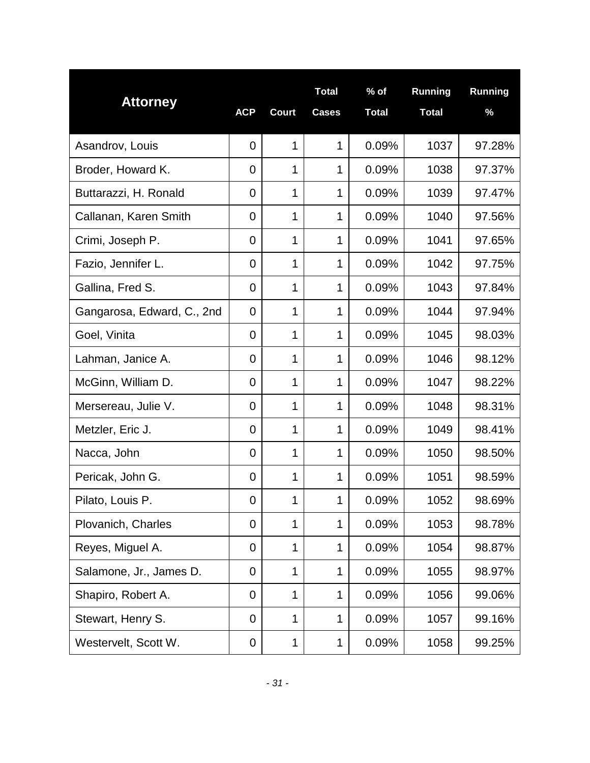| Attorney | ACP | Court | Total Cases | % of Total | Running Total | Running % |
|---|---|---|---|---|---|---|
| Asandrov, Louis | 0 | 1 | 1 | 0.09% | 1037 | 97.28% |
| Broder, Howard K. | 0 | 1 | 1 | 0.09% | 1038 | 97.37% |
| Buttarazzi, H. Ronald | 0 | 1 | 1 | 0.09% | 1039 | 97.47% |
| Callanan, Karen Smith | 0 | 1 | 1 | 0.09% | 1040 | 97.56% |
| Crimi, Joseph P. | 0 | 1 | 1 | 0.09% | 1041 | 97.65% |
| Fazio, Jennifer L. | 0 | 1 | 1 | 0.09% | 1042 | 97.75% |
| Gallina, Fred S. | 0 | 1 | 1 | 0.09% | 1043 | 97.84% |
| Gangarosa, Edward, C., 2nd | 0 | 1 | 1 | 0.09% | 1044 | 97.94% |
| Goel, Vinita | 0 | 1 | 1 | 0.09% | 1045 | 98.03% |
| Lahman, Janice A. | 0 | 1 | 1 | 0.09% | 1046 | 98.12% |
| McGinn, William D. | 0 | 1 | 1 | 0.09% | 1047 | 98.22% |
| Mersereau, Julie V. | 0 | 1 | 1 | 0.09% | 1048 | 98.31% |
| Metzler, Eric J. | 0 | 1 | 1 | 0.09% | 1049 | 98.41% |
| Nacca, John | 0 | 1 | 1 | 0.09% | 1050 | 98.50% |
| Pericak, John G. | 0 | 1 | 1 | 0.09% | 1051 | 98.59% |
| Pilato, Louis P. | 0 | 1 | 1 | 0.09% | 1052 | 98.69% |
| Plovanich, Charles | 0 | 1 | 1 | 0.09% | 1053 | 98.78% |
| Reyes, Miguel A. | 0 | 1 | 1 | 0.09% | 1054 | 98.87% |
| Salamone, Jr., James D. | 0 | 1 | 1 | 0.09% | 1055 | 98.97% |
| Shapiro, Robert A. | 0 | 1 | 1 | 0.09% | 1056 | 99.06% |
| Stewart, Henry S. | 0 | 1 | 1 | 0.09% | 1057 | 99.16% |
| Westervelt, Scott W. | 0 | 1 | 1 | 0.09% | 1058 | 99.25% |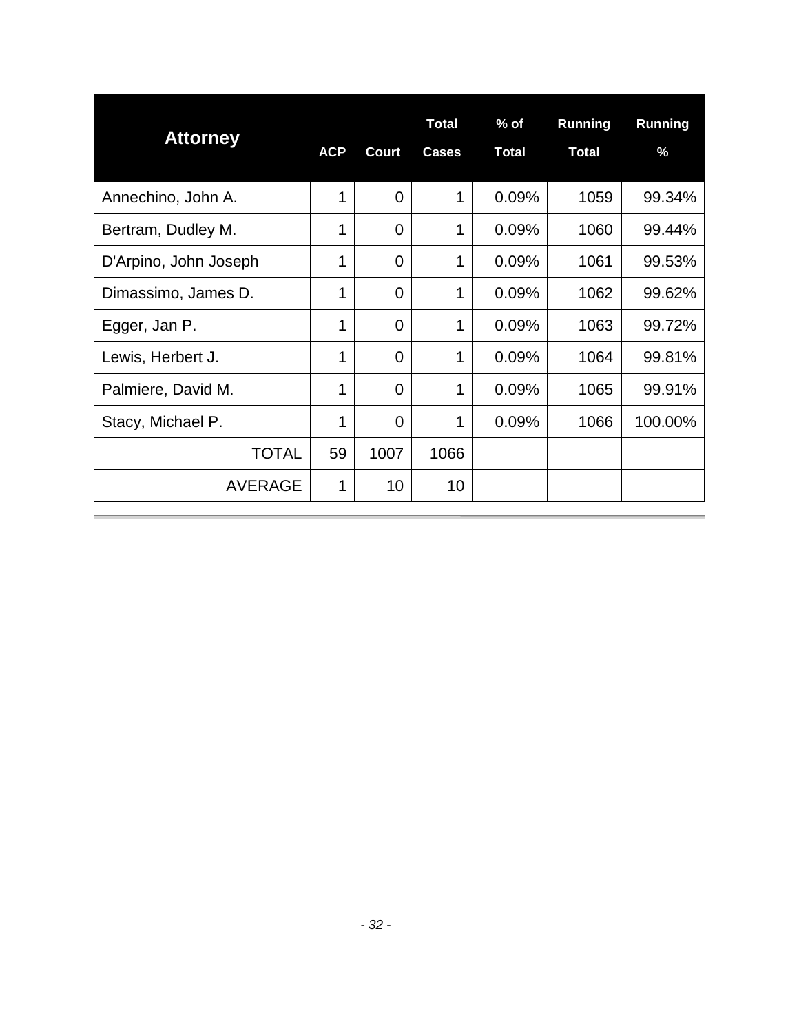| Attorney | ACP | Court | Total Cases | % of Total | Running Total | Running % |
|---|---|---|---|---|---|---|
| Annechino, John A. | 1 | 0 | 1 | 0.09% | 1059 | 99.34% |
| Bertram, Dudley M. | 1 | 0 | 1 | 0.09% | 1060 | 99.44% |
| D'Arpino, John Joseph | 1 | 0 | 1 | 0.09% | 1061 | 99.53% |
| Dimassimo, James D. | 1 | 0 | 1 | 0.09% | 1062 | 99.62% |
| Egger, Jan P. | 1 | 0 | 1 | 0.09% | 1063 | 99.72% |
| Lewis, Herbert J. | 1 | 0 | 1 | 0.09% | 1064 | 99.81% |
| Palmiere, David M. | 1 | 0 | 1 | 0.09% | 1065 | 99.91% |
| Stacy, Michael P. | 1 | 0 | 1 | 0.09% | 1066 | 100.00% |
| TOTAL | 59 | 1007 | 1066 | | | |
| AVERAGE | 1 | 10 | 10 | | | |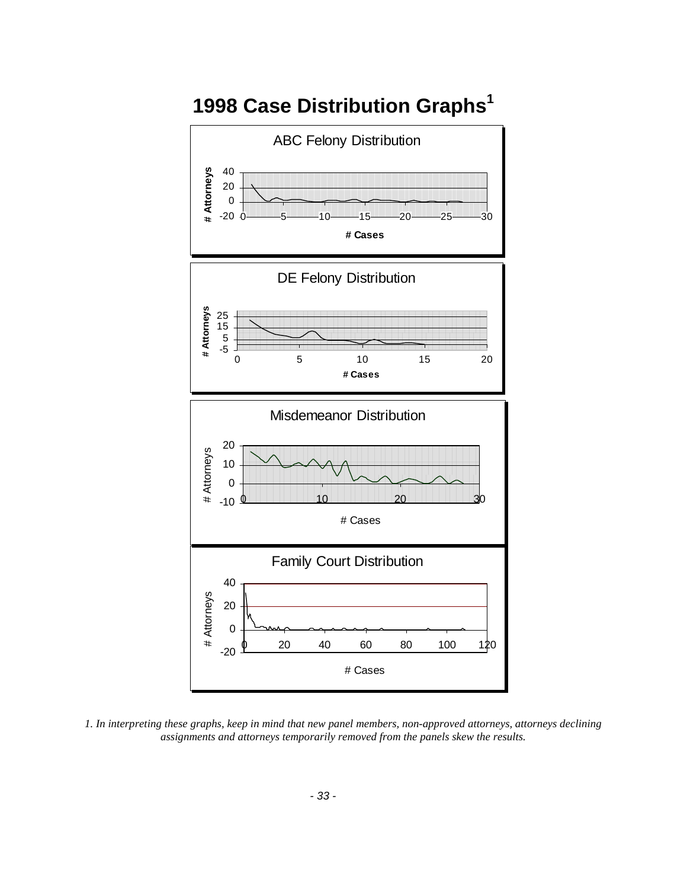# 1998 Case Distribution Graphs[1]

ABC Felony Distribution

# Attorneys

40
20
0
-20

0 5 10 15 20 25 30

# Cases

DE Felony Distribution

# Attorneys

25
15
5
-5

0 5 10 15 20

# Cases

Misdemeanor Distribution

# Attorneys

20
10
0
-10

0 10 20 30

# Cases

Family Court Distribution

# Attorneys

40
20
0
-20

0 20 40 60 80 100 120

# Cases

*1. In interpreting these graphs, keep in mind that new panel members, non-approved attorneys, attorneys declining assignments and attorneys temporarily removed from the panels skew the results.*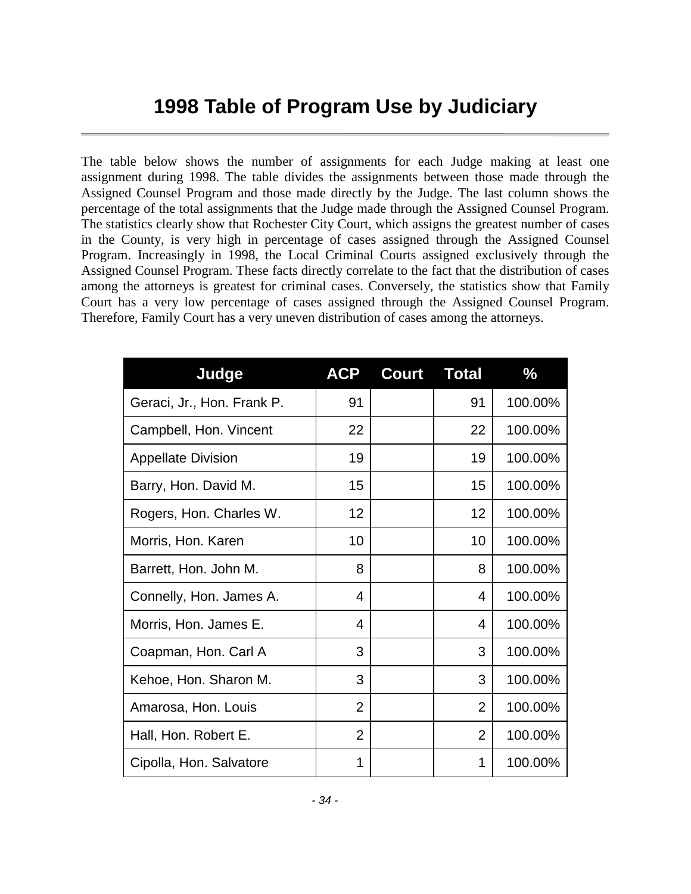# 1998 Table of Program Use by Judiciary

The table below shows the number of assignments for each Judge making at least one assignment during 1998. The table divides the assignments between those made through the Assigned Counsel Program and those made directly by the Judge. The last column shows the percentage of the total assignments that the Judge made through the Assigned Counsel Program. The statistics clearly show that Rochester City Court, which assigns the greatest number of cases in the County, is very high in percentage of cases assigned through the Assigned Counsel Program. Increasingly in 1998, the Local Criminal Courts assigned exclusively through the Assigned Counsel Program. These facts directly correlate to the fact that the distribution of cases among the attorneys is greatest for criminal cases. Conversely, the statistics show that Family Court has a very low percentage of cases assigned through the Assigned Counsel Program. Therefore, Family Court has a very uneven distribution of cases among the attorneys.

| Judge | ACP | Court | Total | % |
|---|---|---|---|---|
| Geraci, Jr., Hon. Frank P. | 91 | | 91 | 100.00% |
| Campbell, Hon. Vincent | 22 | | 22 | 100.00% |
| Appellate Division | 19 | | 19 | 100.00% |
| Barry, Hon. David M. | 15 | | 15 | 100.00% |
| Rogers, Hon. Charles W. | 12 | | 12 | 100.00% |
| Morris, Hon. Karen | 10 | | 10 | 100.00% |
| Barrett, Hon. John M. | 8 | | 8 | 100.00% |
| Connelly, Hon. James A. | 4 | | 4 | 100.00% |
| Morris, Hon. James E. | 4 | | 4 | 100.00% |
| Coapman, Hon. Carl A | 3 | | 3 | 100.00% |
| Kehoe, Hon. Sharon M. | 3 | | 3 | 100.00% |
| Amarosa, Hon. Louis | 2 | | 2 | 100.00% |
| Hall, Hon. Robert E. | 2 | | 2 | 100.00% |
| Cipolla, Hon. Salvatore | 1 | | 1 | 100.00% |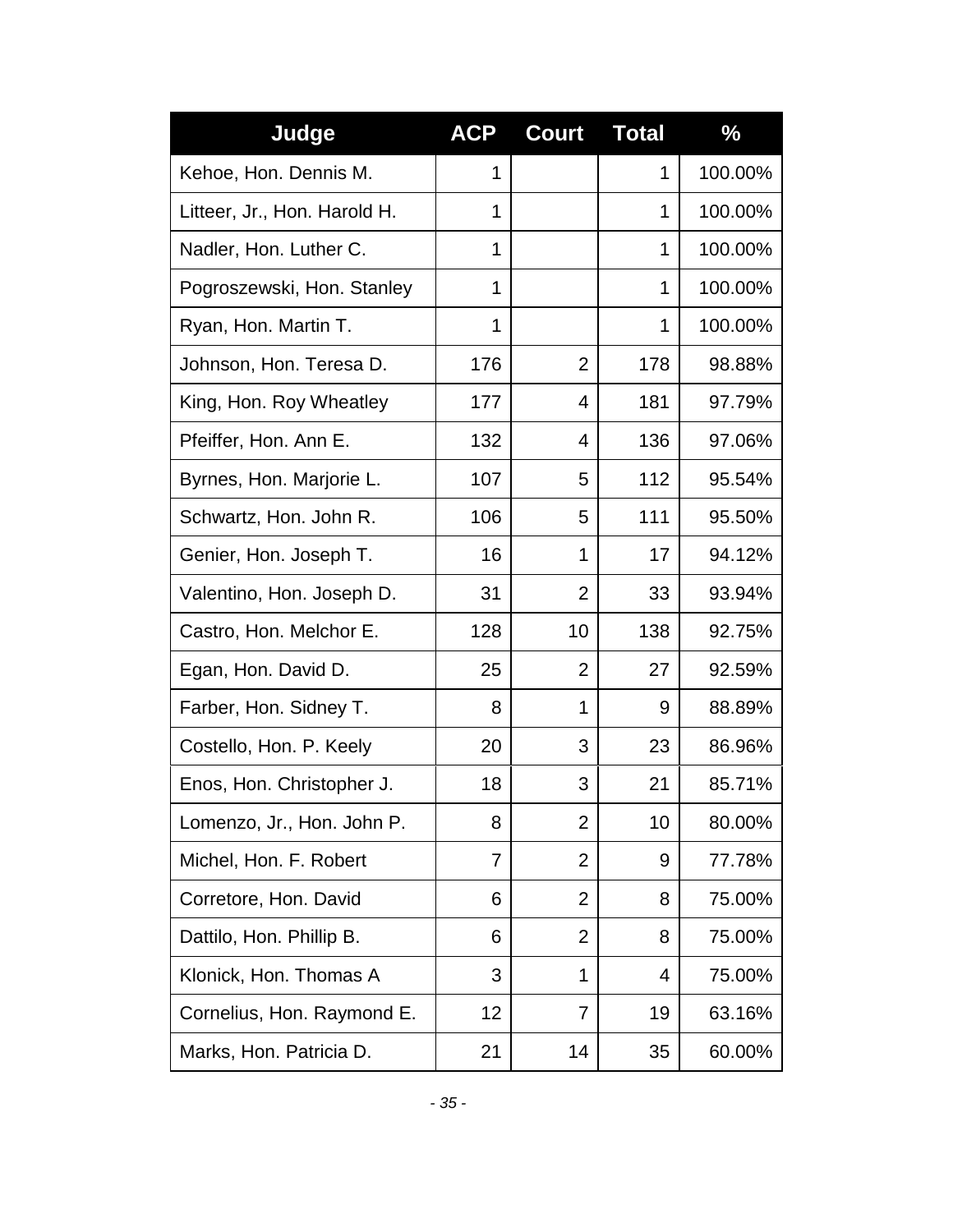| Judge | ACP | Court | Total | % |
|---|---|---|---|---|
| Kehoe, Hon. Dennis M. | 1 | | 1 | 100.00% |
| Litteer, Jr., Hon. Harold H. | 1 | | 1 | 100.00% |
| Nadler, Hon. Luther C. | 1 | | 1 | 100.00% |
| Pogroszewski, Hon. Stanley | 1 | | 1 | 100.00% |
| Ryan, Hon. Martin T. | 1 | | 1 | 100.00% |
| Johnson, Hon. Teresa D. | 176 | 2 | 178 | 98.88% |
| King, Hon. Roy Wheatley | 177 | 4 | 181 | 97.79% |
| Pfeiffer, Hon. Ann E. | 132 | 4 | 136 | 97.06% |
| Byrnes, Hon. Marjorie L. | 107 | 5 | 112 | 95.54% |
| Schwartz, Hon. John R. | 106 | 5 | 111 | 95.50% |
| Genier, Hon. Joseph T. | 16 | 1 | 17 | 94.12% |
| Valentino, Hon. Joseph D. | 31 | 2 | 33 | 93.94% |
| Castro, Hon. Melchor E. | 128 | 10 | 138 | 92.75% |
| Egan, Hon. David D. | 25 | 2 | 27 | 92.59% |
| Farber, Hon. Sidney T. | 8 | 1 | 9 | 88.89% |
| Costello, Hon. P. Keely | 20 | 3 | 23 | 86.96% |
| Enos, Hon. Christopher J. | 18 | 3 | 21 | 85.71% |
| Lomenzo, Jr., Hon. John P. | 8 | 2 | 10 | 80.00% |
| Michel, Hon. F. Robert | 7 | 2 | 9 | 77.78% |
| Corretore, Hon. David | 6 | 2 | 8 | 75.00% |
| Dattilo, Hon. Phillip B. | 6 | 2 | 8 | 75.00% |
| Klonick, Hon. Thomas A | 3 | 1 | 4 | 75.00% |
| Cornelius, Hon. Raymond E. | 12 | 7 | 19 | 63.16% |
| Marks, Hon. Patricia D. | 21 | 14 | 35 | 60.00% |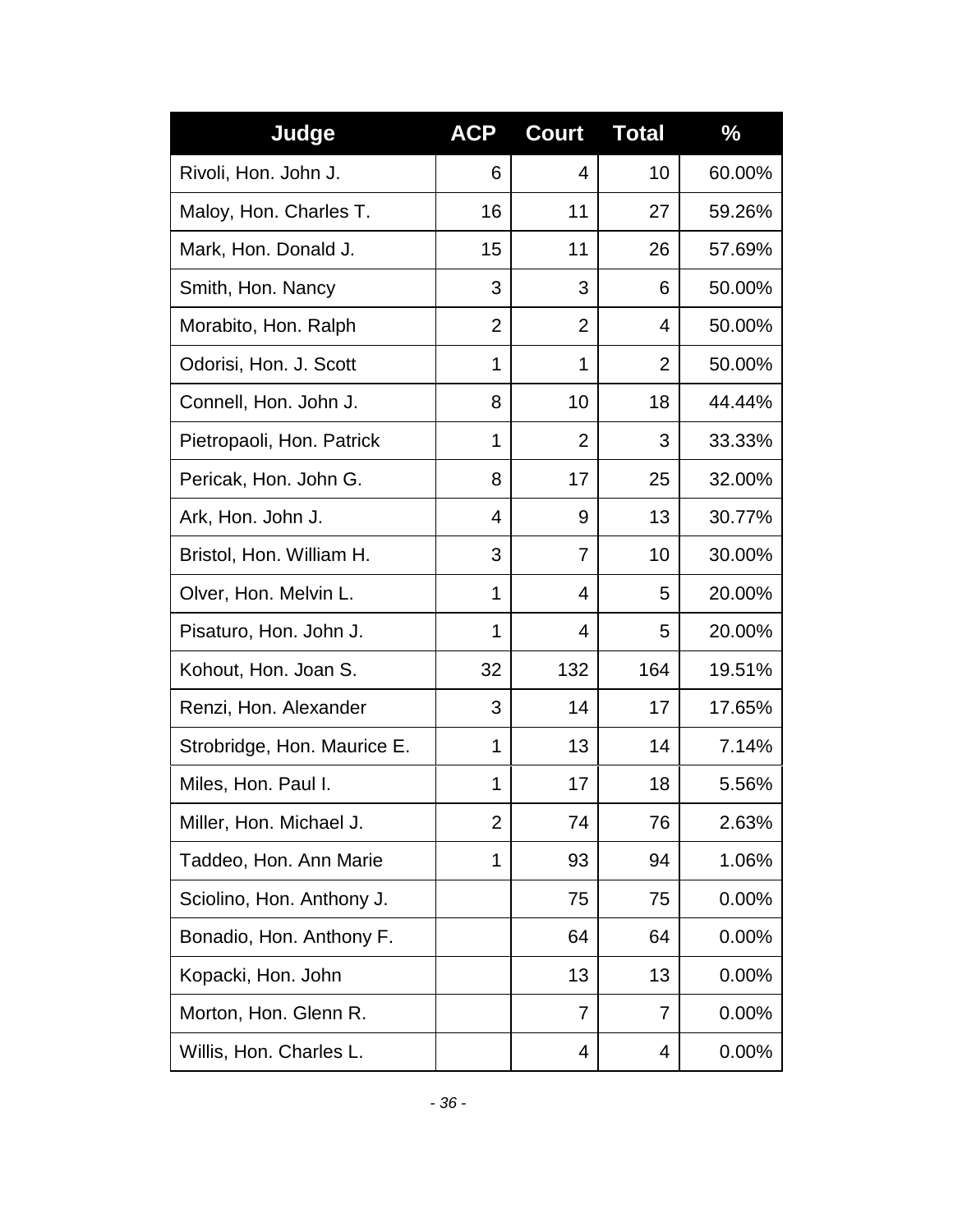| Judge | ACP | Court | Total | % |
|---|---|---|---|---|
| Rivoli, Hon. John J. | 6 | 4 | 10 | 60.00% |
| Maloy, Hon. Charles T. | 16 | 11 | 27 | 59.26% |
| Mark, Hon. Donald J. | 15 | 11 | 26 | 57.69% |
| Smith, Hon. Nancy | 3 | 3 | 6 | 50.00% |
| Morabito, Hon. Ralph | 2 | 2 | 4 | 50.00% |
| Odorisi, Hon. J. Scott | 1 | 1 | 2 | 50.00% |
| Connell, Hon. John J. | 8 | 10 | 18 | 44.44% |
| Pietropaoli, Hon. Patrick | 1 | 2 | 3 | 33.33% |
| Pericak, Hon. John G. | 8 | 17 | 25 | 32.00% |
| Ark, Hon. John J. | 4 | 9 | 13 | 30.77% |
| Bristol, Hon. William H. | 3 | 7 | 10 | 30.00% |
| Olver, Hon. Melvin L. | 1 | 4 | 5 | 20.00% |
| Pisaturo, Hon. John J. | 1 | 4 | 5 | 20.00% |
| Kohout, Hon. Joan S. | 32 | 132 | 164 | 19.51% |
| Renzi, Hon. Alexander | 3 | 14 | 17 | 17.65% |
| Strobridge, Hon. Maurice E. | 1 | 13 | 14 | 7.14% |
| Miles, Hon. Paul I. | 1 | 17 | 18 | 5.56% |
| Miller, Hon. Michael J. | 2 | 74 | 76 | 2.63% |
| Taddeo, Hon. Ann Marie | 1 | 93 | 94 | 1.06% |
| Sciolino, Hon. Anthony J. | | 75 | 75 | 0.00% |
| Bonadio, Hon. Anthony F. | | 64 | 64 | 0.00% |
| Kopacki, Hon. John | | 13 | 13 | 0.00% |
| Morton, Hon. Glenn R. | | 7 | 7 | 0.00% |
| Willis, Hon. Charles L. | | 4 | 4 | 0.00% |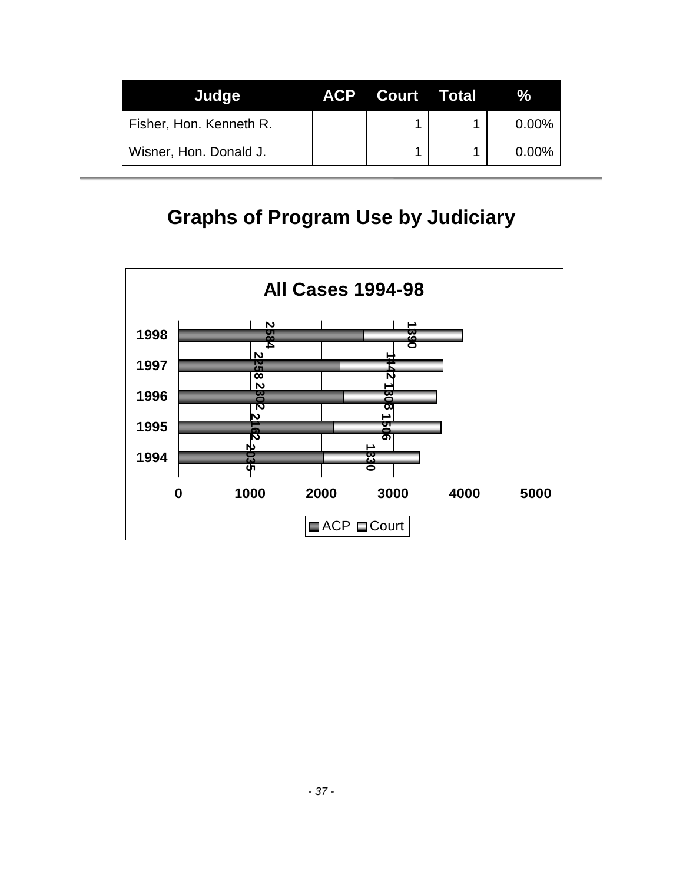| Judge | ACP | Court | Total | % |
|---|---|---|---|---|
| Fisher, Hon. Kenneth R. | | 1 | 1 | 0.00% |
| Wisner, Hon. Donald J. | | 1 | 1 | 0.00% |

# Graphs of Program Use by Judiciary

**All Cases 1994-98**

| Year | ACP | Court |
|---|---|---|
| 1998 | 2584 | 1390 |
| 1997 | 2258 | 1442 |
| 1996 | 2302 | 1308 |
| 1995 | 2162 | 1506 |
| 1994 | 2035 | 1330 |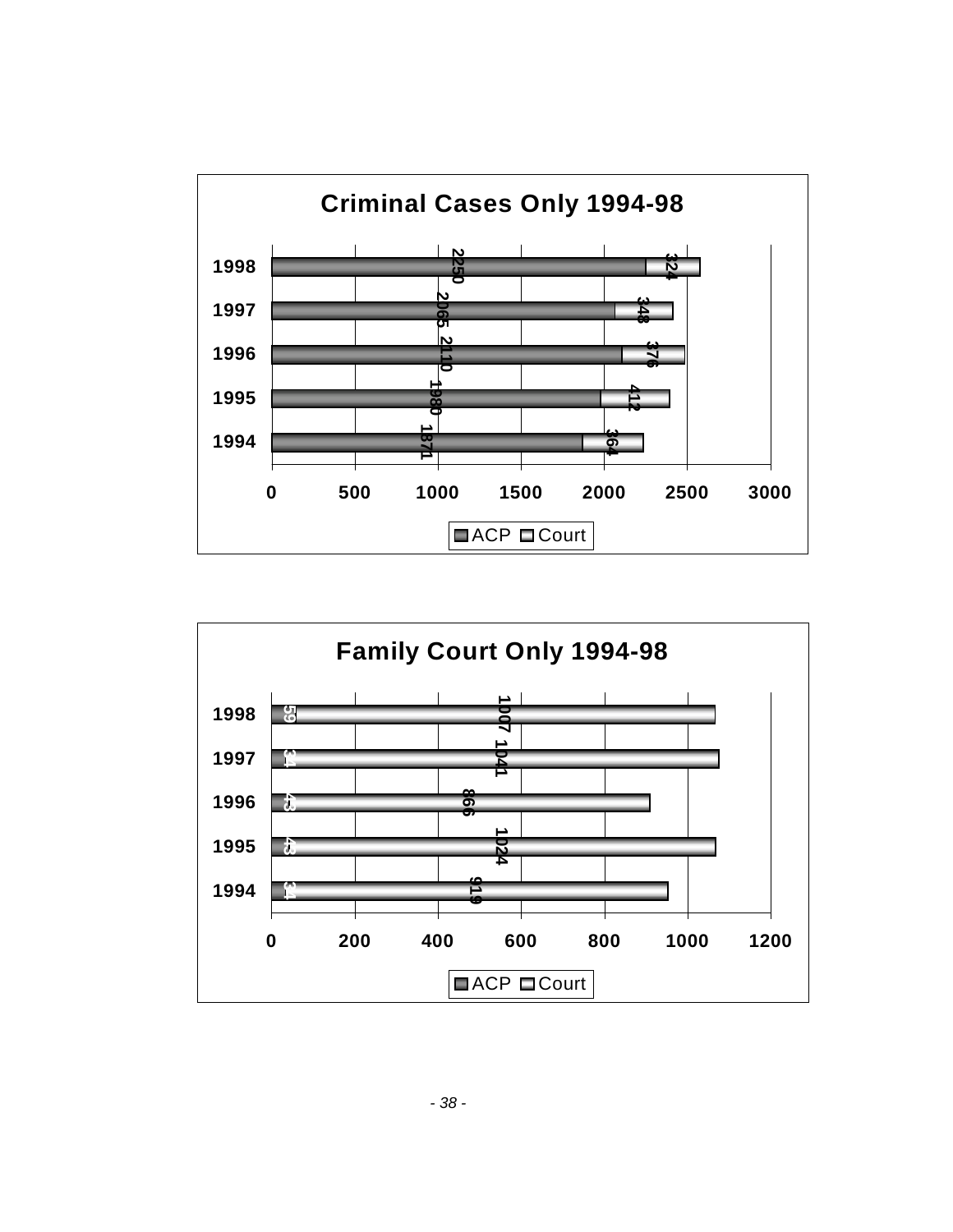## Criminal Cases Only 1994-98

| Year | ACP | Court |
|---|---|---|
| 1998 | 2250 | 324 |
| 1997 | 2065 | 348 |
| 1996 | 2110 | 376 |
| 1995 | 1980 | 412 |
| 1994 | 1871 | 364 |

## Family Court Only 1994-98

| Year | ACP | Court |
|---|---|---|
| 1998 | 59 | 1007 |
| 1997 | 34 | 1041 |
| 1996 | 43 | 866 |
| 1995 | 43 | 1024 |
| 1994 | 34 | 919 |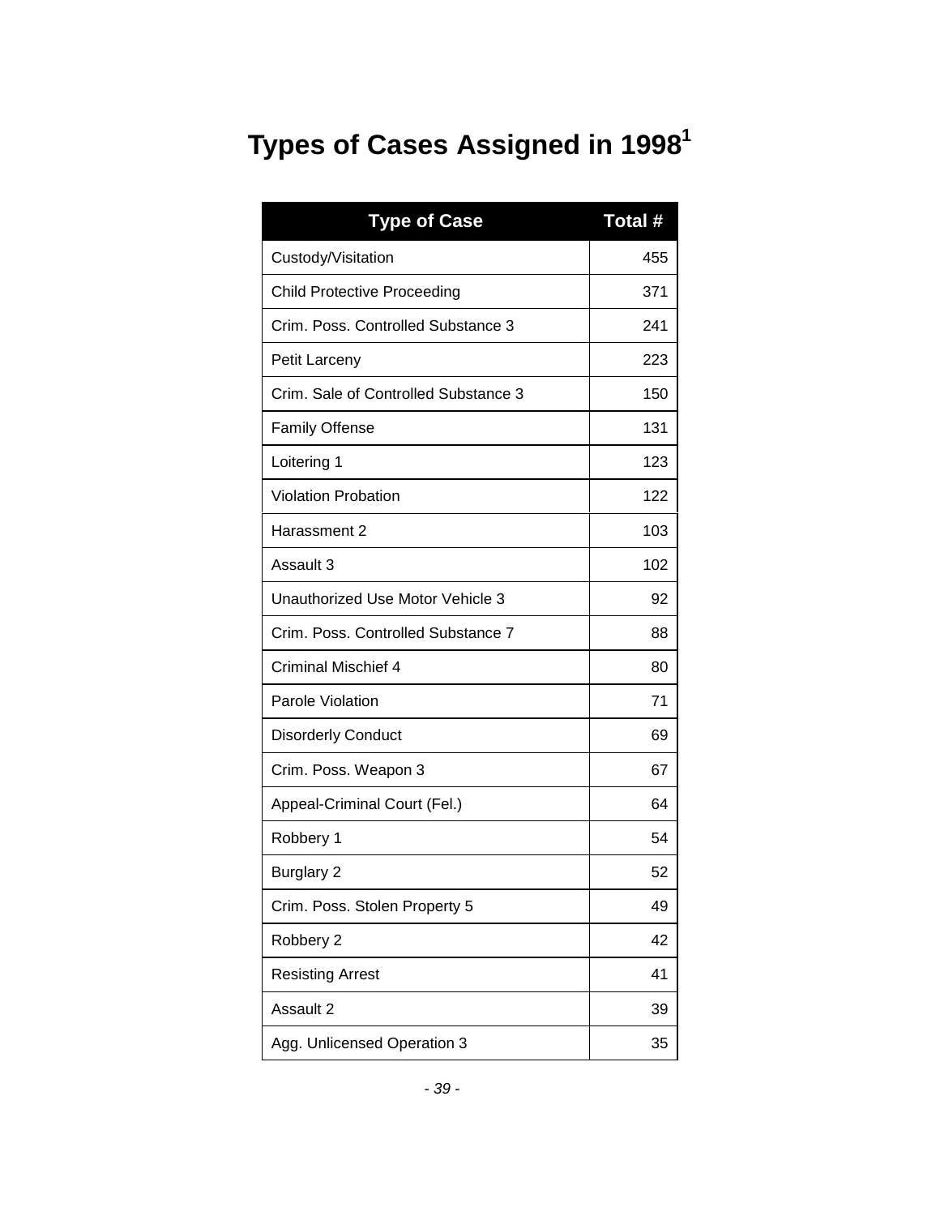# Types of Cases Assigned in 1998[1]

| Type of Case | Total # |
|---|---|
| Custody/Visitation | 455 |
| Child Protective Proceeding | 371 |
| Crim. Poss. Controlled Substance 3 | 241 |
| Petit Larceny | 223 |
| Crim. Sale of Controlled Substance 3 | 150 |
| Family Offense | 131 |
| Loitering 1 | 123 |
| Violation Probation | 122 |
| Harassment 2 | 103 |
| Assault 3 | 102 |
| Unauthorized Use Motor Vehicle 3 | 92 |
| Crim. Poss. Controlled Substance 7 | 88 |
| Criminal Mischief 4 | 80 |
| Parole Violation | 71 |
| Disorderly Conduct | 69 |
| Crim. Poss. Weapon 3 | 67 |
| Appeal-Criminal Court (Fel.) | 64 |
| Robbery 1 | 54 |
| Burglary 2 | 52 |
| Crim. Poss. Stolen Property 5 | 49 |
| Robbery 2 | 42 |
| Resisting Arrest | 41 |
| Assault 2 | 39 |
| Agg. Unlicensed Operation 3 | 35 |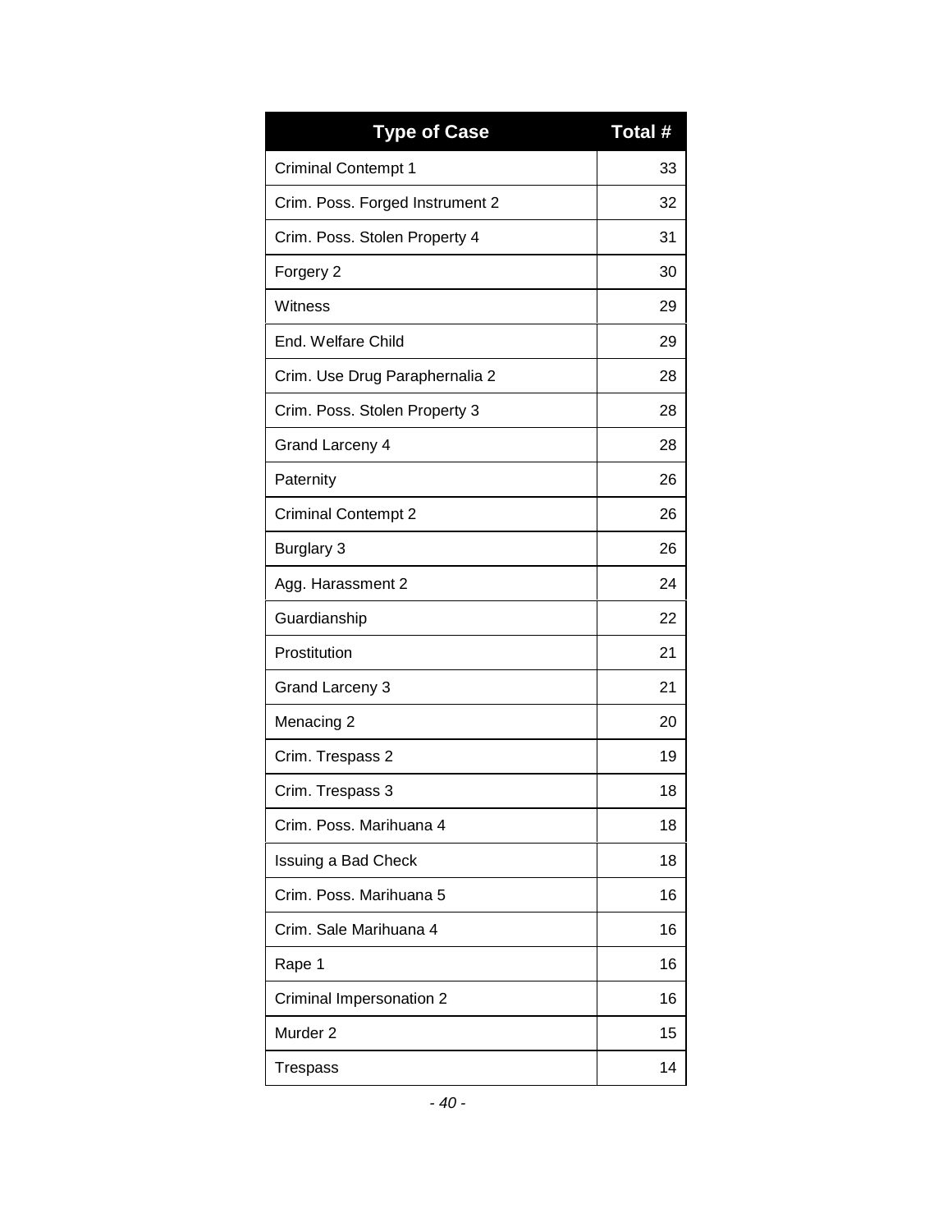| Type of Case | Total # |
|---|---|
| Criminal Contempt 1 | 33 |
| Crim. Poss. Forged Instrument 2 | 32 |
| Crim. Poss. Stolen Property 4 | 31 |
| Forgery 2 | 30 |
| Witness | 29 |
| End. Welfare Child | 29 |
| Crim. Use Drug Paraphernalia 2 | 28 |
| Crim. Poss. Stolen Property 3 | 28 |
| Grand Larceny 4 | 28 |
| Paternity | 26 |
| Criminal Contempt 2 | 26 |
| Burglary 3 | 26 |
| Agg. Harassment 2 | 24 |
| Guardianship | 22 |
| Prostitution | 21 |
| Grand Larceny 3 | 21 |
| Menacing 2 | 20 |
| Crim. Trespass 2 | 19 |
| Crim. Trespass 3 | 18 |
| Crim. Poss. Marihuana 4 | 18 |
| Issuing a Bad Check | 18 |
| Crim. Poss. Marihuana 5 | 16 |
| Crim. Sale Marihuana 4 | 16 |
| Rape 1 | 16 |
| Criminal Impersonation 2 | 16 |
| Murder 2 | 15 |
| Trespass | 14 |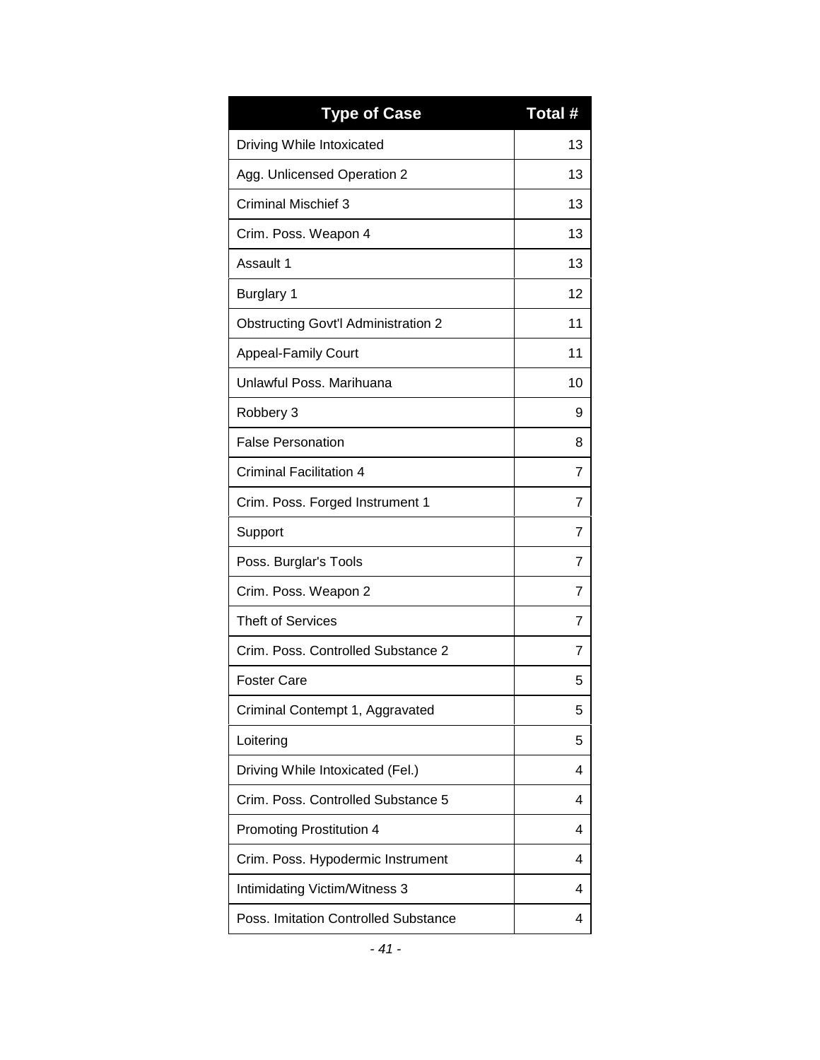| Type of Case | Total # |
|---|---|
| Driving While Intoxicated | 13 |
| Agg. Unlicensed Operation 2 | 13 |
| Criminal Mischief 3 | 13 |
| Crim. Poss. Weapon 4 | 13 |
| Assault 1 | 13 |
| Burglary 1 | 12 |
| Obstructing Govt'l Administration 2 | 11 |
| Appeal-Family Court | 11 |
| Unlawful Poss. Marihuana | 10 |
| Robbery 3 | 9 |
| False Personation | 8 |
| Criminal Facilitation 4 | 7 |
| Crim. Poss. Forged Instrument 1 | 7 |
| Support | 7 |
| Poss. Burglar's Tools | 7 |
| Crim. Poss. Weapon 2 | 7 |
| Theft of Services | 7 |
| Crim. Poss. Controlled Substance 2 | 7 |
| Foster Care | 5 |
| Criminal Contempt 1, Aggravated | 5 |
| Loitering | 5 |
| Driving While Intoxicated (Fel.) | 4 |
| Crim. Poss. Controlled Substance 5 | 4 |
| Promoting Prostitution 4 | 4 |
| Crim. Poss. Hypodermic Instrument | 4 |
| Intimidating Victim/Witness 3 | 4 |
| Poss. Imitation Controlled Substance | 4 |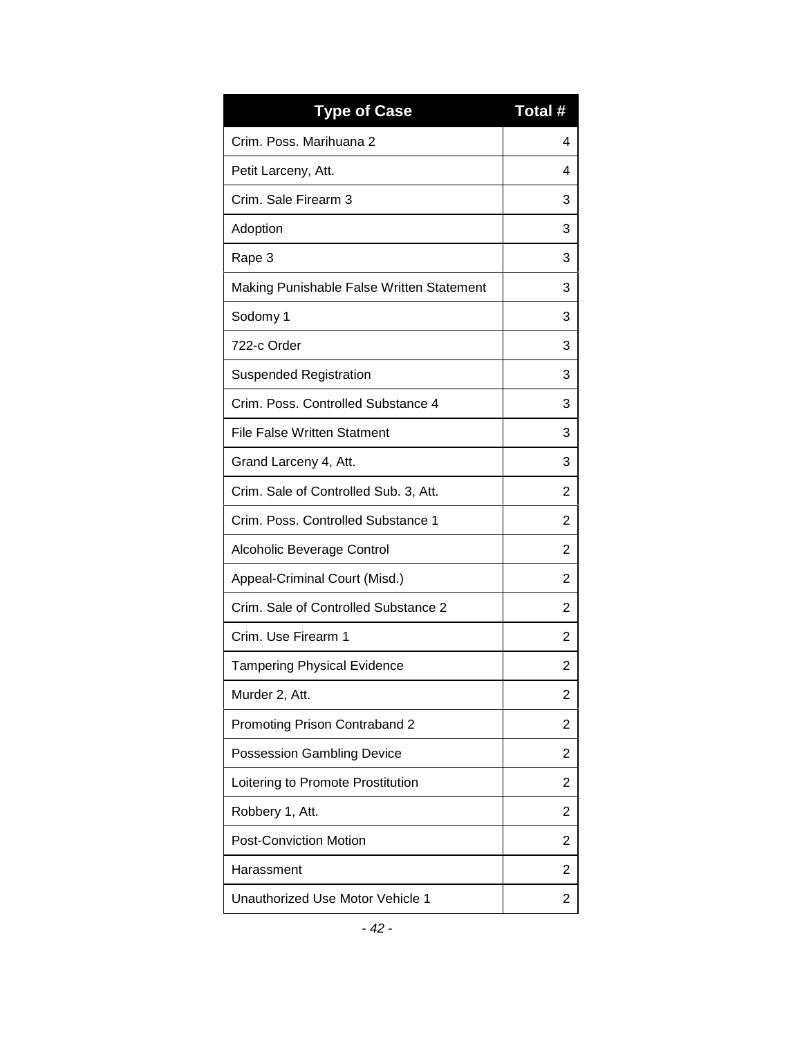| Type of Case | Total # |
| --- | --- |
| Crim. Poss. Marihuana 2 | 4 |
| Petit Larceny, Att. | 4 |
| Crim. Sale Firearm 3 | 3 |
| Adoption | 3 |
| Rape 3 | 3 |
| Making Punishable False Written Statement | 3 |
| Sodomy 1 | 3 |
| 722-c Order | 3 |
| Suspended Registration | 3 |
| Crim. Poss. Controlled Substance 4 | 3 |
| File False Written Statment | 3 |
| Grand Larceny 4, Att. | 3 |
| Crim. Sale of Controlled Sub. 3, Att. | 2 |
| Crim. Poss. Controlled Substance 1 | 2 |
| Alcoholic Beverage Control | 2 |
| Appeal-Criminal Court (Misd.) | 2 |
| Crim. Sale of Controlled Substance 2 | 2 |
| Crim. Use Firearm 1 | 2 |
| Tampering Physical Evidence | 2 |
| Murder 2, Att. | 2 |
| Promoting Prison Contraband 2 | 2 |
| Possession Gambling Device | 2 |
| Loitering to Promote Prostitution | 2 |
| Robbery 1, Att. | 2 |
| Post-Conviction Motion | 2 |
| Harassment | 2 |
| Unauthorized Use Motor Vehicle 1 | 2 |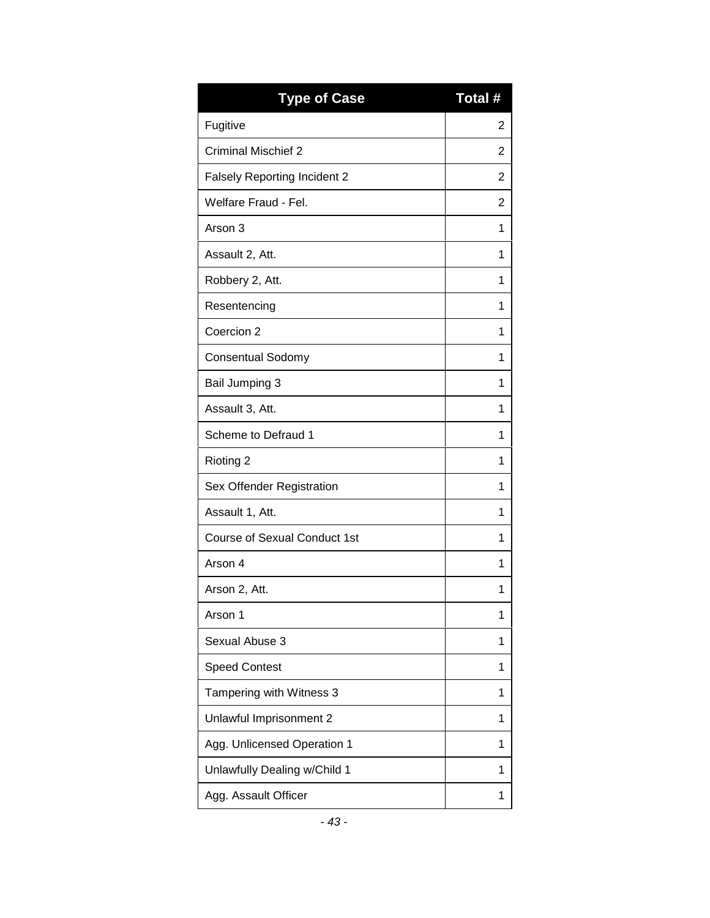| Type of Case | Total # |
| --- | --- |
| Fugitive | 2 |
| Criminal Mischief 2 | 2 |
| Falsely Reporting Incident 2 | 2 |
| Welfare Fraud - Fel. | 2 |
| Arson 3 | 1 |
| Assault 2, Att. | 1 |
| Robbery 2, Att. | 1 |
| Resentencing | 1 |
| Coercion 2 | 1 |
| Consentual Sodomy | 1 |
| Bail Jumping 3 | 1 |
| Assault 3, Att. | 1 |
| Scheme to Defraud 1 | 1 |
| Rioting 2 | 1 |
| Sex Offender Registration | 1 |
| Assault 1, Att. | 1 |
| Course of Sexual Conduct 1st | 1 |
| Arson 4 | 1 |
| Arson 2, Att. | 1 |
| Arson 1 | 1 |
| Sexual Abuse 3 | 1 |
| Speed Contest | 1 |
| Tampering with Witness 3 | 1 |
| Unlawful Imprisonment 2 | 1 |
| Agg. Unlicensed Operation 1 | 1 |
| Unlawfully Dealing w/Child 1 | 1 |
| Agg. Assault Officer | 1 |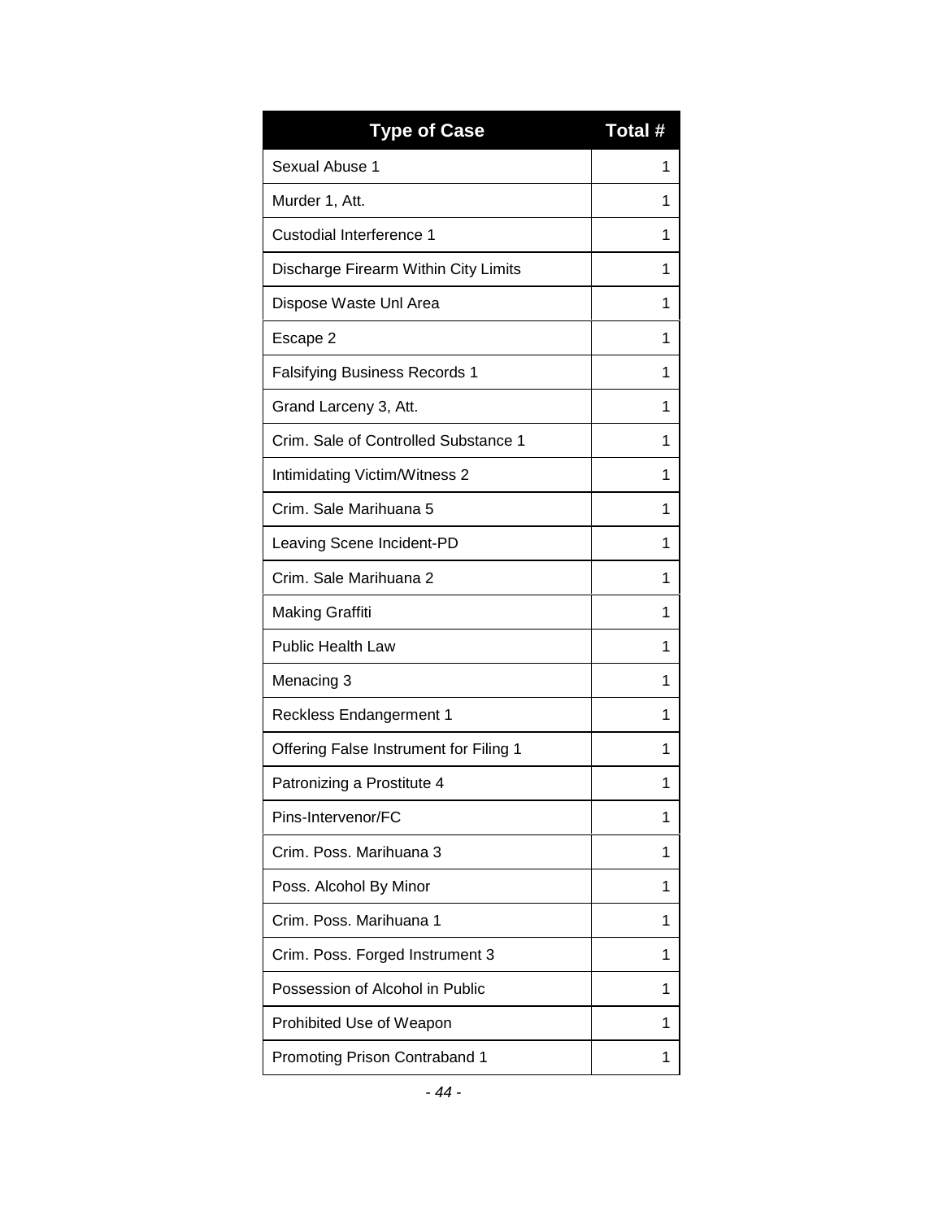| Type of Case | Total # |
| --- | --- |
| Sexual Abuse 1 | 1 |
| Murder 1, Att. | 1 |
| Custodial Interference 1 | 1 |
| Discharge Firearm Within City Limits | 1 |
| Dispose Waste Unl Area | 1 |
| Escape 2 | 1 |
| Falsifying Business Records 1 | 1 |
| Grand Larceny 3, Att. | 1 |
| Crim. Sale of Controlled Substance 1 | 1 |
| Intimidating Victim/Witness 2 | 1 |
| Crim. Sale Marihuana 5 | 1 |
| Leaving Scene Incident-PD | 1 |
| Crim. Sale Marihuana 2 | 1 |
| Making Graffiti | 1 |
| Public Health Law | 1 |
| Menacing 3 | 1 |
| Reckless Endangerment 1 | 1 |
| Offering False Instrument for Filing 1 | 1 |
| Patronizing a Prostitute 4 | 1 |
| Pins-Intervenor/FC | 1 |
| Crim. Poss. Marihuana 3 | 1 |
| Poss. Alcohol By Minor | 1 |
| Crim. Poss. Marihuana 1 | 1 |
| Crim. Poss. Forged Instrument 3 | 1 |
| Possession of Alcohol in Public | 1 |
| Prohibited Use of Weapon | 1 |
| Promoting Prison Contraband 1 | 1 |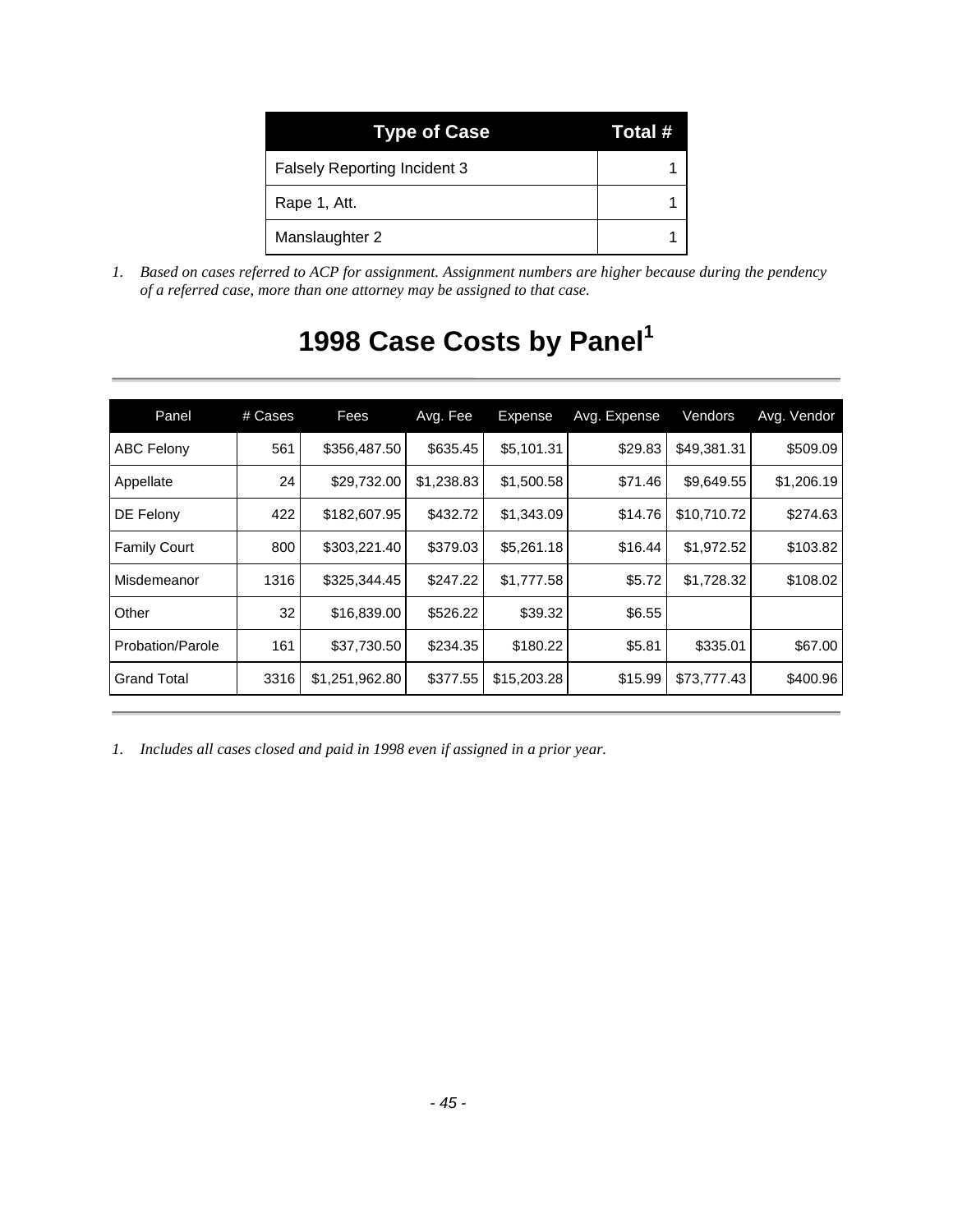| Type of Case | Total # |
|---|---|
| Falsely Reporting Incident 3 | 1 |
| Rape 1, Att. | 1 |
| Manslaughter 2 | 1 |

*1. Based on cases referred to ACP for assignment. Assignment numbers are higher because during the pendency of a referred case, more than one attorney may be assigned to that case.*

# 1998 Case Costs by Panel[1]

| Panel | # Cases | Fees | Avg. Fee | Expense | Avg. Expense | Vendors | Avg. Vendor |
|---|---|---|---|---|---|---|---|
| ABC Felony | 561 | $356,487.50 | $635.45 | $5,101.31 | $29.83 | $49,381.31 | $509.09 |
| Appellate | 24 | $29,732.00 | $1,238.83 | $1,500.58 | $71.46 | $9,649.55 | $1,206.19 |
| DE Felony | 422 | $182,607.95 | $432.72 | $1,343.09 | $14.76 | $10,710.72 | $274.63 |
| Family Court | 800 | $303,221.40 | $379.03 | $5,261.18 | $16.44 | $1,972.52 | $103.82 |
| Misdemeanor | 1316 | $325,344.45 | $247.22 | $1,777.58 | $5.72 | $1,728.32 | $108.02 |
| Other | 32 | $16,839.00 | $526.22 | $39.32 | $6.55 | | |
| Probation/Parole | 161 | $37,730.50 | $234.35 | $180.22 | $5.81 | $335.01 | $67.00 |
| Grand Total | 3316 | $1,251,962.80 | $377.55 | $15,203.28 | $15.99 | $73,777.43 | $400.96 |

*1. Includes all cases closed and paid in 1998 even if assigned in a prior year.*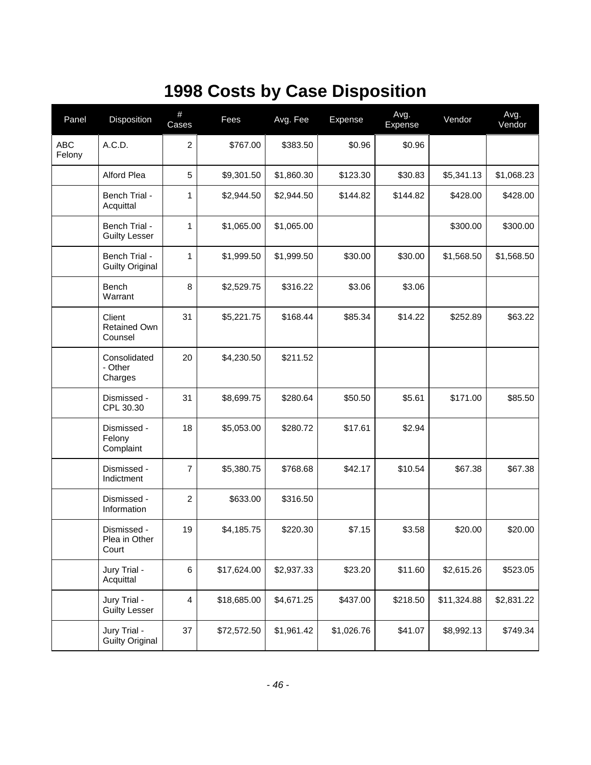# 1998 Costs by Case Disposition

| Panel | Disposition | # Cases | Fees | Avg. Fee | Expense | Avg. Expense | Vendor | Avg. Vendor |
|---|---|---|---|---|---|---|---|---|
| ABC Felony | A.C.D. | 2 | $767.00 | $383.50 | $0.96 | $0.96 | | |
| | Alford Plea | 5 | $9,301.50 | $1,860.30 | $123.30 | $30.83 | $5,341.13 | $1,068.23 |
| | Bench Trial - Acquittal | 1 | $2,944.50 | $2,944.50 | $144.82 | $144.82 | $428.00 | $428.00 |
| | Bench Trial - Guilty Lesser | 1 | $1,065.00 | $1,065.00 | | | $300.00 | $300.00 |
| | Bench Trial - Guilty Original | 1 | $1,999.50 | $1,999.50 | $30.00 | $30.00 | $1,568.50 | $1,568.50 |
| | Bench Warrant | 8 | $2,529.75 | $316.22 | $3.06 | $3.06 | | |
| | Client Retained Own Counsel | 31 | $5,221.75 | $168.44 | $85.34 | $14.22 | $252.89 | $63.22 |
| | Consolidated - Other Charges | 20 | $4,230.50 | $211.52 | | | | |
| | Dismissed - CPL 30.30 | 31 | $8,699.75 | $280.64 | $50.50 | $5.61 | $171.00 | $85.50 |
| | Dismissed - Felony Complaint | 18 | $5,053.00 | $280.72 | $17.61 | $2.94 | | |
| | Dismissed - Indictment | 7 | $5,380.75 | $768.68 | $42.17 | $10.54 | $67.38 | $67.38 |
| | Dismissed - Information | 2 | $633.00 | $316.50 | | | | |
| | Dismissed - Plea in Other Court | 19 | $4,185.75 | $220.30 | $7.15 | $3.58 | $20.00 | $20.00 |
| | Jury Trial - Acquittal | 6 | $17,624.00 | $2,937.33 | $23.20 | $11.60 | $2,615.26 | $523.05 |
| | Jury Trial - Guilty Lesser | 4 | $18,685.00 | $4,671.25 | $437.00 | $218.50 | $11,324.88 | $2,831.22 |
| | Jury Trial - Guilty Original | 37 | $72,572.50 | $1,961.42 | $1,026.76 | $41.07 | $8,992.13 | $749.34 |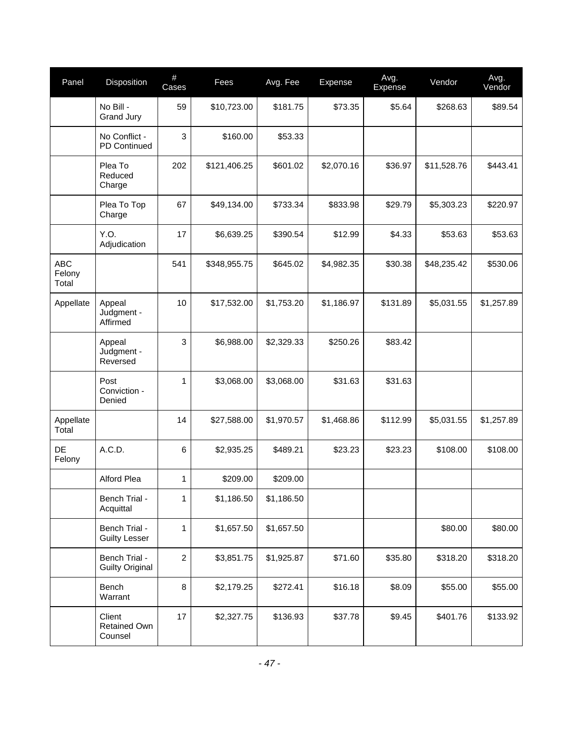| Panel | Disposition | # Cases | Fees | Avg. Fee | Expense | Avg. Expense | Vendor | Avg. Vendor |
|---|---|---|---|---|---|---|---|---|
| | No Bill - Grand Jury | 59 | $10,723.00 | $181.75 | $73.35 | $5.64 | $268.63 | $89.54 |
| | No Conflict - PD Continued | 3 | $160.00 | $53.33 | | | | |
| | Plea To Reduced Charge | 202 | $121,406.25 | $601.02 | $2,070.16 | $36.97 | $11,528.76 | $443.41 |
| | Plea To Top Charge | 67 | $49,134.00 | $733.34 | $833.98 | $29.79 | $5,303.23 | $220.97 |
| | Y.O. Adjudication | 17 | $6,639.25 | $390.54 | $12.99 | $4.33 | $53.63 | $53.63 |
| ABC Felony Total | | 541 | $348,955.75 | $645.02 | $4,982.35 | $30.38 | $48,235.42 | $530.06 |
| Appellate | Appeal Judgment - Affirmed | 10 | $17,532.00 | $1,753.20 | $1,186.97 | $131.89 | $5,031.55 | $1,257.89 |
| | Appeal Judgment - Reversed | 3 | $6,988.00 | $2,329.33 | $250.26 | $83.42 | | |
| | Post Conviction - Denied | 1 | $3,068.00 | $3,068.00 | $31.63 | $31.63 | | |
| Appellate Total | | 14 | $27,588.00 | $1,970.57 | $1,468.86 | $112.99 | $5,031.55 | $1,257.89 |
| DE Felony | A.C.D. | 6 | $2,935.25 | $489.21 | $23.23 | $23.23 | $108.00 | $108.00 |
| | Alford Plea | 1 | $209.00 | $209.00 | | | | |
| | Bench Trial - Acquittal | 1 | $1,186.50 | $1,186.50 | | | | |
| | Bench Trial - Guilty Lesser | 1 | $1,657.50 | $1,657.50 | | | $80.00 | $80.00 |
| | Bench Trial - Guilty Original | 2 | $3,851.75 | $1,925.87 | $71.60 | $35.80 | $318.20 | $318.20 |
| | Bench Warrant | 8 | $2,179.25 | $272.41 | $16.18 | $8.09 | $55.00 | $55.00 |
| | Client Retained Own Counsel | 17 | $2,327.75 | $136.93 | $37.78 | $9.45 | $401.76 | $133.92 |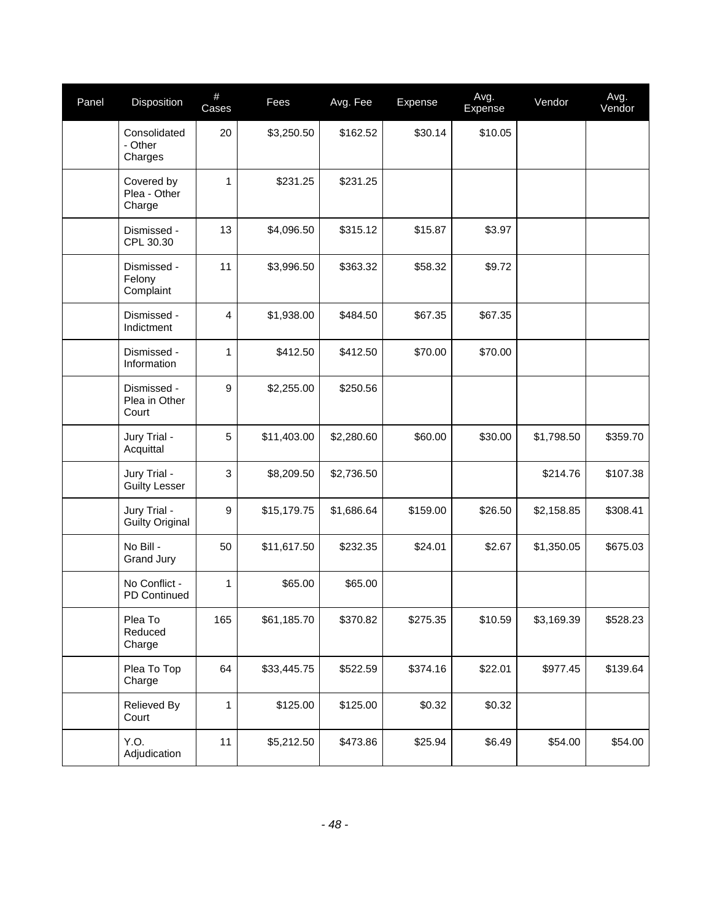| Panel | Disposition | # Cases | Fees | Avg. Fee | Expense | Avg. Expense | Vendor | Avg. Vendor |
|---|---|---|---|---|---|---|---|---|
| | Consolidated - Other Charges | 20 | $3,250.50 | $162.52 | $30.14 | $10.05 | | |
| | Covered by Plea - Other Charge | 1 | $231.25 | $231.25 | | | | |
| | Dismissed - CPL 30.30 | 13 | $4,096.50 | $315.12 | $15.87 | $3.97 | | |
| | Dismissed - Felony Complaint | 11 | $3,996.50 | $363.32 | $58.32 | $9.72 | | |
| | Dismissed - Indictment | 4 | $1,938.00 | $484.50 | $67.35 | $67.35 | | |
| | Dismissed - Information | 1 | $412.50 | $412.50 | $70.00 | $70.00 | | |
| | Dismissed - Plea in Other Court | 9 | $2,255.00 | $250.56 | | | | |
| | Jury Trial - Acquittal | 5 | $11,403.00 | $2,280.60 | $60.00 | $30.00 | $1,798.50 | $359.70 |
| | Jury Trial - Guilty Lesser | 3 | $8,209.50 | $2,736.50 | | | $214.76 | $107.38 |
| | Jury Trial - Guilty Original | 9 | $15,179.75 | $1,686.64 | $159.00 | $26.50 | $2,158.85 | $308.41 |
| | No Bill - Grand Jury | 50 | $11,617.50 | $232.35 | $24.01 | $2.67 | $1,350.05 | $675.03 |
| | No Conflict - PD Continued | 1 | $65.00 | $65.00 | | | | |
| | Plea To Reduced Charge | 165 | $61,185.70 | $370.82 | $275.35 | $10.59 | $3,169.39 | $528.23 |
| | Plea To Top Charge | 64 | $33,445.75 | $522.59 | $374.16 | $22.01 | $977.45 | $139.64 |
| | Relieved By Court | 1 | $125.00 | $125.00 | $0.32 | $0.32 | | |
| | Y.O. Adjudication | 11 | $5,212.50 | $473.86 | $25.94 | $6.49 | $54.00 | $54.00 |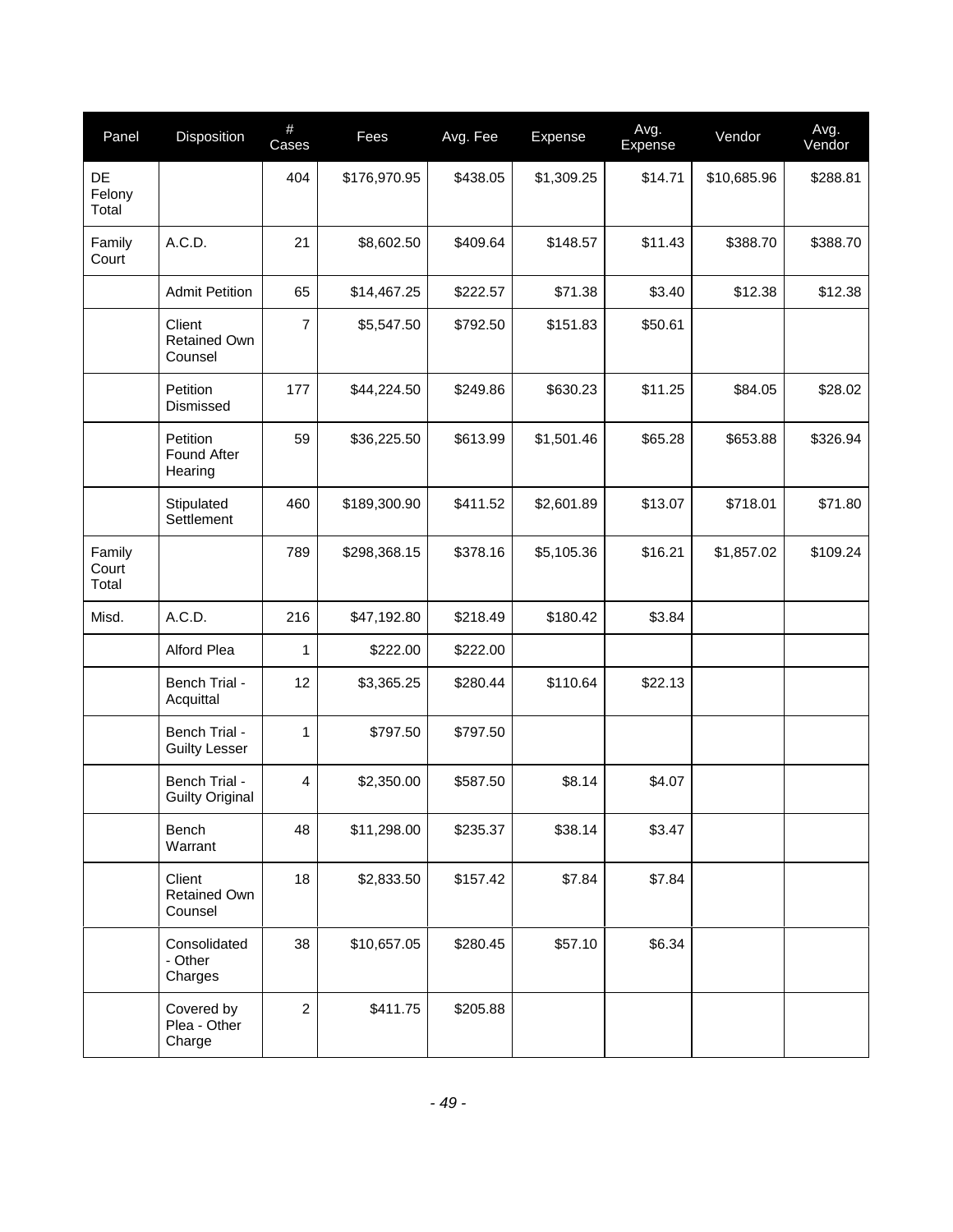| Panel | Disposition | # Cases | Fees | Avg. Fee | Expense | Avg. Expense | Vendor | Avg. Vendor |
|---|---|---|---|---|---|---|---|---|
| DE Felony Total | | 404 | $176,970.95 | $438.05 | $1,309.25 | $14.71 | $10,685.96 | $288.81 |
| Family Court | A.C.D. | 21 | $8,602.50 | $409.64 | $148.57 | $11.43 | $388.70 | $388.70 |
| | Admit Petition | 65 | $14,467.25 | $222.57 | $71.38 | $3.40 | $12.38 | $12.38 |
| | Client Retained Own Counsel | 7 | $5,547.50 | $792.50 | $151.83 | $50.61 | | |
| | Petition Dismissed | 177 | $44,224.50 | $249.86 | $630.23 | $11.25 | $84.05 | $28.02 |
| | Petition Found After Hearing | 59 | $36,225.50 | $613.99 | $1,501.46 | $65.28 | $653.88 | $326.94 |
| | Stipulated Settlement | 460 | $189,300.90 | $411.52 | $2,601.89 | $13.07 | $718.01 | $71.80 |
| Family Court Total | | 789 | $298,368.15 | $378.16 | $5,105.36 | $16.21 | $1,857.02 | $109.24 |
| Misd. | A.C.D. | 216 | $47,192.80 | $218.49 | $180.42 | $3.84 | | |
| | Alford Plea | 1 | $222.00 | $222.00 | | | | |
| | Bench Trial - Acquittal | 12 | $3,365.25 | $280.44 | $110.64 | $22.13 | | |
| | Bench Trial - Guilty Lesser | 1 | $797.50 | $797.50 | | | | |
| | Bench Trial - Guilty Original | 4 | $2,350.00 | $587.50 | $8.14 | $4.07 | | |
| | Bench Warrant | 48 | $11,298.00 | $235.37 | $38.14 | $3.47 | | |
| | Client Retained Own Counsel | 18 | $2,833.50 | $157.42 | $7.84 | $7.84 | | |
| | Consolidated - Other Charges | 38 | $10,657.05 | $280.45 | $57.10 | $6.34 | | |
| | Covered by Plea - Other Charge | 2 | $411.75 | $205.88 | | | | |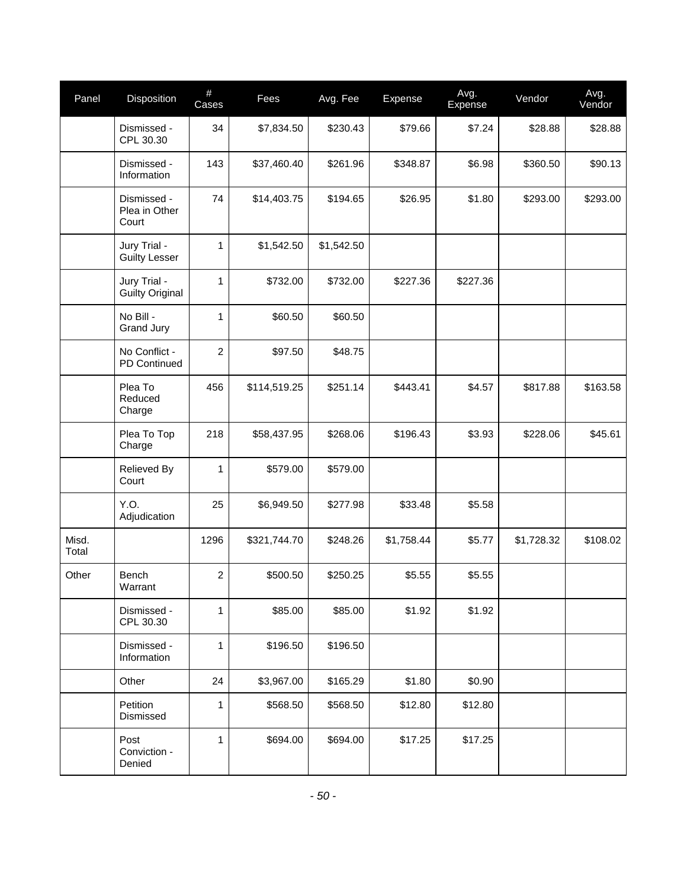| Panel | Disposition | # Cases | Fees | Avg. Fee | Expense | Avg. Expense | Vendor | Avg. Vendor |
|---|---|---|---|---|---|---|---|---|
| | Dismissed - CPL 30.30 | 34 | $7,834.50 | $230.43 | $79.66 | $7.24 | $28.88 | $28.88 |
| | Dismissed - Information | 143 | $37,460.40 | $261.96 | $348.87 | $6.98 | $360.50 | $90.13 |
| | Dismissed - Plea in Other Court | 74 | $14,403.75 | $194.65 | $26.95 | $1.80 | $293.00 | $293.00 |
| | Jury Trial - Guilty Lesser | 1 | $1,542.50 | $1,542.50 | | | | |
| | Jury Trial - Guilty Original | 1 | $732.00 | $732.00 | $227.36 | $227.36 | | |
| | No Bill - Grand Jury | 1 | $60.50 | $60.50 | | | | |
| | No Conflict - PD Continued | 2 | $97.50 | $48.75 | | | | |
| | Plea To Reduced Charge | 456 | $114,519.25 | $251.14 | $443.41 | $4.57 | $817.88 | $163.58 |
| | Plea To Top Charge | 218 | $58,437.95 | $268.06 | $196.43 | $3.93 | $228.06 | $45.61 |
| | Relieved By Court | 1 | $579.00 | $579.00 | | | | |
| | Y.O. Adjudication | 25 | $6,949.50 | $277.98 | $33.48 | $5.58 | | |
| Misd. Total | | 1296 | $321,744.70 | $248.26 | $1,758.44 | $5.77 | $1,728.32 | $108.02 |
| Other | Bench Warrant | 2 | $500.50 | $250.25 | $5.55 | $5.55 | | |
| | Dismissed - CPL 30.30 | 1 | $85.00 | $85.00 | $1.92 | $1.92 | | |
| | Dismissed - Information | 1 | $196.50 | $196.50 | | | | |
| | Other | 24 | $3,967.00 | $165.29 | $1.80 | $0.90 | | |
| | Petition Dismissed | 1 | $568.50 | $568.50 | $12.80 | $12.80 | | |
| | Post Conviction - Denied | 1 | $694.00 | $694.00 | $17.25 | $17.25 | | |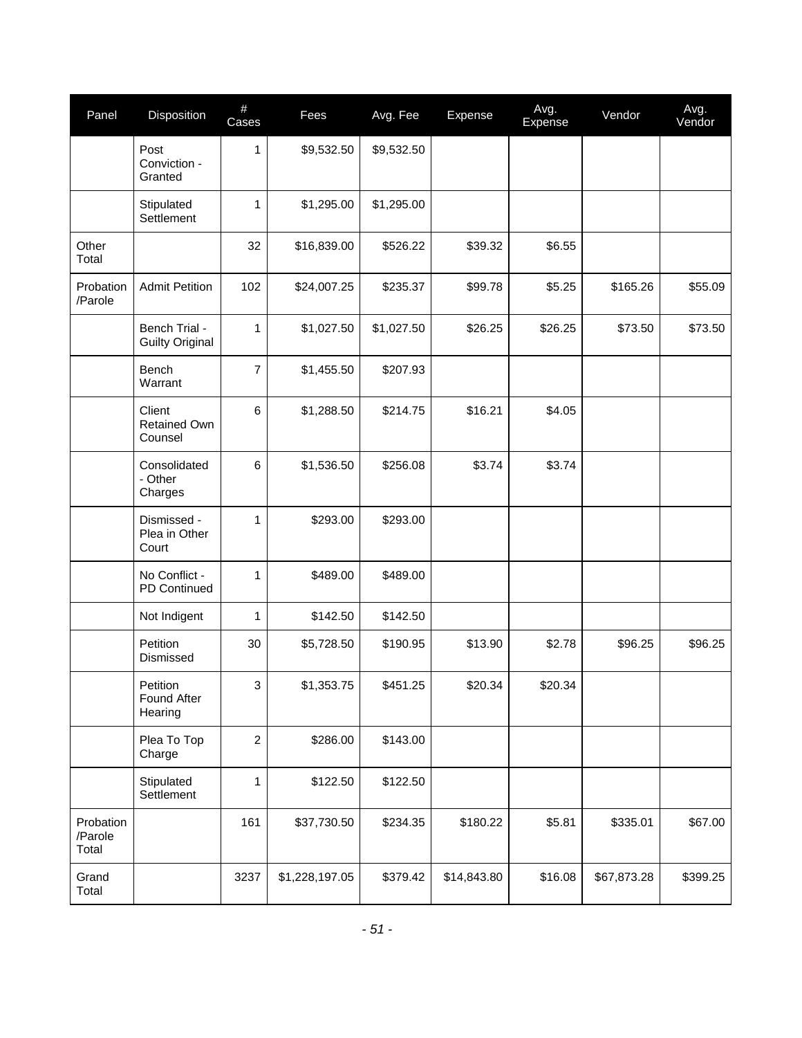| Panel | Disposition | # Cases | Fees | Avg. Fee | Expense | Avg. Expense | Vendor | Avg. Vendor |
|---|---|---|---|---|---|---|---|---|
| | Post Conviction - Granted | 1 | $9,532.50 | $9,532.50 | | | | |
| | Stipulated Settlement | 1 | $1,295.00 | $1,295.00 | | | | |
| Other Total | | 32 | $16,839.00 | $526.22 | $39.32 | $6.55 | | |
| Probation /Parole | Admit Petition | 102 | $24,007.25 | $235.37 | $99.78 | $5.25 | $165.26 | $55.09 |
| | Bench Trial - Guilty Original | 1 | $1,027.50 | $1,027.50 | $26.25 | $26.25 | $73.50 | $73.50 |
| | Bench Warrant | 7 | $1,455.50 | $207.93 | | | | |
| | Client Retained Own Counsel | 6 | $1,288.50 | $214.75 | $16.21 | $4.05 | | |
| | Consolidated - Other Charges | 6 | $1,536.50 | $256.08 | $3.74 | $3.74 | | |
| | Dismissed - Plea in Other Court | 1 | $293.00 | $293.00 | | | | |
| | No Conflict - PD Continued | 1 | $489.00 | $489.00 | | | | |
| | Not Indigent | 1 | $142.50 | $142.50 | | | | |
| | Petition Dismissed | 30 | $5,728.50 | $190.95 | $13.90 | $2.78 | $96.25 | $96.25 |
| | Petition Found After Hearing | 3 | $1,353.75 | $451.25 | $20.34 | $20.34 | | |
| | Plea To Top Charge | 2 | $286.00 | $143.00 | | | | |
| | Stipulated Settlement | 1 | $122.50 | $122.50 | | | | |
| Probation /Parole Total | | 161 | $37,730.50 | $234.35 | $180.22 | $5.81 | $335.01 | $67.00 |
| Grand Total | | 3237 | $1,228,197.05 | $379.42 | $14,843.80 | $16.08 | $67,873.28 | $399.25 |